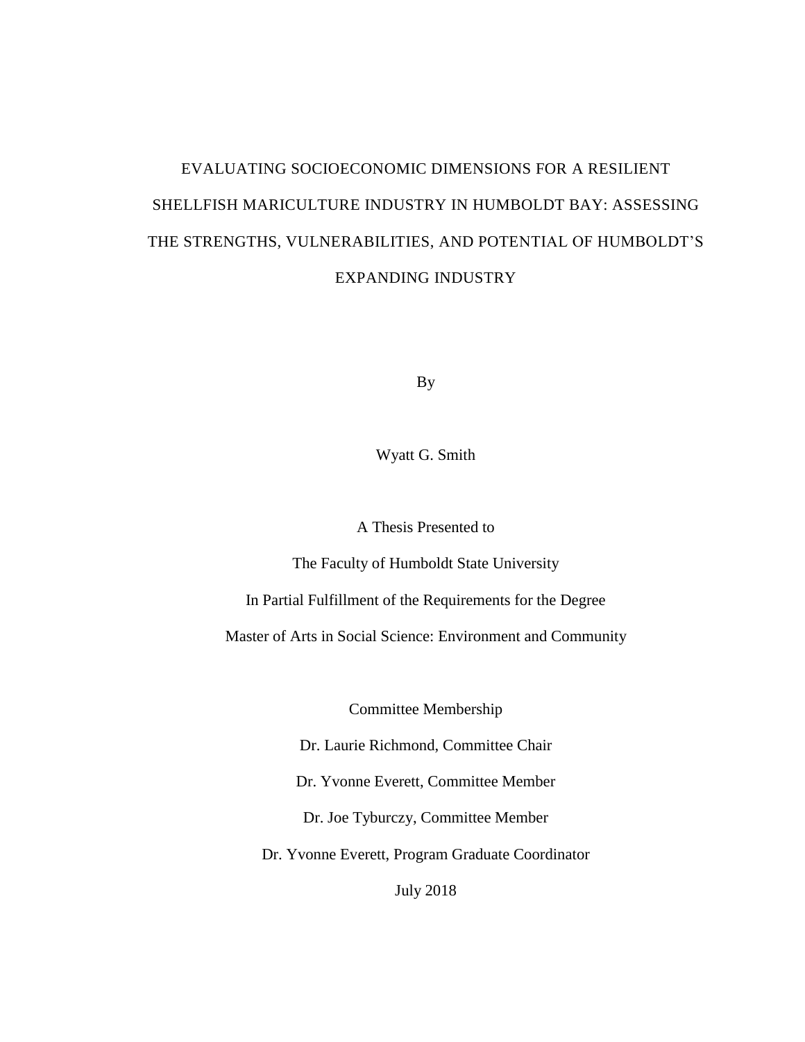# EVALUATING SOCIOECONOMIC DIMENSIONS FOR A RESILIENT SHELLFISH MARICULTURE INDUSTRY IN HUMBOLDT BAY: ASSESSING THE STRENGTHS, VULNERABILITIES, AND POTENTIAL OF HUMBOLDT'S EXPANDING INDUSTRY

By

Wyatt G. Smith

A Thesis Presented to

The Faculty of Humboldt State University

In Partial Fulfillment of the Requirements for the Degree

Master of Arts in Social Science: Environment and Community

Committee Membership

Dr. Laurie Richmond, Committee Chair

Dr. Yvonne Everett, Committee Member

Dr. Joe Tyburczy, Committee Member

Dr. Yvonne Everett, Program Graduate Coordinator

July 2018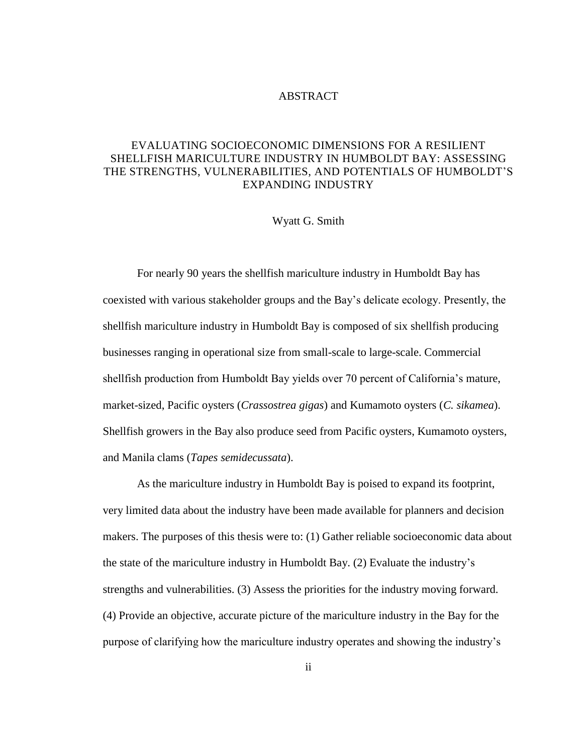# ABSTRACT

## EVALUATING SOCIOECONOMIC DIMENSIONS FOR A RESILIENT SHELLFISH MARICULTURE INDUSTRY IN HUMBOLDT BAY: ASSESSING THE STRENGTHS, VULNERABILITIES, AND POTENTIALS OF HUMBOLDT'S EXPANDING INDUSTRY

Wyatt G. Smith

For nearly 90 years the shellfish mariculture industry in Humboldt Bay has coexisted with various stakeholder groups and the Bay's delicate ecology. Presently, the shellfish mariculture industry in Humboldt Bay is composed of six shellfish producing businesses ranging in operational size from small-scale to large-scale. Commercial shellfish production from Humboldt Bay yields over 70 percent of California's mature, market-sized, Pacific oysters (*Crassostrea gigas*) and Kumamoto oysters (*C. sikamea*). Shellfish growers in the Bay also produce seed from Pacific oysters, Kumamoto oysters, and Manila clams (*Tapes semidecussata*).

As the mariculture industry in Humboldt Bay is poised to expand its footprint, very limited data about the industry have been made available for planners and decision makers. The purposes of this thesis were to: (1) Gather reliable socioeconomic data about the state of the mariculture industry in Humboldt Bay. (2) Evaluate the industry's strengths and vulnerabilities. (3) Assess the priorities for the industry moving forward. (4) Provide an objective, accurate picture of the mariculture industry in the Bay for the purpose of clarifying how the mariculture industry operates and showing the industry's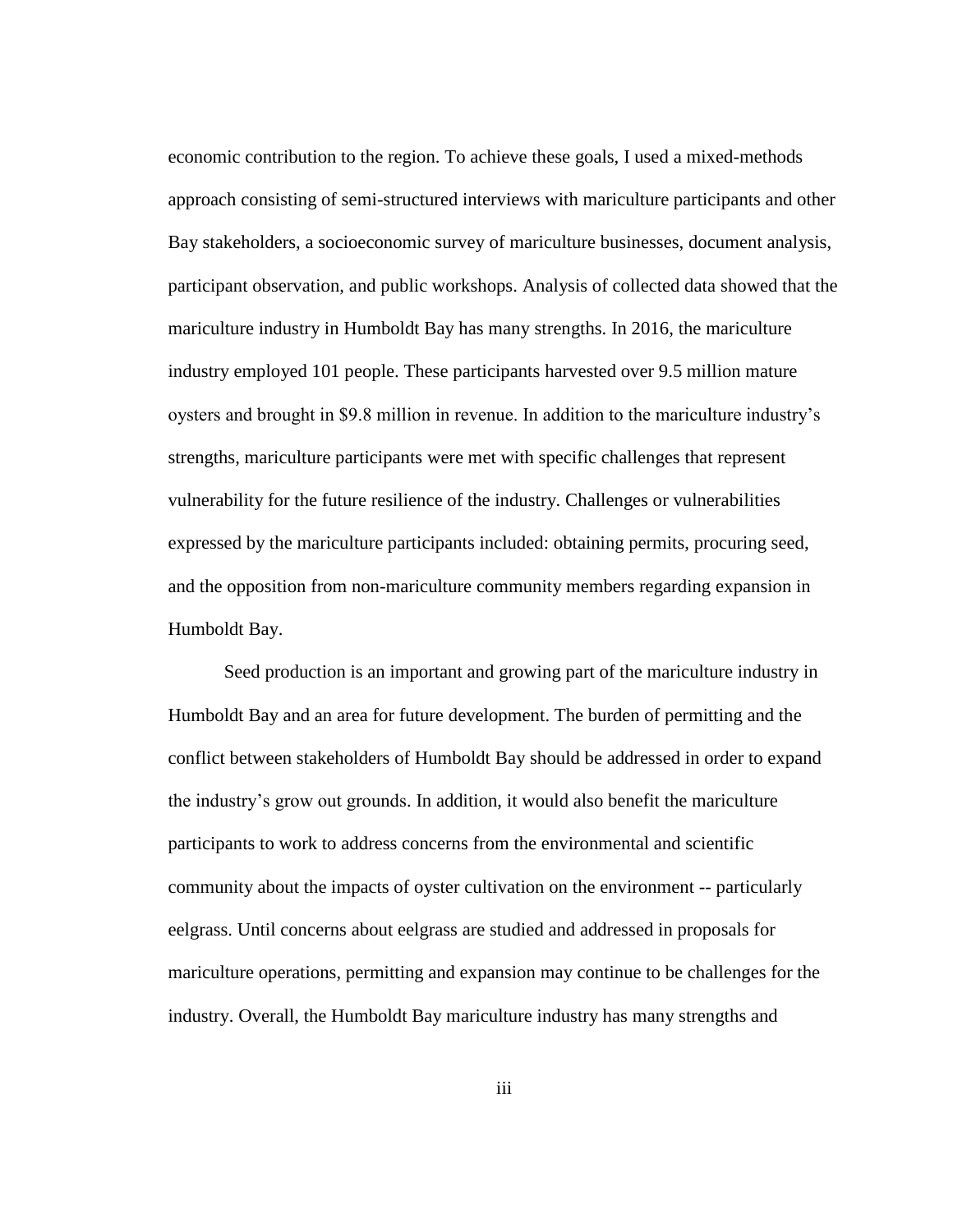economic contribution to the region. To achieve these goals, I used a mixed-methods approach consisting of semi-structured interviews with mariculture participants and other Bay stakeholders, a socioeconomic survey of mariculture businesses, document analysis, participant observation, and public workshops. Analysis of collected data showed that the mariculture industry in Humboldt Bay has many strengths. In 2016, the mariculture industry employed 101 people. These participants harvested over 9.5 million mature oysters and brought in $9.8 million in revenue. In addition to the mariculture industry's strengths, mariculture participants were met with specific challenges that represent vulnerability for the future resilience of the industry. Challenges or vulnerabilities expressed by the mariculture participants included: obtaining permits, procuring seed, and the opposition from non-mariculture community members regarding expansion in Humboldt Bay.

Seed production is an important and growing part of the mariculture industry in Humboldt Bay and an area for future development. The burden of permitting and the conflict between stakeholders of Humboldt Bay should be addressed in order to expand the industry's grow out grounds. In addition, it would also benefit the mariculture participants to work to address concerns from the environmental and scientific community about the impacts of oyster cultivation on the environment -- particularly eelgrass. Until concerns about eelgrass are studied and addressed in proposals for mariculture operations, permitting and expansion may continue to be challenges for the industry. Overall, the Humboldt Bay mariculture industry has many strengths and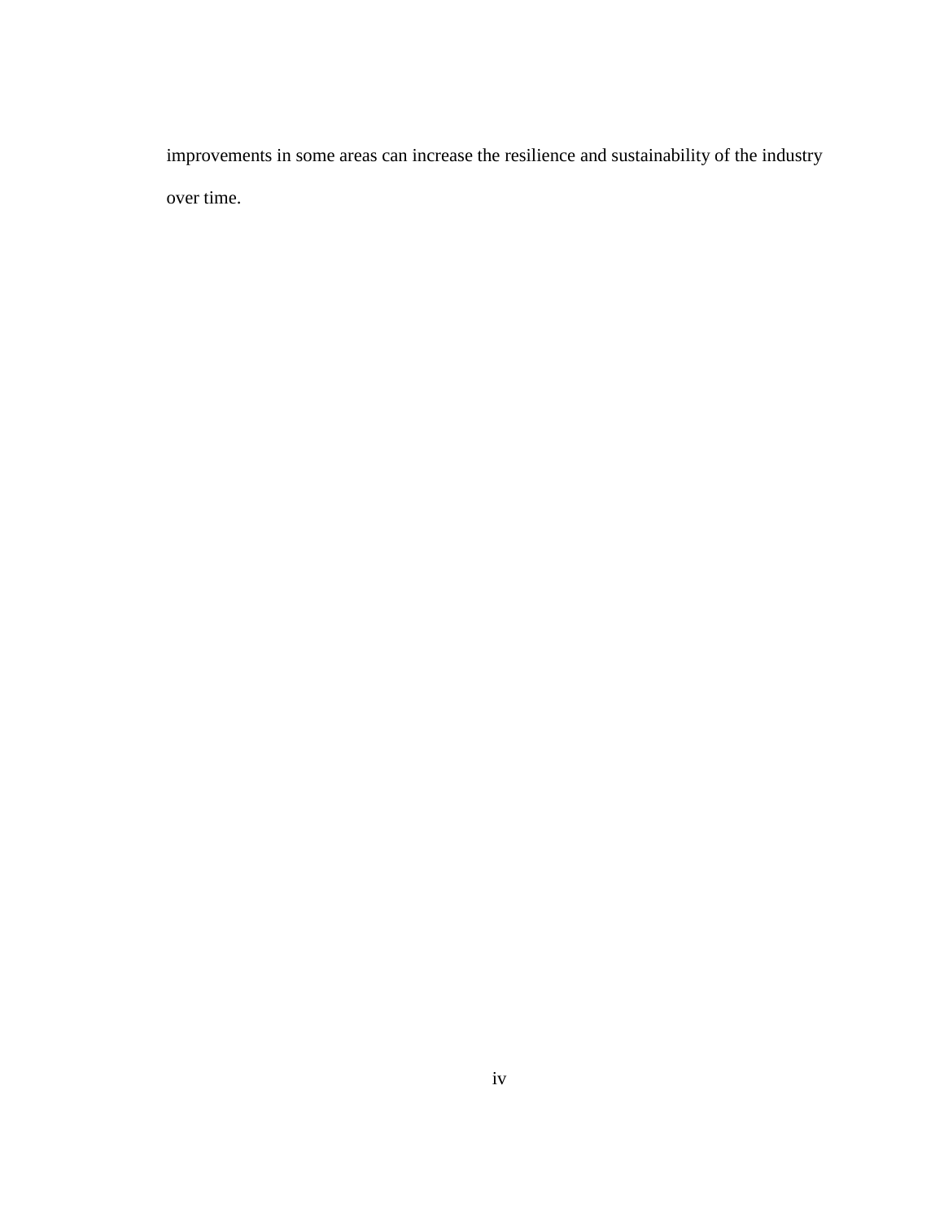improvements in some areas can increase the resilience and sustainability of the industry over time.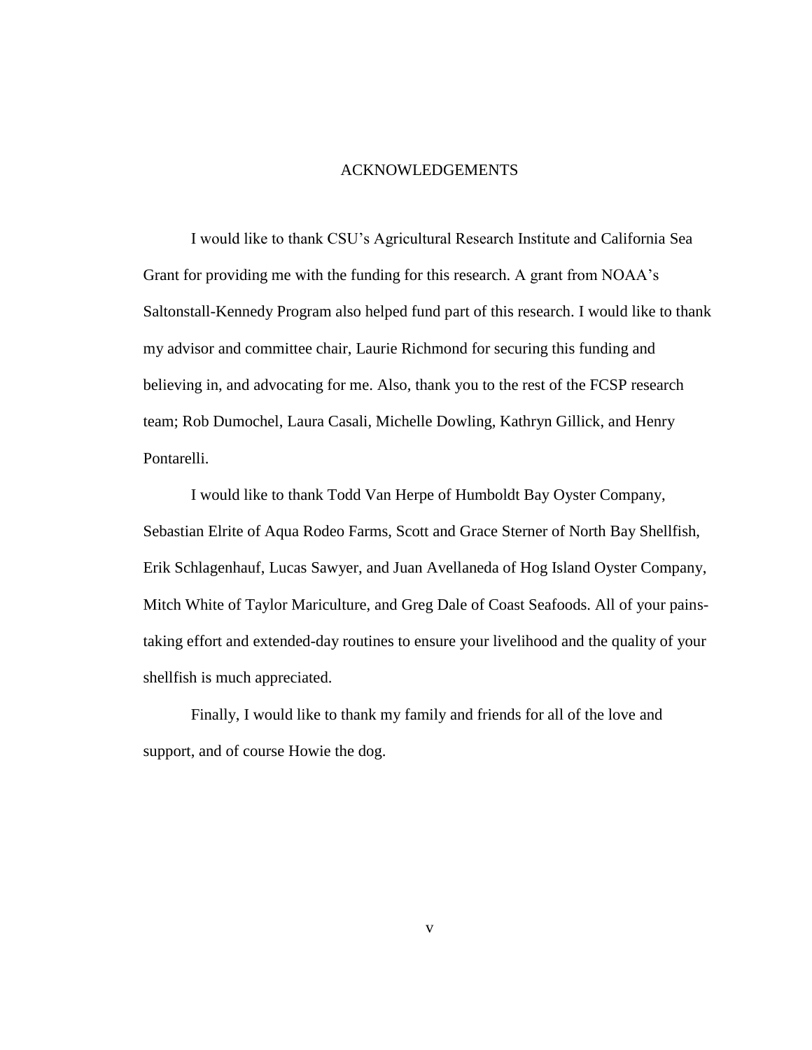# ACKNOWLEDGEMENTS

I would like to thank CSU's Agricultural Research Institute and California Sea Grant for providing me with the funding for this research. A grant from NOAA's Saltonstall-Kennedy Program also helped fund part of this research. I would like to thank my advisor and committee chair, Laurie Richmond for securing this funding and believing in, and advocating for me. Also, thank you to the rest of the FCSP research team; Rob Dumochel, Laura Casali, Michelle Dowling, Kathryn Gillick, and Henry Pontarelli.

I would like to thank Todd Van Herpe of Humboldt Bay Oyster Company, Sebastian Elrite of Aqua Rodeo Farms, Scott and Grace Sterner of North Bay Shellfish, Erik Schlagenhauf, Lucas Sawyer, and Juan Avellaneda of Hog Island Oyster Company, Mitch White of Taylor Mariculture, and Greg Dale of Coast Seafoods. All of your pains-taking effort and extended-day routines to ensure your livelihood and the quality of your shellfish is much appreciated.

Finally, I would like to thank my family and friends for all of the love and support, and of course Howie the dog.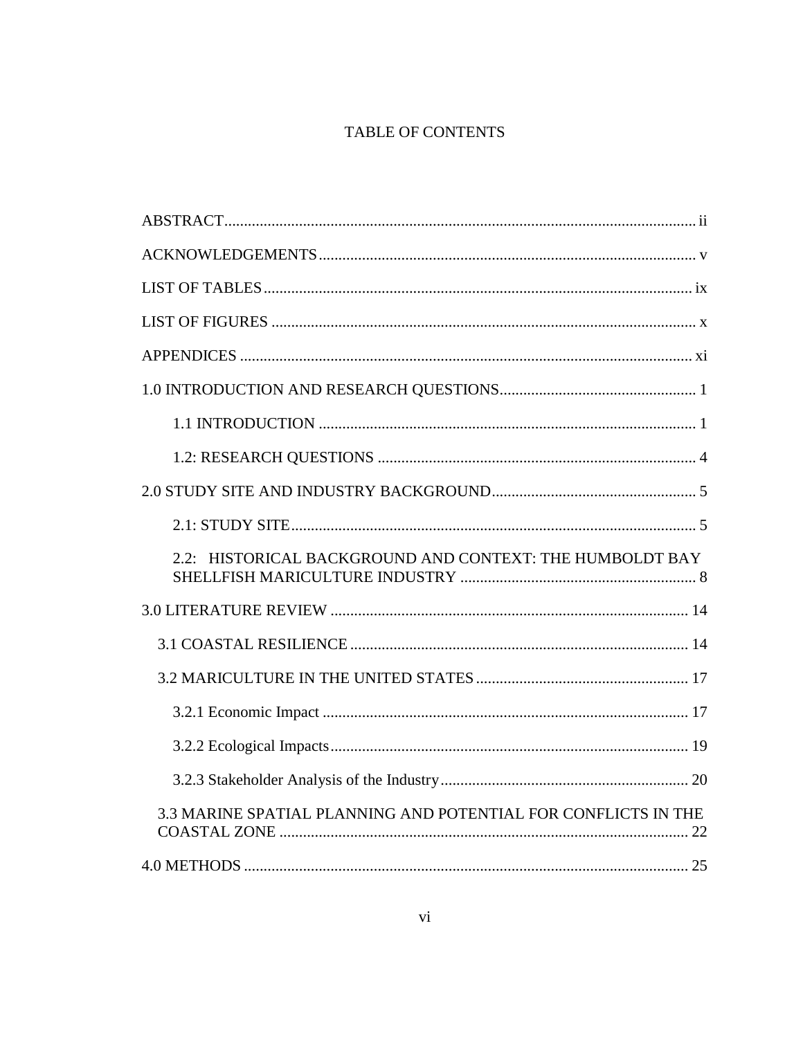# TABLE OF CONTENTS

ABSTRACT ........................................................................................................... ii

ACKNOWLEDGEMENTS ........................................................................................ v

LIST OF TABLES ................................................................................................. ix

LIST OF FIGURES ................................................................................................ x

APPENDICES ....................................................................................................... xi

1.0 INTRODUCTION AND RESEARCH QUESTIONS ................................................. 1

    1.1 INTRODUCTION ........................................................................................ 1

    1.2: RESEARCH QUESTIONS ........................................................................... 4

2.0 STUDY SITE AND INDUSTRY BACKGROUND ................................................... 5

    2.1: STUDY SITE ............................................................................................. 5

    2.2: HISTORICAL BACKGROUND AND CONTEXT: THE HUMBOLDT BAY SHELLFISH MARICULTURE INDUSTRY ........................................................... 8

3.0 LITERATURE REVIEW ..................................................................................... 14

  3.1 COASTAL RESILIENCE .................................................................................. 14

  3.2 MARICULTURE IN THE UNITED STATES ......................................................... 17

    3.2.1 Economic Impact ..................................................................................... 17

    3.2.2 Ecological Impacts ................................................................................... 19

    3.2.3 Stakeholder Analysis of the Industry .......................................................... 20

  3.3 MARINE SPATIAL PLANNING AND POTENTIAL FOR CONFLICTS IN THE COASTAL ZONE ............................................................................................... 22

4.0 METHODS ....................................................................................................... 25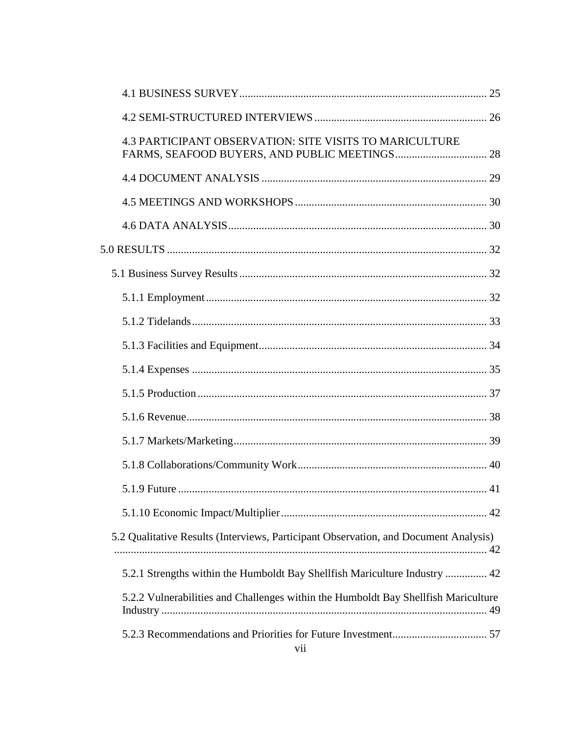4.1 BUSINESS SURVEY ........................................................................................ 25

4.2 SEMI-STRUCTURED INTERVIEWS ............................................................. 26

4.3 PARTICIPANT OBSERVATION: SITE VISITS TO MARICULTURE FARMS, SEAFOOD BUYERS, AND PUBLIC MEETINGS ................................ 28

4.4 DOCUMENT ANALYSIS ................................................................................ 29

4.5 MEETINGS AND WORKSHOPS .................................................................... 30

4.6 DATA ANALYSIS ............................................................................................ 30

5.0 RESULTS .................................................................................................................. 32

5.1 Business Survey Results ......................................................................................... 32

5.1.1 Employment ..................................................................................................... 32

5.1.2 Tidelands .......................................................................................................... 33

5.1.3 Facilities and Equipment .................................................................................. 34

5.1.4 Expenses .......................................................................................................... 35

5.1.5 Production ........................................................................................................ 37

5.1.6 Revenue ............................................................................................................ 38

5.1.7 Markets/Marketing ........................................................................................... 39

5.1.8 Collaborations/Community Work .................................................................... 40

5.1.9 Future ............................................................................................................... 41

5.1.10 Economic Impact/Multiplier .......................................................................... 42

5.2 Qualitative Results (Interviews, Participant Observation, and Document Analysis) ..................................................................................................................................... 42

5.2.1 Strengths within the Humboldt Bay Shellfish Mariculture Industry ............... 42

5.2.2 Vulnerabilities and Challenges within the Humboldt Bay Shellfish Mariculture Industry .................................................................................................................... 49

5.2.3 Recommendations and Priorities for Future Investment .................................. 57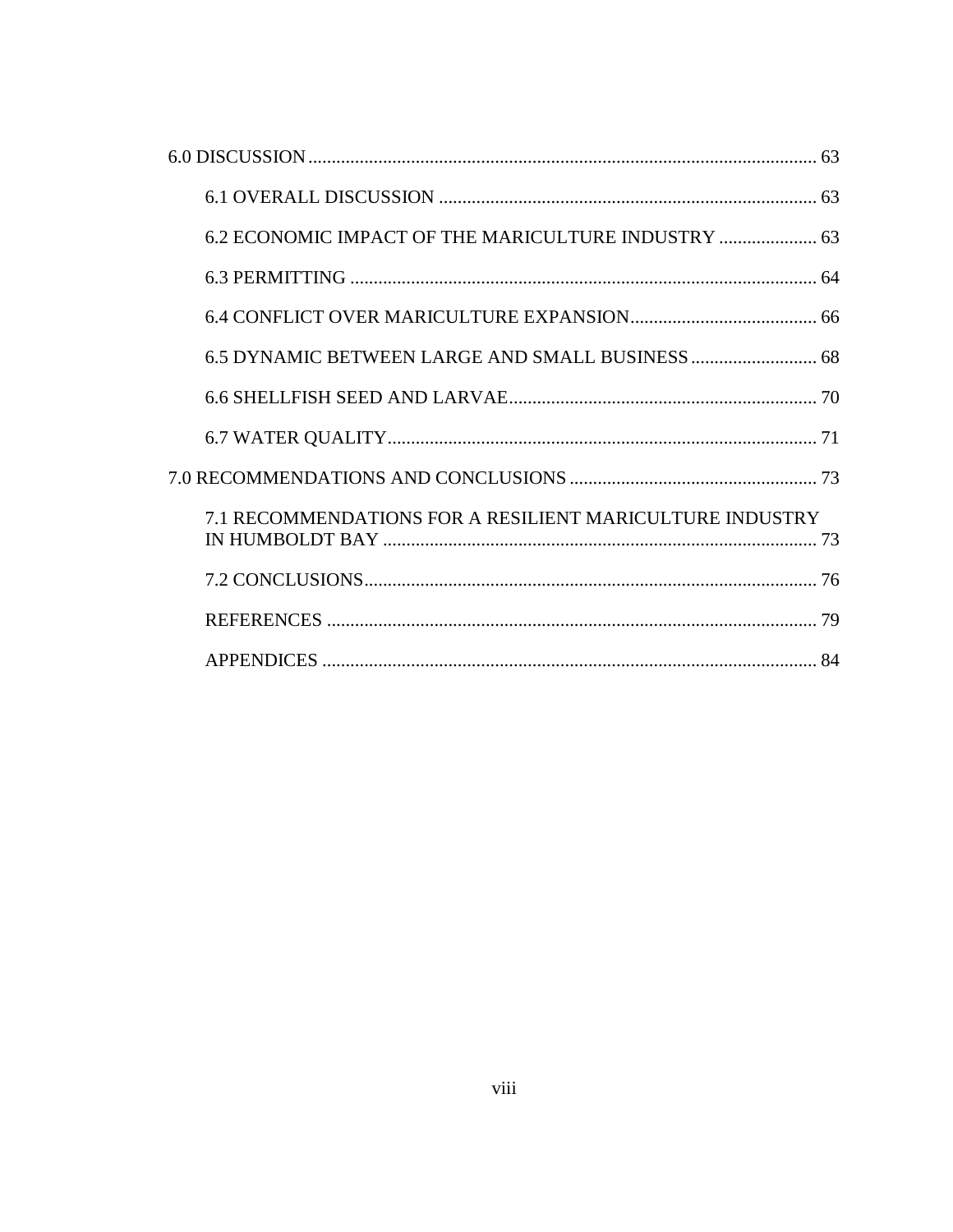6.0 DISCUSSION ..... 63

- 6.1 OVERALL DISCUSSION ..... 63
- 6.2 ECONOMIC IMPACT OF THE MARICULTURE INDUSTRY ..... 63
- 6.3 PERMITTING ..... 64
- 6.4 CONFLICT OVER MARICULTURE EXPANSION ..... 66
- 6.5 DYNAMIC BETWEEN LARGE AND SMALL BUSINESS ..... 68
- 6.6 SHELLFISH SEED AND LARVAE ..... 70
- 6.7 WATER QUALITY ..... 71

7.0 RECOMMENDATIONS AND CONCLUSIONS ..... 73

- 7.1 RECOMMENDATIONS FOR A RESILIENT MARICULTURE INDUSTRY IN HUMBOLDT BAY ..... 73
- 7.2 CONCLUSIONS ..... 76
- REFERENCES ..... 79
- APPENDICES ..... 84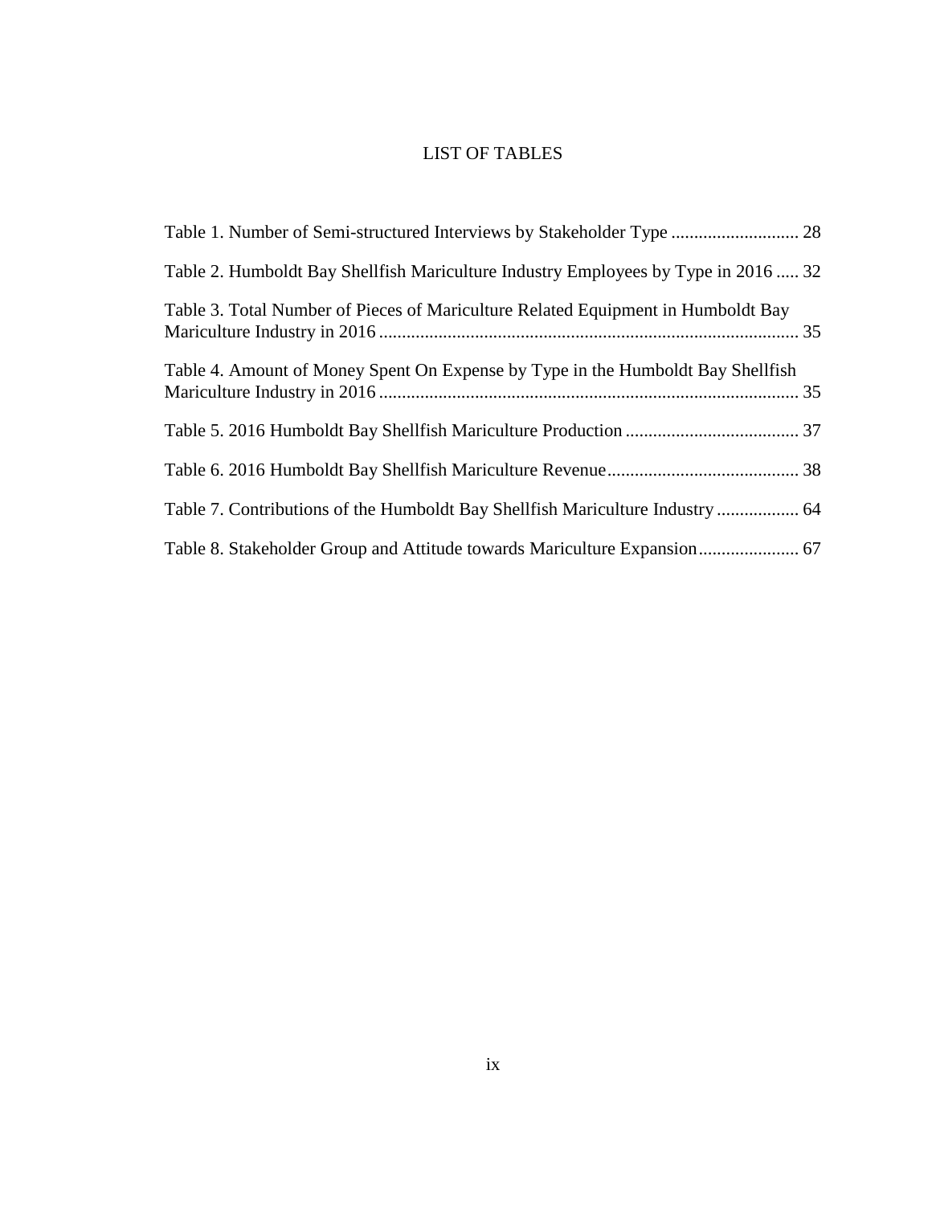# LIST OF TABLES

Table 1. Number of Semi-structured Interviews by Stakeholder Type ............................ 28

Table 2. Humboldt Bay Shellfish Mariculture Industry Employees by Type in 2016 ..... 32

Table 3. Total Number of Pieces of Mariculture Related Equipment in Humboldt Bay Mariculture Industry in 2016 ........................................................................................... 35

Table 4. Amount of Money Spent On Expense by Type in the Humboldt Bay Shellfish Mariculture Industry in 2016 ........................................................................................... 35

Table 5. 2016 Humboldt Bay Shellfish Mariculture Production ...................................... 37

Table 6. 2016 Humboldt Bay Shellfish Mariculture Revenue.......................................... 38

Table 7. Contributions of the Humboldt Bay Shellfish Mariculture Industry .................. 64

Table 8. Stakeholder Group and Attitude towards Mariculture Expansion...................... 67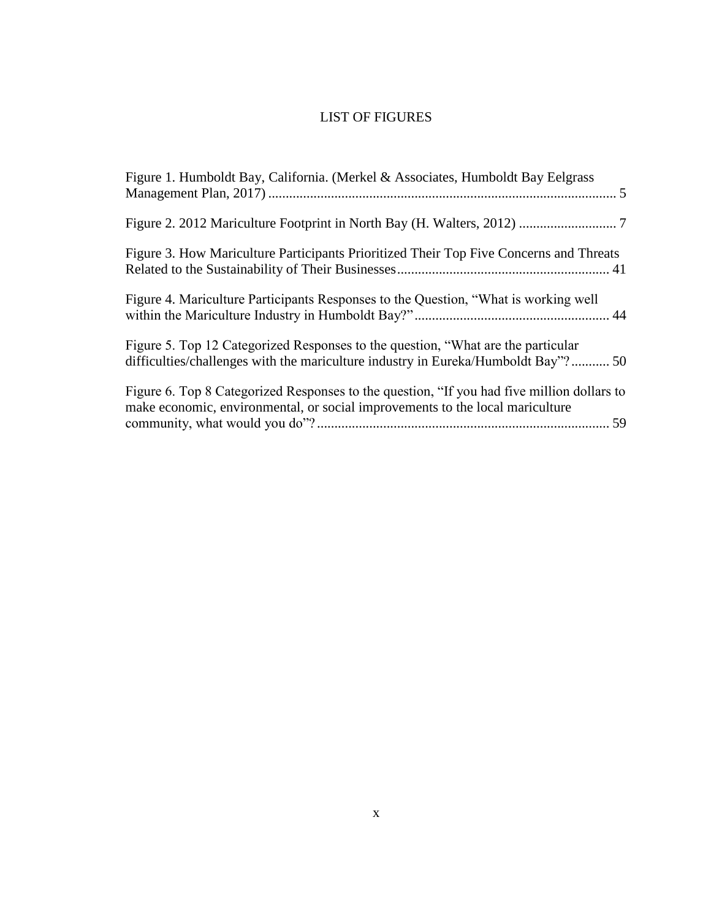# LIST OF FIGURES

Figure 1. Humboldt Bay, California. (Merkel & Associates, Humboldt Bay Eelgrass Management Plan, 2017) .................................................................................................... 5

Figure 2. 2012 Mariculture Footprint in North Bay (H. Walters, 2012) ............................ 7

Figure 3. How Mariculture Participants Prioritized Their Top Five Concerns and Threats Related to the Sustainability of Their Businesses............................................................. 41

Figure 4. Mariculture Participants Responses to the Question, "What is working well within the Mariculture Industry in Humboldt Bay?" ........................................................ 44

Figure 5. Top 12 Categorized Responses to the question, "What are the particular difficulties/challenges with the mariculture industry in Eureka/Humboldt Bay"? ........... 50

Figure 6. Top 8 Categorized Responses to the question, "If you had five million dollars to make economic, environmental, or social improvements to the local mariculture community, what would you do"? .................................................................................... 59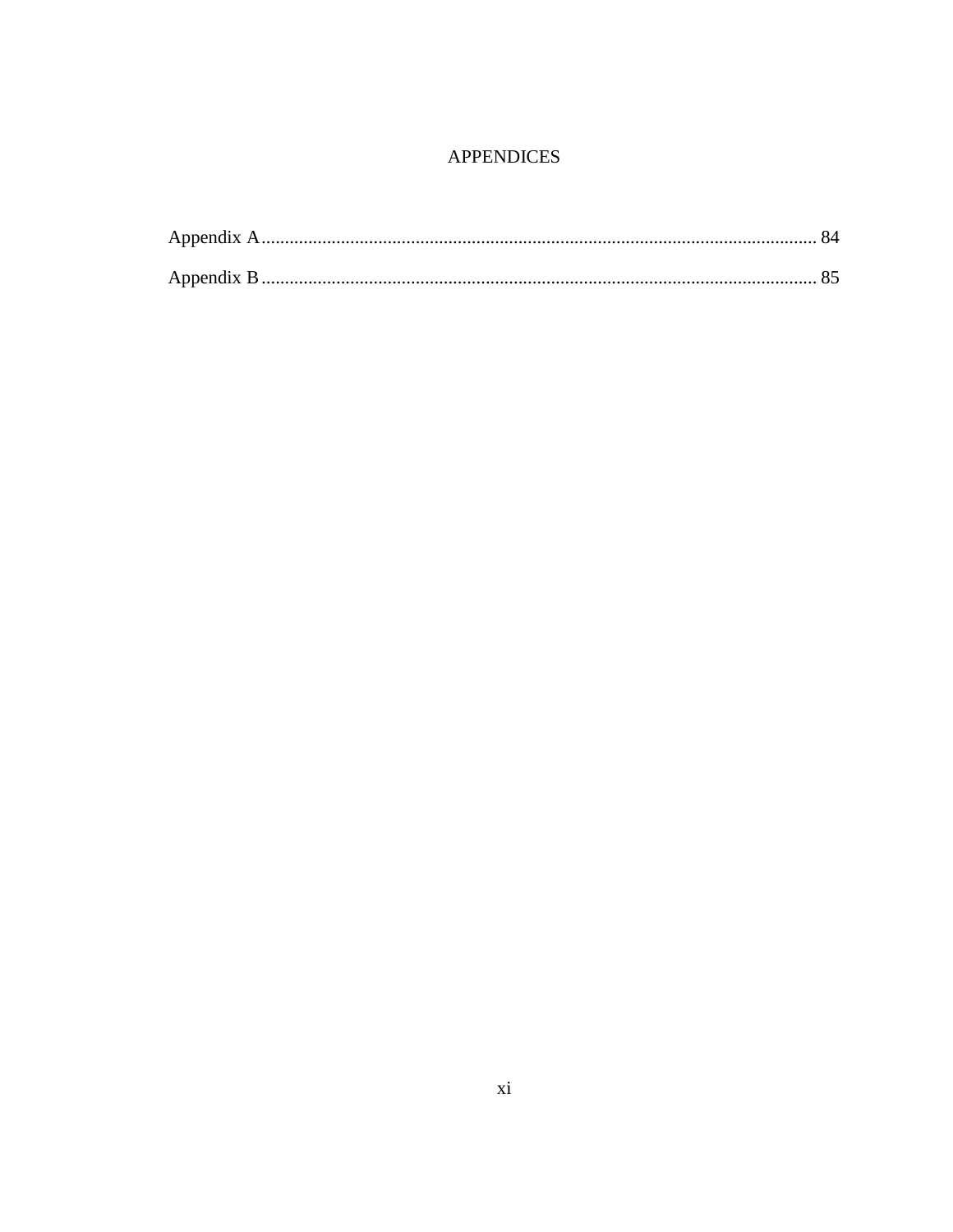# APPENDICES

Appendix A ........................................................................................................................ 84

Appendix B ........................................................................................................................ 85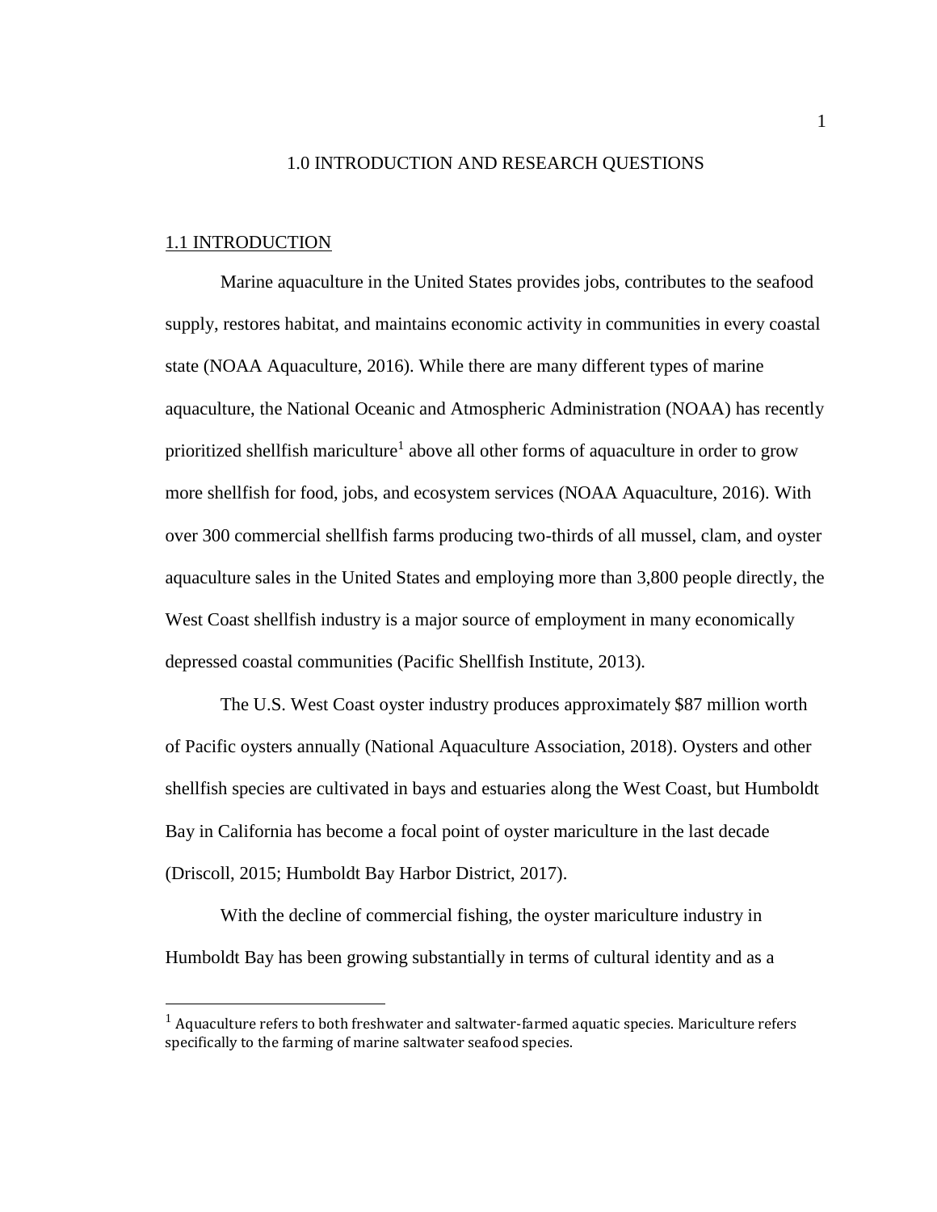# 1.0 INTRODUCTION AND RESEARCH QUESTIONS

## 1.1 INTRODUCTION

Marine aquaculture in the United States provides jobs, contributes to the seafood supply, restores habitat, and maintains economic activity in communities in every coastal state (NOAA Aquaculture, 2016). While there are many different types of marine aquaculture, the National Oceanic and Atmospheric Administration (NOAA) has recently prioritized shellfish mariculture[1] above all other forms of aquaculture in order to grow more shellfish for food, jobs, and ecosystem services (NOAA Aquaculture, 2016). With over 300 commercial shellfish farms producing two-thirds of all mussel, clam, and oyster aquaculture sales in the United States and employing more than 3,800 people directly, the West Coast shellfish industry is a major source of employment in many economically depressed coastal communities (Pacific Shellfish Institute, 2013).

The U.S. West Coast oyster industry produces approximately $87 million worth of Pacific oysters annually (National Aquaculture Association, 2018). Oysters and other shellfish species are cultivated in bays and estuaries along the West Coast, but Humboldt Bay in California has become a focal point of oyster mariculture in the last decade (Driscoll, 2015; Humboldt Bay Harbor District, 2017).

With the decline of commercial fishing, the oyster mariculture industry in Humboldt Bay has been growing substantially in terms of cultural identity and as a

[1] Aquaculture refers to both freshwater and saltwater-farmed aquatic species. Mariculture refers specifically to the farming of marine saltwater seafood species.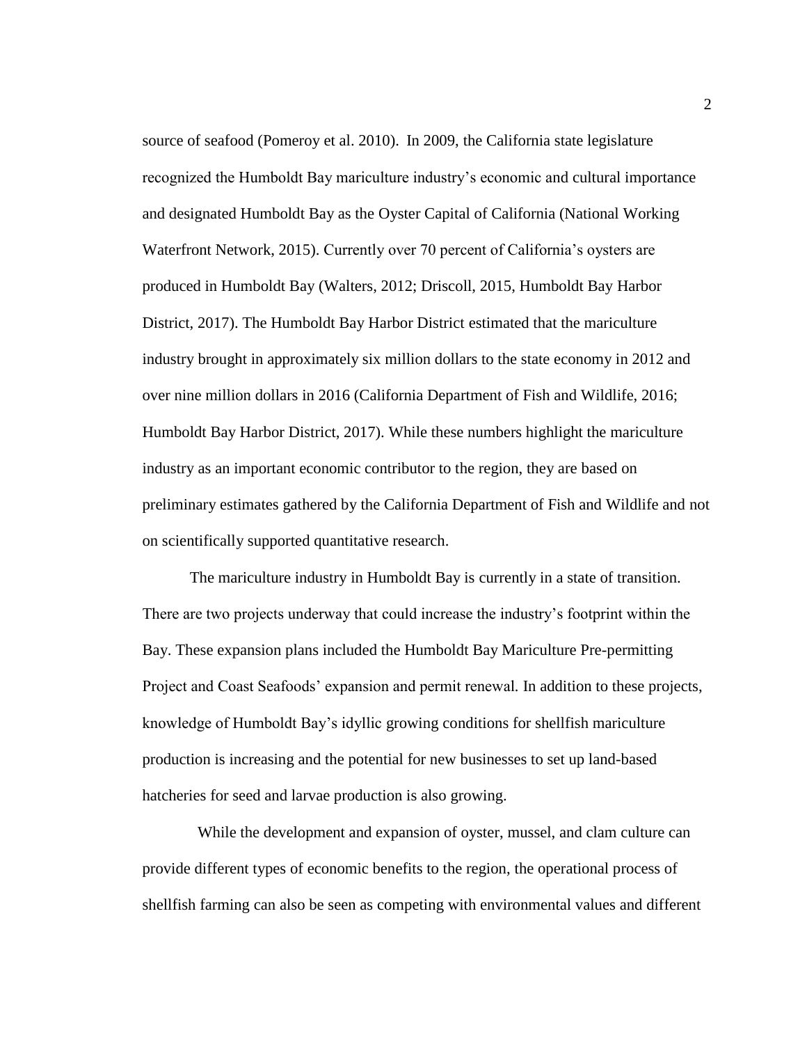source of seafood (Pomeroy et al. 2010). In 2009, the California state legislature recognized the Humboldt Bay mariculture industry's economic and cultural importance and designated Humboldt Bay as the Oyster Capital of California (National Working Waterfront Network, 2015). Currently over 70 percent of California's oysters are produced in Humboldt Bay (Walters, 2012; Driscoll, 2015, Humboldt Bay Harbor District, 2017). The Humboldt Bay Harbor District estimated that the mariculture industry brought in approximately six million dollars to the state economy in 2012 and over nine million dollars in 2016 (California Department of Fish and Wildlife, 2016; Humboldt Bay Harbor District, 2017). While these numbers highlight the mariculture industry as an important economic contributor to the region, they are based on preliminary estimates gathered by the California Department of Fish and Wildlife and not on scientifically supported quantitative research.

The mariculture industry in Humboldt Bay is currently in a state of transition. There are two projects underway that could increase the industry's footprint within the Bay. These expansion plans included the Humboldt Bay Mariculture Pre-permitting Project and Coast Seafoods' expansion and permit renewal. In addition to these projects, knowledge of Humboldt Bay's idyllic growing conditions for shellfish mariculture production is increasing and the potential for new businesses to set up land-based hatcheries for seed and larvae production is also growing.

While the development and expansion of oyster, mussel, and clam culture can provide different types of economic benefits to the region, the operational process of shellfish farming can also be seen as competing with environmental values and different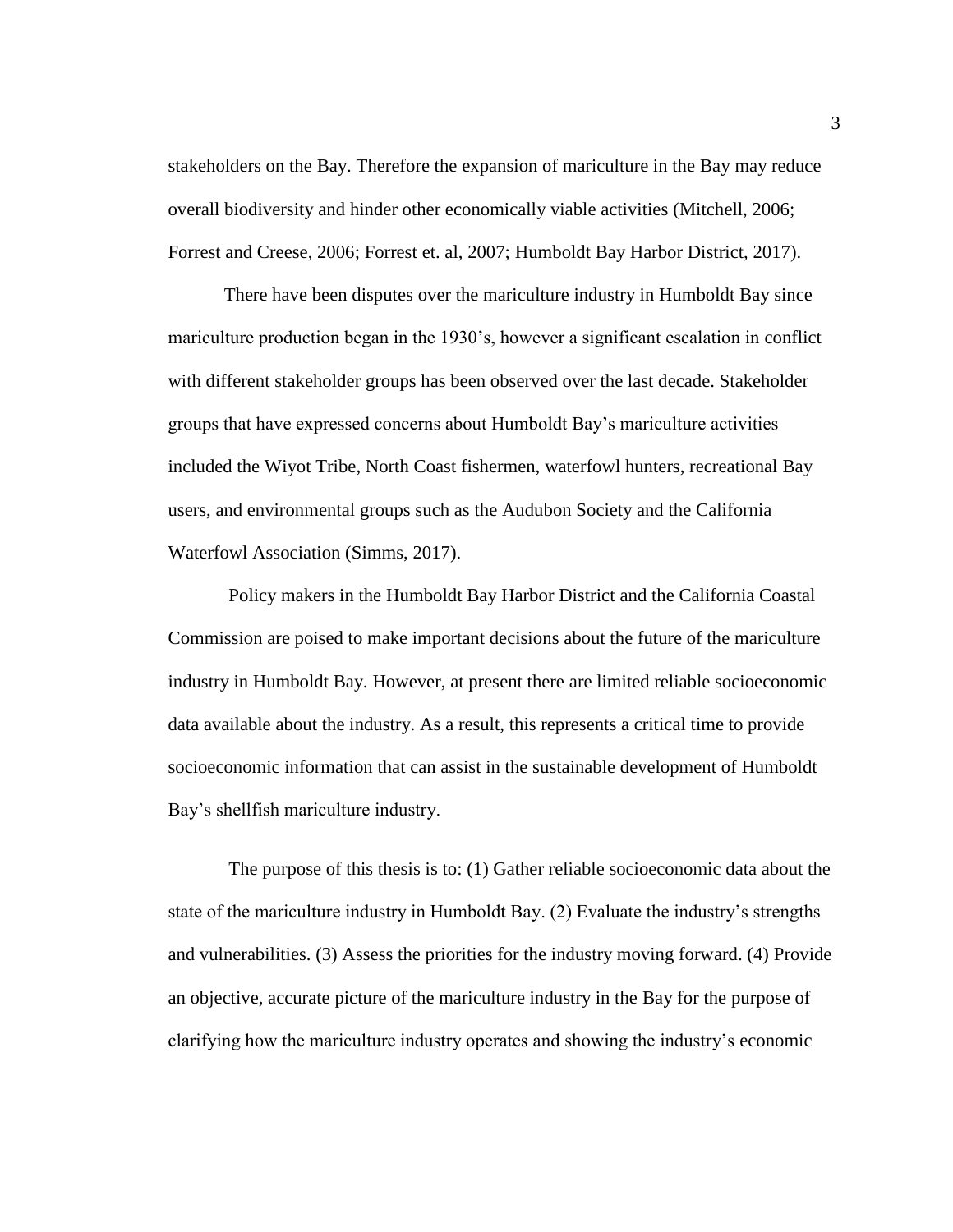stakeholders on the Bay. Therefore the expansion of mariculture in the Bay may reduce overall biodiversity and hinder other economically viable activities (Mitchell, 2006; Forrest and Creese, 2006; Forrest et. al, 2007; Humboldt Bay Harbor District, 2017).

There have been disputes over the mariculture industry in Humboldt Bay since mariculture production began in the 1930's, however a significant escalation in conflict with different stakeholder groups has been observed over the last decade. Stakeholder groups that have expressed concerns about Humboldt Bay's mariculture activities included the Wiyot Tribe, North Coast fishermen, waterfowl hunters, recreational Bay users, and environmental groups such as the Audubon Society and the California Waterfowl Association (Simms, 2017).

Policy makers in the Humboldt Bay Harbor District and the California Coastal Commission are poised to make important decisions about the future of the mariculture industry in Humboldt Bay. However, at present there are limited reliable socioeconomic data available about the industry. As a result, this represents a critical time to provide socioeconomic information that can assist in the sustainable development of Humboldt Bay's shellfish mariculture industry.

The purpose of this thesis is to: (1) Gather reliable socioeconomic data about the state of the mariculture industry in Humboldt Bay. (2) Evaluate the industry's strengths and vulnerabilities. (3) Assess the priorities for the industry moving forward. (4) Provide an objective, accurate picture of the mariculture industry in the Bay for the purpose of clarifying how the mariculture industry operates and showing the industry's economic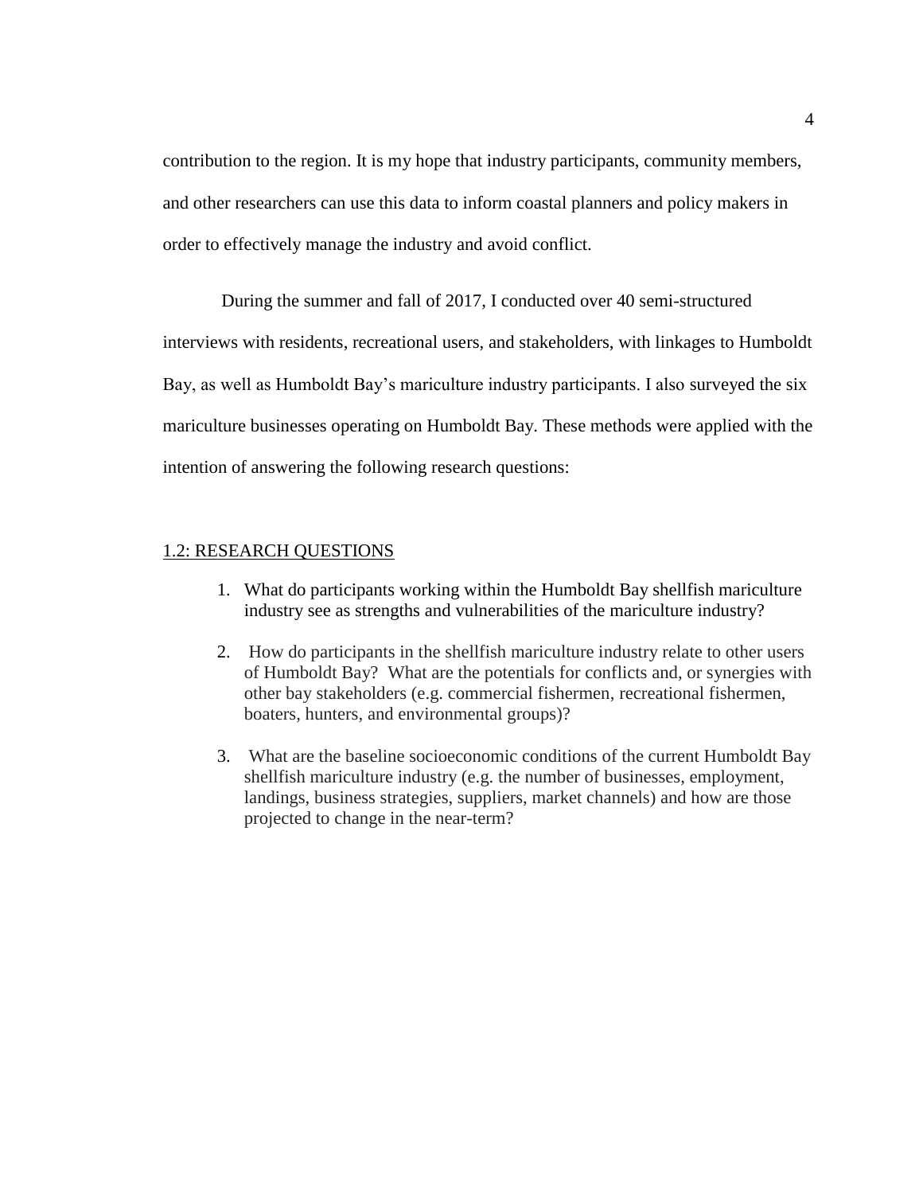contribution to the region. It is my hope that industry participants, community members, and other researchers can use this data to inform coastal planners and policy makers in order to effectively manage the industry and avoid conflict.

During the summer and fall of 2017, I conducted over 40 semi-structured interviews with residents, recreational users, and stakeholders, with linkages to Humboldt Bay, as well as Humboldt Bay's mariculture industry participants. I also surveyed the six mariculture businesses operating on Humboldt Bay. These methods were applied with the intention of answering the following research questions:

## 1.2: RESEARCH QUESTIONS

1. What do participants working within the Humboldt Bay shellfish mariculture industry see as strengths and vulnerabilities of the mariculture industry?
2. How do participants in the shellfish mariculture industry relate to other users of Humboldt Bay? What are the potentials for conflicts and, or synergies with other bay stakeholders (e.g. commercial fishermen, recreational fishermen, boaters, hunters, and environmental groups)?
3. What are the baseline socioeconomic conditions of the current Humboldt Bay shellfish mariculture industry (e.g. the number of businesses, employment, landings, business strategies, suppliers, market channels) and how are those projected to change in the near-term?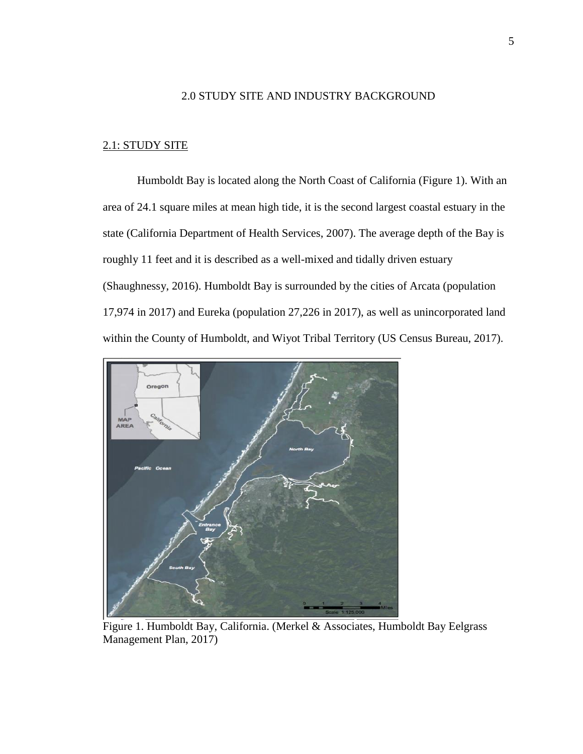# 2.0 STUDY SITE AND INDUSTRY BACKGROUND

## 2.1: STUDY SITE

Humboldt Bay is located along the North Coast of California (Figure 1). With an area of 24.1 square miles at mean high tide, it is the second largest coastal estuary in the state (California Department of Health Services, 2007). The average depth of the Bay is roughly 11 feet and it is described as a well-mixed and tidally driven estuary (Shaughnessy, 2016). Humboldt Bay is surrounded by the cities of Arcata (population 17,974 in 2017) and Eureka (population 27,226 in 2017), as well as unincorporated land within the County of Humboldt, and Wiyot Tribal Territory (US Census Bureau, 2017).

Figure 1. Humboldt Bay, California. (Merkel & Associates, Humboldt Bay Eelgrass Management Plan, 2017)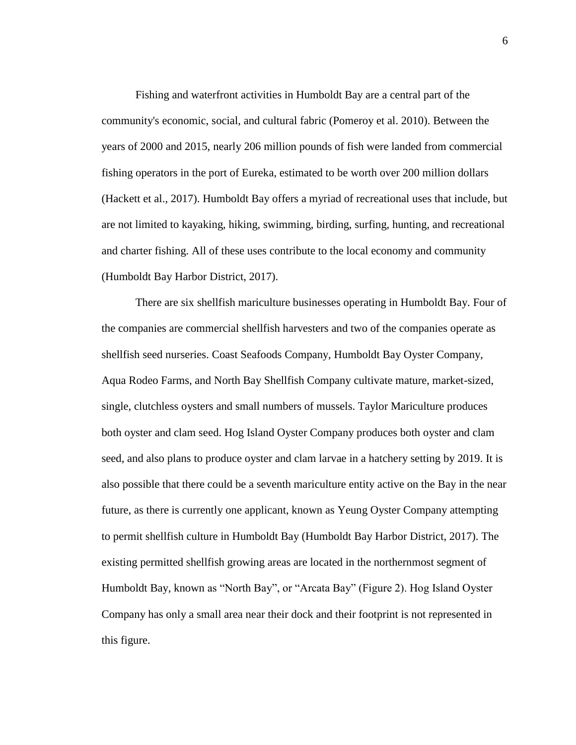Fishing and waterfront activities in Humboldt Bay are a central part of the community's economic, social, and cultural fabric (Pomeroy et al. 2010). Between the years of 2000 and 2015, nearly 206 million pounds of fish were landed from commercial fishing operators in the port of Eureka, estimated to be worth over 200 million dollars (Hackett et al., 2017). Humboldt Bay offers a myriad of recreational uses that include, but are not limited to kayaking, hiking, swimming, birding, surfing, hunting, and recreational and charter fishing. All of these uses contribute to the local economy and community (Humboldt Bay Harbor District, 2017).

There are six shellfish mariculture businesses operating in Humboldt Bay. Four of the companies are commercial shellfish harvesters and two of the companies operate as shellfish seed nurseries. Coast Seafoods Company, Humboldt Bay Oyster Company, Aqua Rodeo Farms, and North Bay Shellfish Company cultivate mature, market-sized, single, clutchless oysters and small numbers of mussels. Taylor Mariculture produces both oyster and clam seed. Hog Island Oyster Company produces both oyster and clam seed, and also plans to produce oyster and clam larvae in a hatchery setting by 2019. It is also possible that there could be a seventh mariculture entity active on the Bay in the near future, as there is currently one applicant, known as Yeung Oyster Company attempting to permit shellfish culture in Humboldt Bay (Humboldt Bay Harbor District, 2017). The existing permitted shellfish growing areas are located in the northernmost segment of Humboldt Bay, known as "North Bay", or "Arcata Bay" (Figure 2). Hog Island Oyster Company has only a small area near their dock and their footprint is not represented in this figure.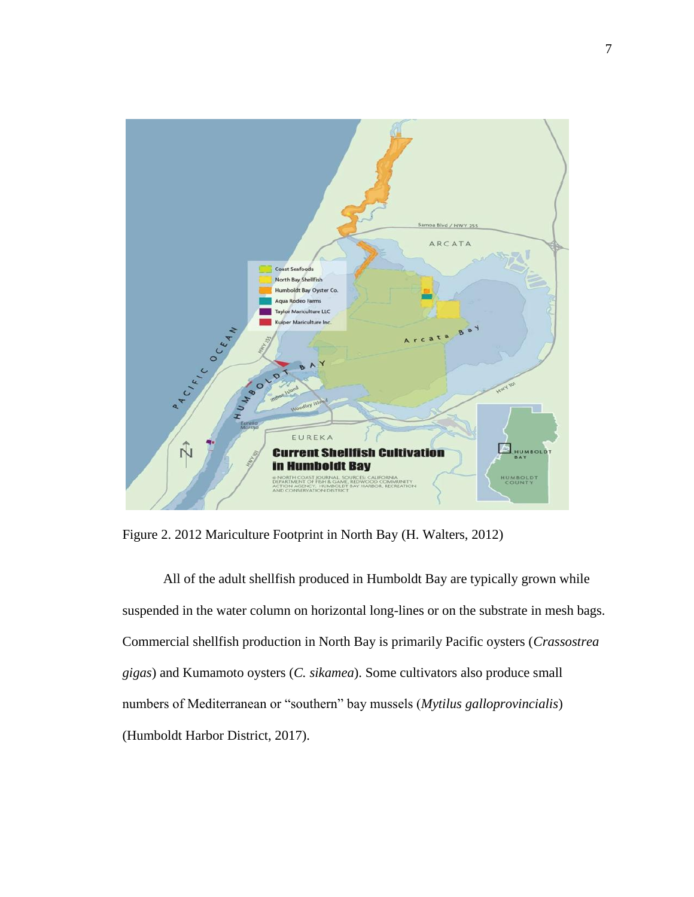Figure 2. 2012 Mariculture Footprint in North Bay (H. Walters, 2012)

All of the adult shellfish produced in Humboldt Bay are typically grown while suspended in the water column on horizontal long-lines or on the substrate in mesh bags. Commercial shellfish production in North Bay is primarily Pacific oysters (*Crassostrea gigas*) and Kumamoto oysters (*C. sikamea*). Some cultivators also produce small numbers of Mediterranean or "southern" bay mussels (*Mytilus galloprovincialis*) (Humboldt Harbor District, 2017).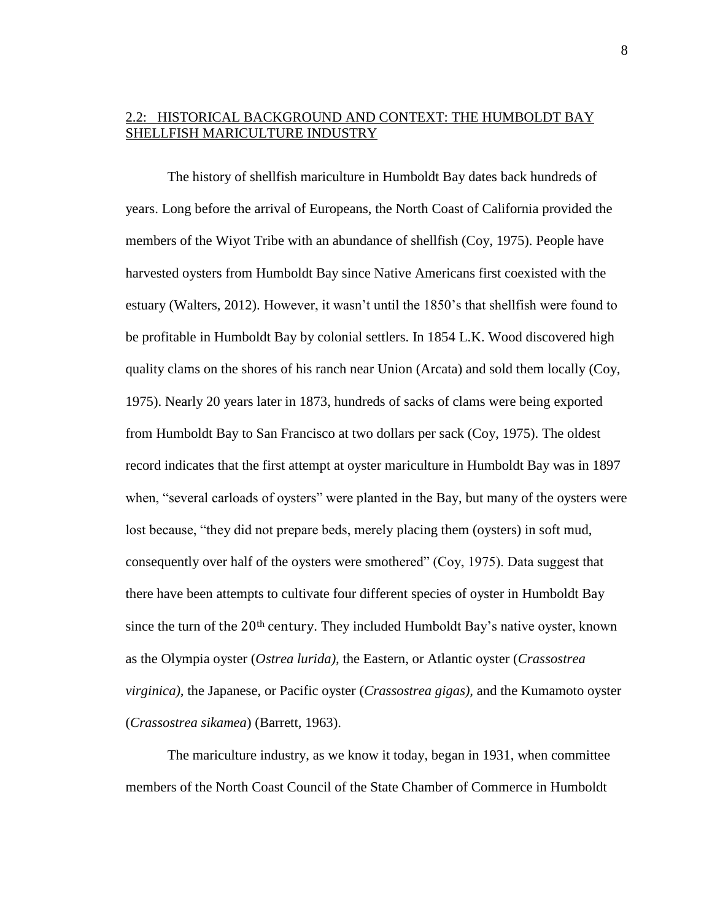## 2.2: HISTORICAL BACKGROUND AND CONTEXT: THE HUMBOLDT BAY SHELLFISH MARICULTURE INDUSTRY

The history of shellfish mariculture in Humboldt Bay dates back hundreds of years. Long before the arrival of Europeans, the North Coast of California provided the members of the Wiyot Tribe with an abundance of shellfish (Coy, 1975). People have harvested oysters from Humboldt Bay since Native Americans first coexisted with the estuary (Walters, 2012). However, it wasn't until the 1850's that shellfish were found to be profitable in Humboldt Bay by colonial settlers. In 1854 L.K. Wood discovered high quality clams on the shores of his ranch near Union (Arcata) and sold them locally (Coy, 1975). Nearly 20 years later in 1873, hundreds of sacks of clams were being exported from Humboldt Bay to San Francisco at two dollars per sack (Coy, 1975). The oldest record indicates that the first attempt at oyster mariculture in Humboldt Bay was in 1897 when, "several carloads of oysters" were planted in the Bay, but many of the oysters were lost because, "they did not prepare beds, merely placing them (oysters) in soft mud, consequently over half of the oysters were smothered" (Coy, 1975). Data suggest that there have been attempts to cultivate four different species of oyster in Humboldt Bay since the turn of the 20th century. They included Humboldt Bay's native oyster, known as the Olympia oyster (*Ostrea lurida),* the Eastern, or Atlantic oyster (*Crassostrea virginica),* the Japanese, or Pacific oyster (*Crassostrea gigas),* and the Kumamoto oyster (*Crassostrea sikamea*) (Barrett, 1963).

The mariculture industry, as we know it today, began in 1931, when committee members of the North Coast Council of the State Chamber of Commerce in Humboldt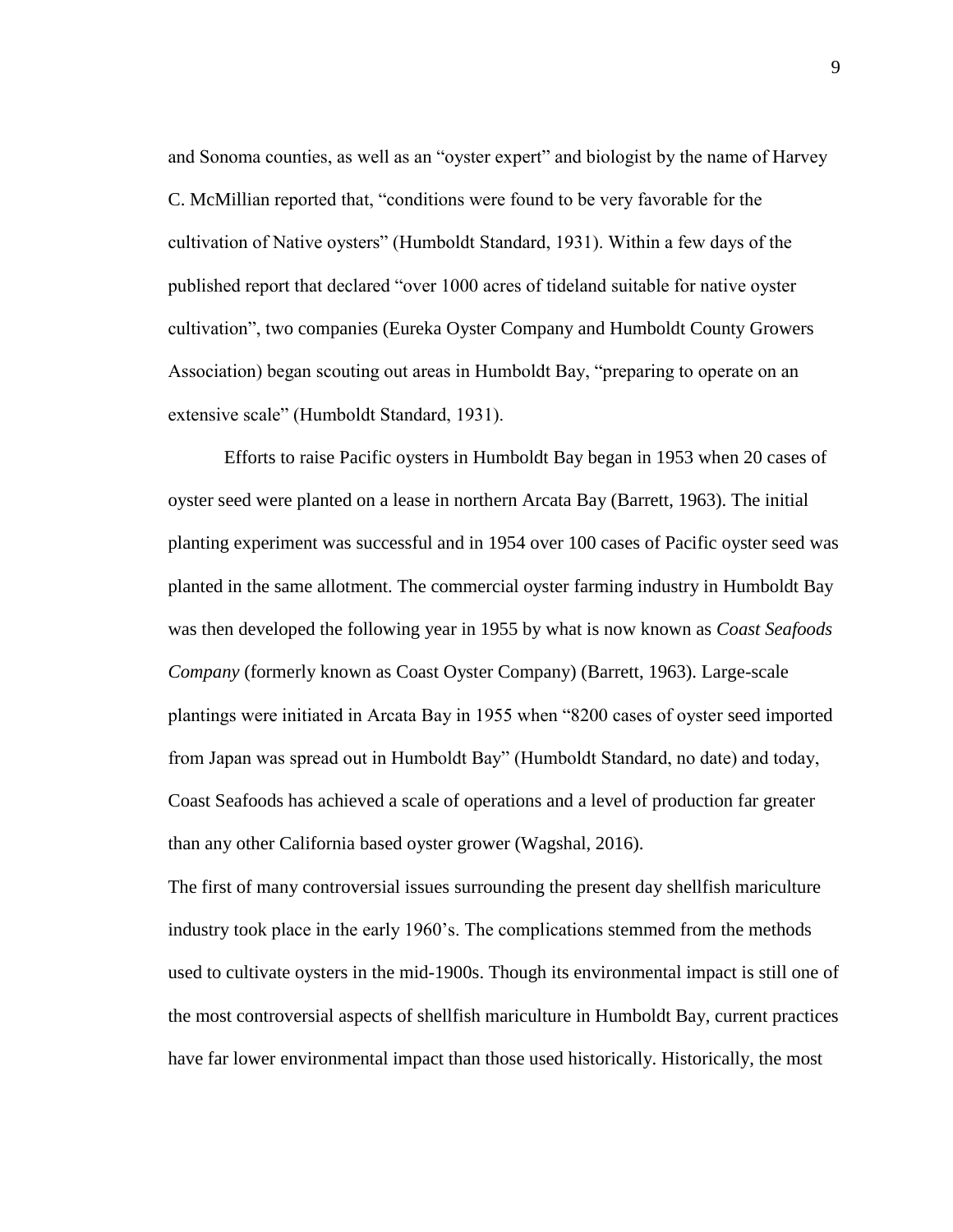and Sonoma counties, as well as an "oyster expert" and biologist by the name of Harvey C. McMillian reported that, "conditions were found to be very favorable for the cultivation of Native oysters" (Humboldt Standard, 1931). Within a few days of the published report that declared "over 1000 acres of tideland suitable for native oyster cultivation", two companies (Eureka Oyster Company and Humboldt County Growers Association) began scouting out areas in Humboldt Bay, "preparing to operate on an extensive scale" (Humboldt Standard, 1931).

Efforts to raise Pacific oysters in Humboldt Bay began in 1953 when 20 cases of oyster seed were planted on a lease in northern Arcata Bay (Barrett, 1963). The initial planting experiment was successful and in 1954 over 100 cases of Pacific oyster seed was planted in the same allotment. The commercial oyster farming industry in Humboldt Bay was then developed the following year in 1955 by what is now known as *Coast Seafoods Company* (formerly known as Coast Oyster Company) (Barrett, 1963). Large-scale plantings were initiated in Arcata Bay in 1955 when "8200 cases of oyster seed imported from Japan was spread out in Humboldt Bay" (Humboldt Standard, no date) and today, Coast Seafoods has achieved a scale of operations and a level of production far greater than any other California based oyster grower (Wagshal, 2016).

The first of many controversial issues surrounding the present day shellfish mariculture industry took place in the early 1960's. The complications stemmed from the methods used to cultivate oysters in the mid-1900s. Though its environmental impact is still one of the most controversial aspects of shellfish mariculture in Humboldt Bay, current practices have far lower environmental impact than those used historically. Historically, the most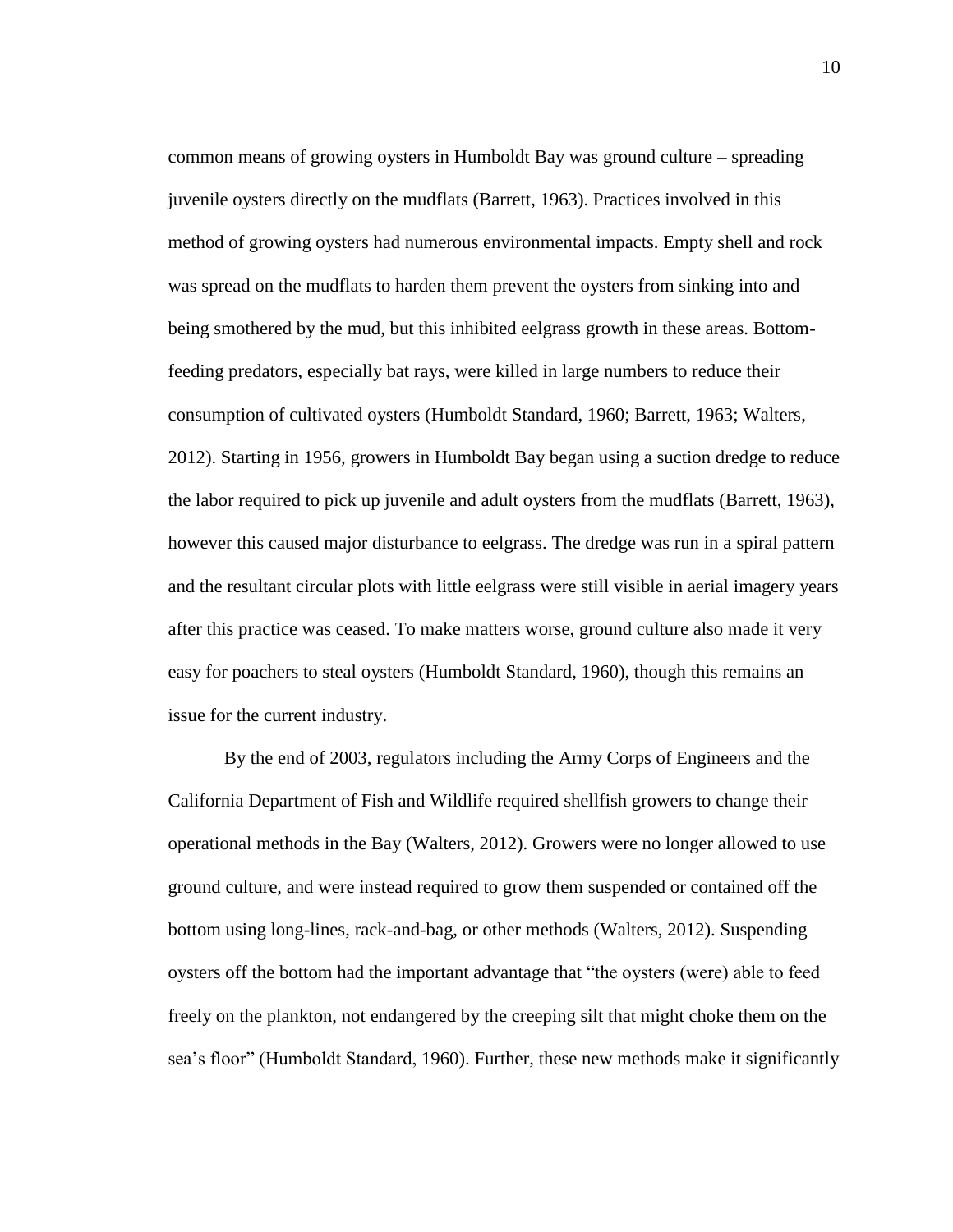common means of growing oysters in Humboldt Bay was ground culture – spreading juvenile oysters directly on the mudflats (Barrett, 1963). Practices involved in this method of growing oysters had numerous environmental impacts. Empty shell and rock was spread on the mudflats to harden them prevent the oysters from sinking into and being smothered by the mud, but this inhibited eelgrass growth in these areas. Bottom-feeding predators, especially bat rays, were killed in large numbers to reduce their consumption of cultivated oysters (Humboldt Standard, 1960; Barrett, 1963; Walters, 2012). Starting in 1956, growers in Humboldt Bay began using a suction dredge to reduce the labor required to pick up juvenile and adult oysters from the mudflats (Barrett, 1963), however this caused major disturbance to eelgrass. The dredge was run in a spiral pattern and the resultant circular plots with little eelgrass were still visible in aerial imagery years after this practice was ceased. To make matters worse, ground culture also made it very easy for poachers to steal oysters (Humboldt Standard, 1960), though this remains an issue for the current industry.

By the end of 2003, regulators including the Army Corps of Engineers and the California Department of Fish and Wildlife required shellfish growers to change their operational methods in the Bay (Walters, 2012). Growers were no longer allowed to use ground culture, and were instead required to grow them suspended or contained off the bottom using long-lines, rack-and-bag, or other methods (Walters, 2012). Suspending oysters off the bottom had the important advantage that "the oysters (were) able to feed freely on the plankton, not endangered by the creeping silt that might choke them on the sea's floor" (Humboldt Standard, 1960). Further, these new methods make it significantly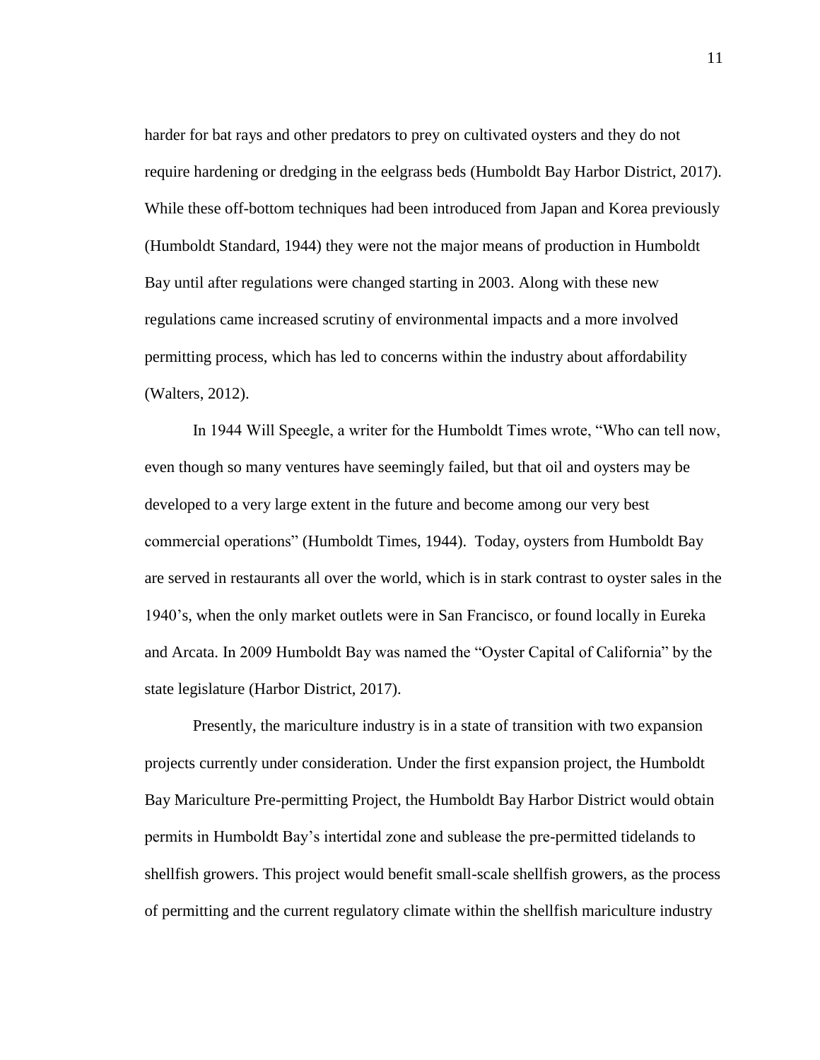harder for bat rays and other predators to prey on cultivated oysters and they do not require hardening or dredging in the eelgrass beds (Humboldt Bay Harbor District, 2017). While these off-bottom techniques had been introduced from Japan and Korea previously (Humboldt Standard, 1944) they were not the major means of production in Humboldt Bay until after regulations were changed starting in 2003. Along with these new regulations came increased scrutiny of environmental impacts and a more involved permitting process, which has led to concerns within the industry about affordability (Walters, 2012).

In 1944 Will Speegle, a writer for the Humboldt Times wrote, "Who can tell now, even though so many ventures have seemingly failed, but that oil and oysters may be developed to a very large extent in the future and become among our very best commercial operations" (Humboldt Times, 1944). Today, oysters from Humboldt Bay are served in restaurants all over the world, which is in stark contrast to oyster sales in the 1940's, when the only market outlets were in San Francisco, or found locally in Eureka and Arcata. In 2009 Humboldt Bay was named the "Oyster Capital of California" by the state legislature (Harbor District, 2017).

Presently, the mariculture industry is in a state of transition with two expansion projects currently under consideration. Under the first expansion project, the Humboldt Bay Mariculture Pre-permitting Project, the Humboldt Bay Harbor District would obtain permits in Humboldt Bay's intertidal zone and sublease the pre-permitted tidelands to shellfish growers. This project would benefit small-scale shellfish growers, as the process of permitting and the current regulatory climate within the shellfish mariculture industry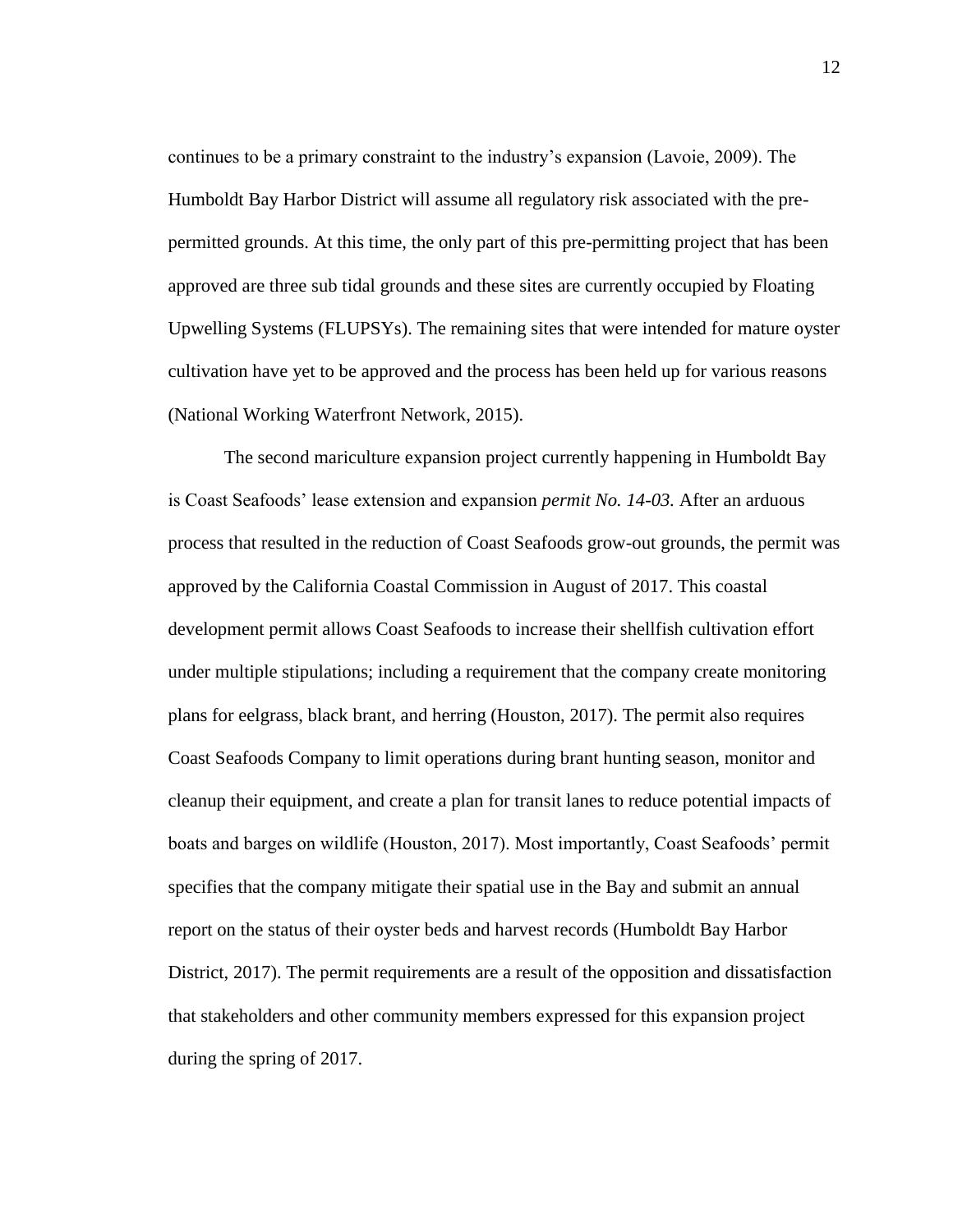continues to be a primary constraint to the industry's expansion (Lavoie, 2009). The Humboldt Bay Harbor District will assume all regulatory risk associated with the pre-permitted grounds. At this time, the only part of this pre-permitting project that has been approved are three sub tidal grounds and these sites are currently occupied by Floating Upwelling Systems (FLUPSYs). The remaining sites that were intended for mature oyster cultivation have yet to be approved and the process has been held up for various reasons (National Working Waterfront Network, 2015).

The second mariculture expansion project currently happening in Humboldt Bay is Coast Seafoods' lease extension and expansion *permit No. 14-03.* After an arduous process that resulted in the reduction of Coast Seafoods grow-out grounds, the permit was approved by the California Coastal Commission in August of 2017. This coastal development permit allows Coast Seafoods to increase their shellfish cultivation effort under multiple stipulations; including a requirement that the company create monitoring plans for eelgrass, black brant, and herring (Houston, 2017). The permit also requires Coast Seafoods Company to limit operations during brant hunting season, monitor and cleanup their equipment, and create a plan for transit lanes to reduce potential impacts of boats and barges on wildlife (Houston, 2017). Most importantly, Coast Seafoods' permit specifies that the company mitigate their spatial use in the Bay and submit an annual report on the status of their oyster beds and harvest records (Humboldt Bay Harbor District, 2017). The permit requirements are a result of the opposition and dissatisfaction that stakeholders and other community members expressed for this expansion project during the spring of 2017.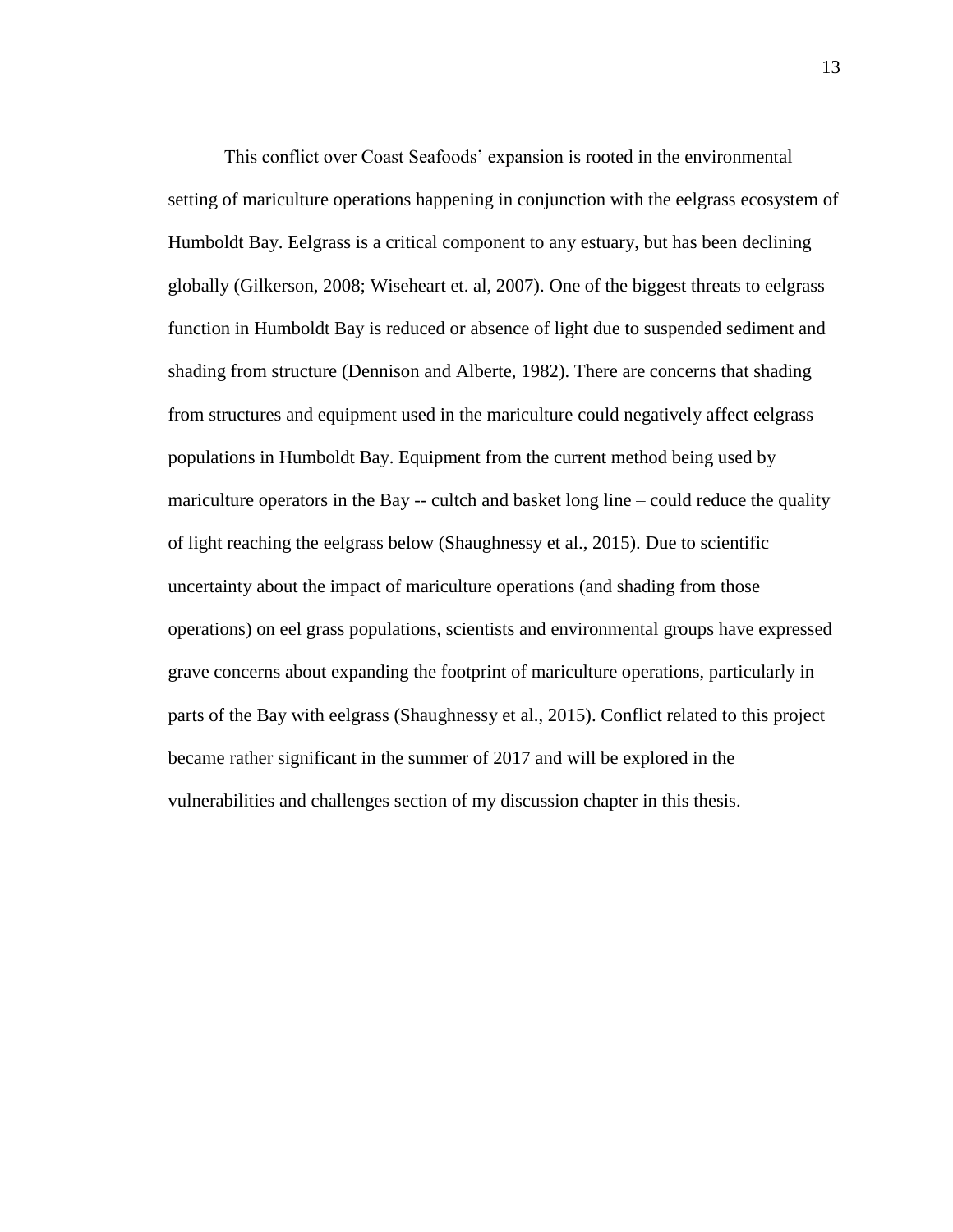This conflict over Coast Seafoods' expansion is rooted in the environmental setting of mariculture operations happening in conjunction with the eelgrass ecosystem of Humboldt Bay. Eelgrass is a critical component to any estuary, but has been declining globally (Gilkerson, 2008; Wiseheart et. al, 2007). One of the biggest threats to eelgrass function in Humboldt Bay is reduced or absence of light due to suspended sediment and shading from structure (Dennison and Alberte, 1982). There are concerns that shading from structures and equipment used in the mariculture could negatively affect eelgrass populations in Humboldt Bay. Equipment from the current method being used by mariculture operators in the Bay -- cultch and basket long line – could reduce the quality of light reaching the eelgrass below (Shaughnessy et al., 2015). Due to scientific uncertainty about the impact of mariculture operations (and shading from those operations) on eel grass populations, scientists and environmental groups have expressed grave concerns about expanding the footprint of mariculture operations, particularly in parts of the Bay with eelgrass (Shaughnessy et al., 2015). Conflict related to this project became rather significant in the summer of 2017 and will be explored in the vulnerabilities and challenges section of my discussion chapter in this thesis.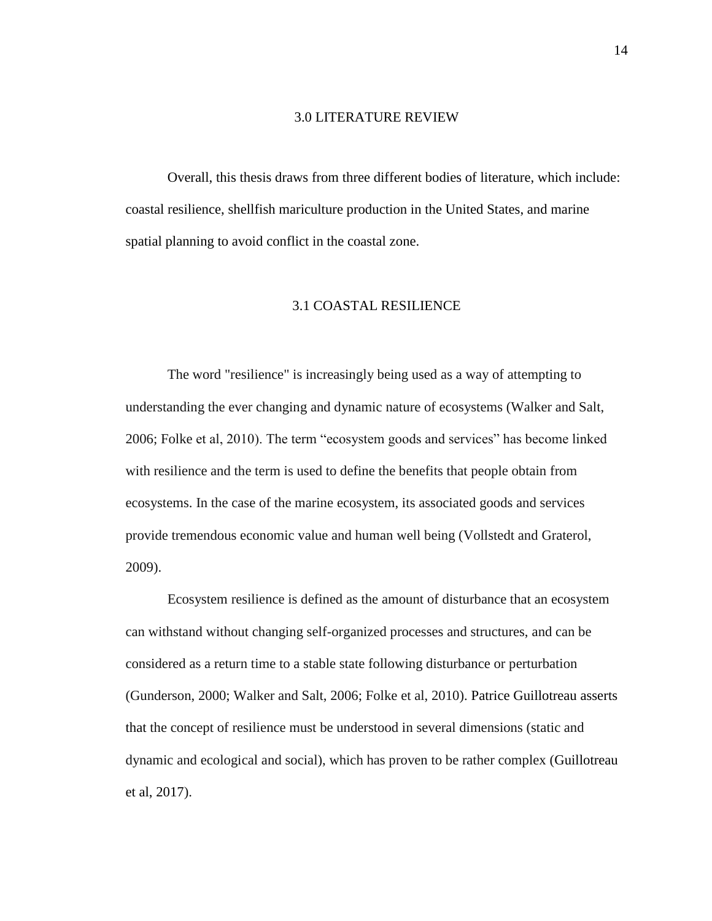# 3.0 LITERATURE REVIEW

Overall, this thesis draws from three different bodies of literature, which include: coastal resilience, shellfish mariculture production in the United States, and marine spatial planning to avoid conflict in the coastal zone.

## 3.1 COASTAL RESILIENCE

The word "resilience" is increasingly being used as a way of attempting to understanding the ever changing and dynamic nature of ecosystems (Walker and Salt, 2006; Folke et al, 2010). The term "ecosystem goods and services" has become linked with resilience and the term is used to define the benefits that people obtain from ecosystems. In the case of the marine ecosystem, its associated goods and services provide tremendous economic value and human well being (Vollstedt and Graterol, 2009).

Ecosystem resilience is defined as the amount of disturbance that an ecosystem can withstand without changing self-organized processes and structures, and can be considered as a return time to a stable state following disturbance or perturbation (Gunderson, 2000; Walker and Salt, 2006; Folke et al, 2010). Patrice Guillotreau asserts that the concept of resilience must be understood in several dimensions (static and dynamic and ecological and social), which has proven to be rather complex (Guillotreau et al, 2017).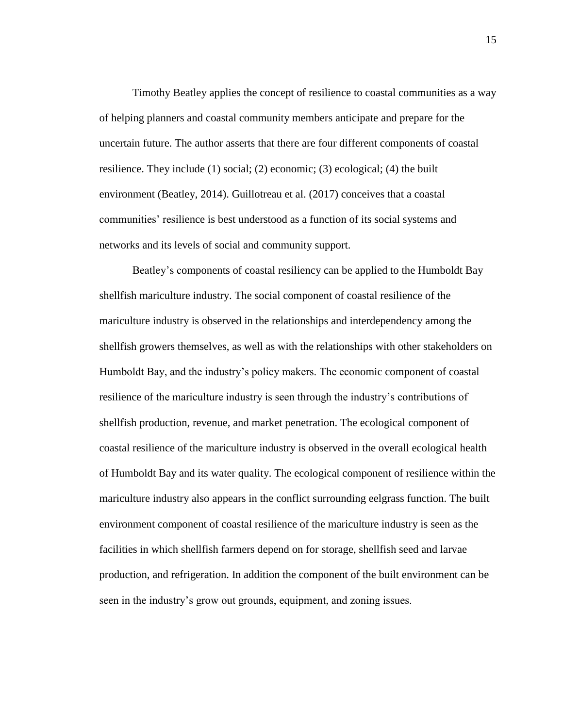Timothy Beatley applies the concept of resilience to coastal communities as a way of helping planners and coastal community members anticipate and prepare for the uncertain future. The author asserts that there are four different components of coastal resilience. They include (1) social; (2) economic; (3) ecological; (4) the built environment (Beatley, 2014). Guillotreau et al. (2017) conceives that a coastal communities' resilience is best understood as a function of its social systems and networks and its levels of social and community support.

Beatley's components of coastal resiliency can be applied to the Humboldt Bay shellfish mariculture industry. The social component of coastal resilience of the mariculture industry is observed in the relationships and interdependency among the shellfish growers themselves, as well as with the relationships with other stakeholders on Humboldt Bay, and the industry's policy makers. The economic component of coastal resilience of the mariculture industry is seen through the industry's contributions of shellfish production, revenue, and market penetration. The ecological component of coastal resilience of the mariculture industry is observed in the overall ecological health of Humboldt Bay and its water quality. The ecological component of resilience within the mariculture industry also appears in the conflict surrounding eelgrass function. The built environment component of coastal resilience of the mariculture industry is seen as the facilities in which shellfish farmers depend on for storage, shellfish seed and larvae production, and refrigeration. In addition the component of the built environment can be seen in the industry's grow out grounds, equipment, and zoning issues.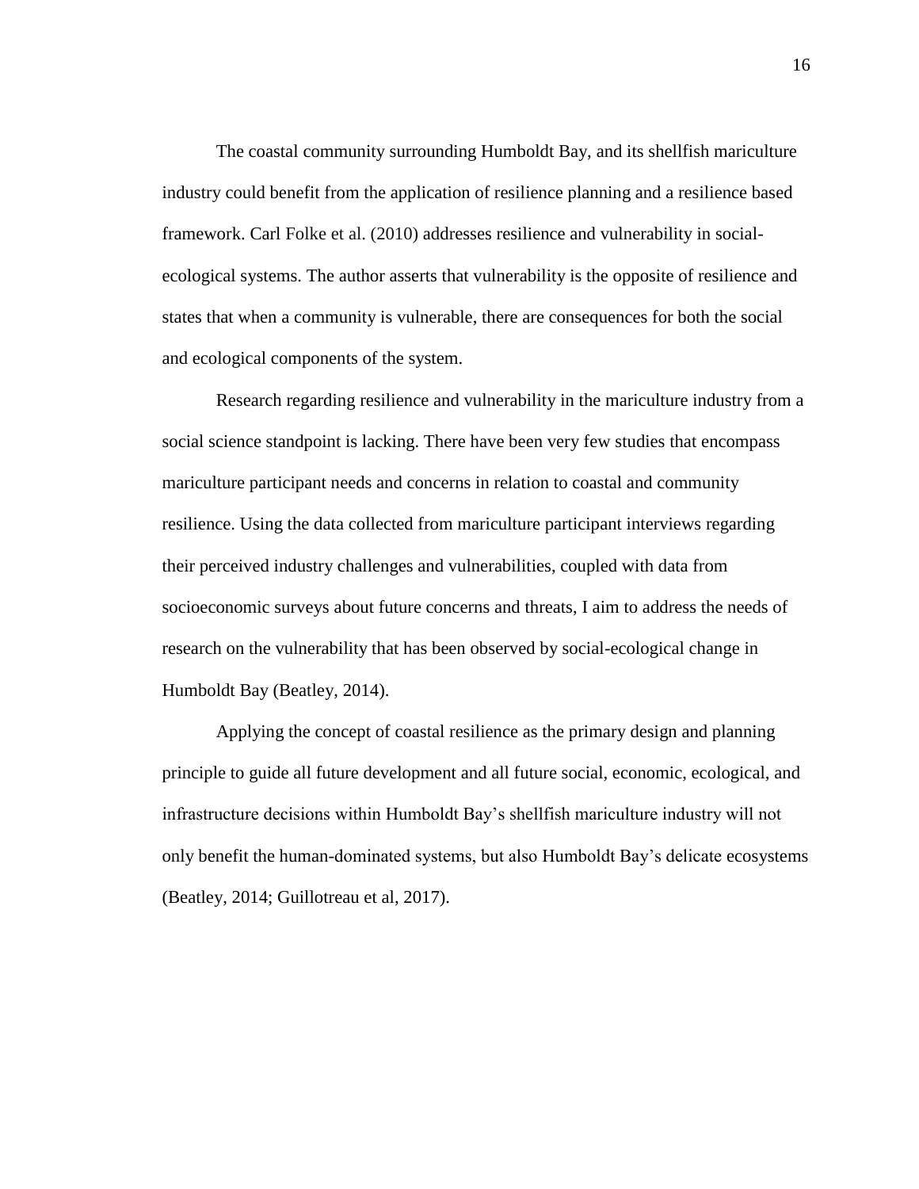The coastal community surrounding Humboldt Bay, and its shellfish mariculture industry could benefit from the application of resilience planning and a resilience based framework. Carl Folke et al. (2010) addresses resilience and vulnerability in social-ecological systems. The author asserts that vulnerability is the opposite of resilience and states that when a community is vulnerable, there are consequences for both the social and ecological components of the system.

Research regarding resilience and vulnerability in the mariculture industry from a social science standpoint is lacking. There have been very few studies that encompass mariculture participant needs and concerns in relation to coastal and community resilience. Using the data collected from mariculture participant interviews regarding their perceived industry challenges and vulnerabilities, coupled with data from socioeconomic surveys about future concerns and threats, I aim to address the needs of research on the vulnerability that has been observed by social-ecological change in Humboldt Bay (Beatley, 2014).

Applying the concept of coastal resilience as the primary design and planning principle to guide all future development and all future social, economic, ecological, and infrastructure decisions within Humboldt Bay's shellfish mariculture industry will not only benefit the human-dominated systems, but also Humboldt Bay's delicate ecosystems (Beatley, 2014; Guillotreau et al, 2017).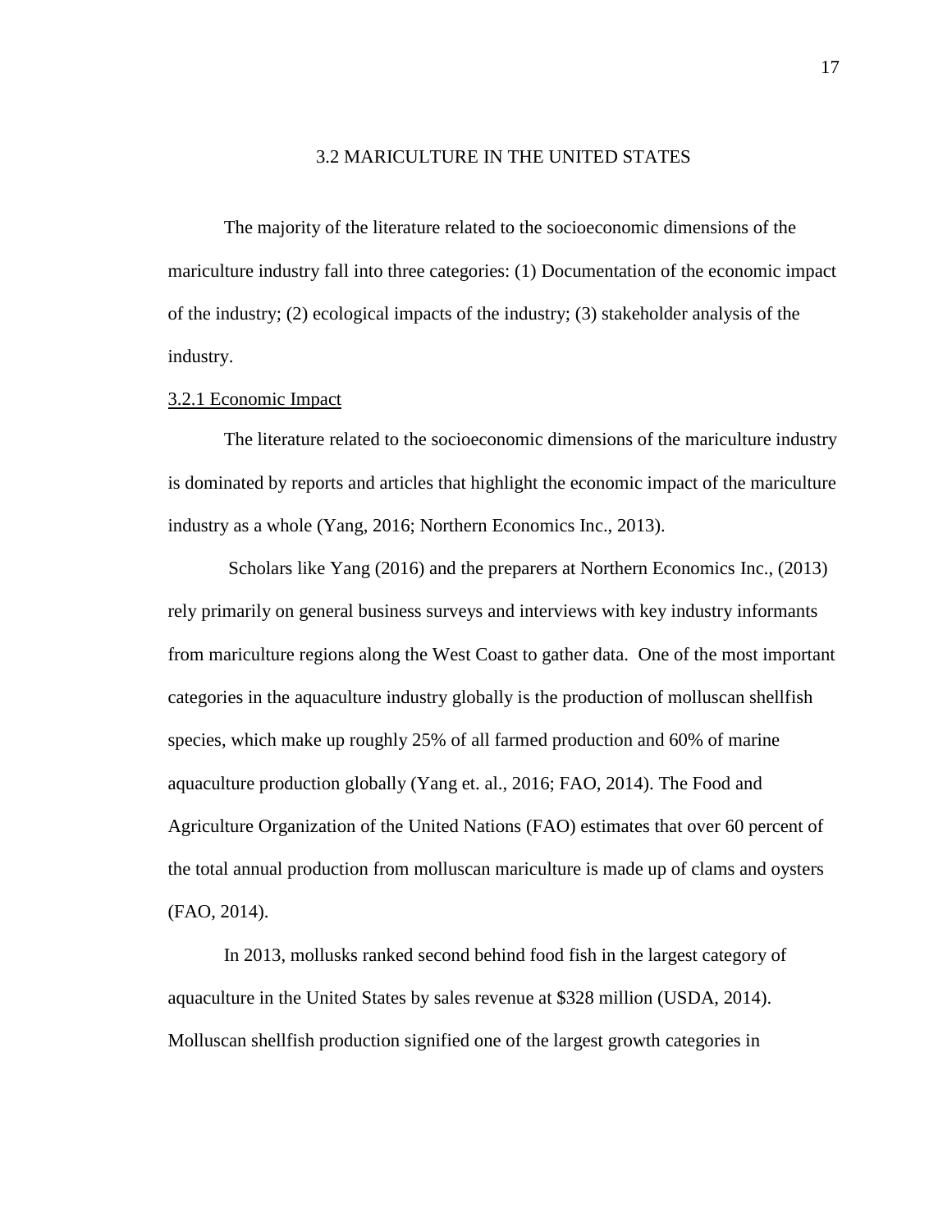## 3.2 MARICULTURE IN THE UNITED STATES

The majority of the literature related to the socioeconomic dimensions of the mariculture industry fall into three categories: (1) Documentation of the economic impact of the industry; (2) ecological impacts of the industry; (3) stakeholder analysis of the industry.

### 3.2.1 Economic Impact

The literature related to the socioeconomic dimensions of the mariculture industry is dominated by reports and articles that highlight the economic impact of the mariculture industry as a whole (Yang, 2016; Northern Economics Inc., 2013).

Scholars like Yang (2016) and the preparers at Northern Economics Inc., (2013) rely primarily on general business surveys and interviews with key industry informants from mariculture regions along the West Coast to gather data. One of the most important categories in the aquaculture industry globally is the production of molluscan shellfish species, which make up roughly 25% of all farmed production and 60% of marine aquaculture production globally (Yang et. al., 2016; FAO, 2014). The Food and Agriculture Organization of the United Nations (FAO) estimates that over 60 percent of the total annual production from molluscan mariculture is made up of clams and oysters (FAO, 2014).

In 2013, mollusks ranked second behind food fish in the largest category of aquaculture in the United States by sales revenue at $328 million (USDA, 2014). Molluscan shellfish production signified one of the largest growth categories in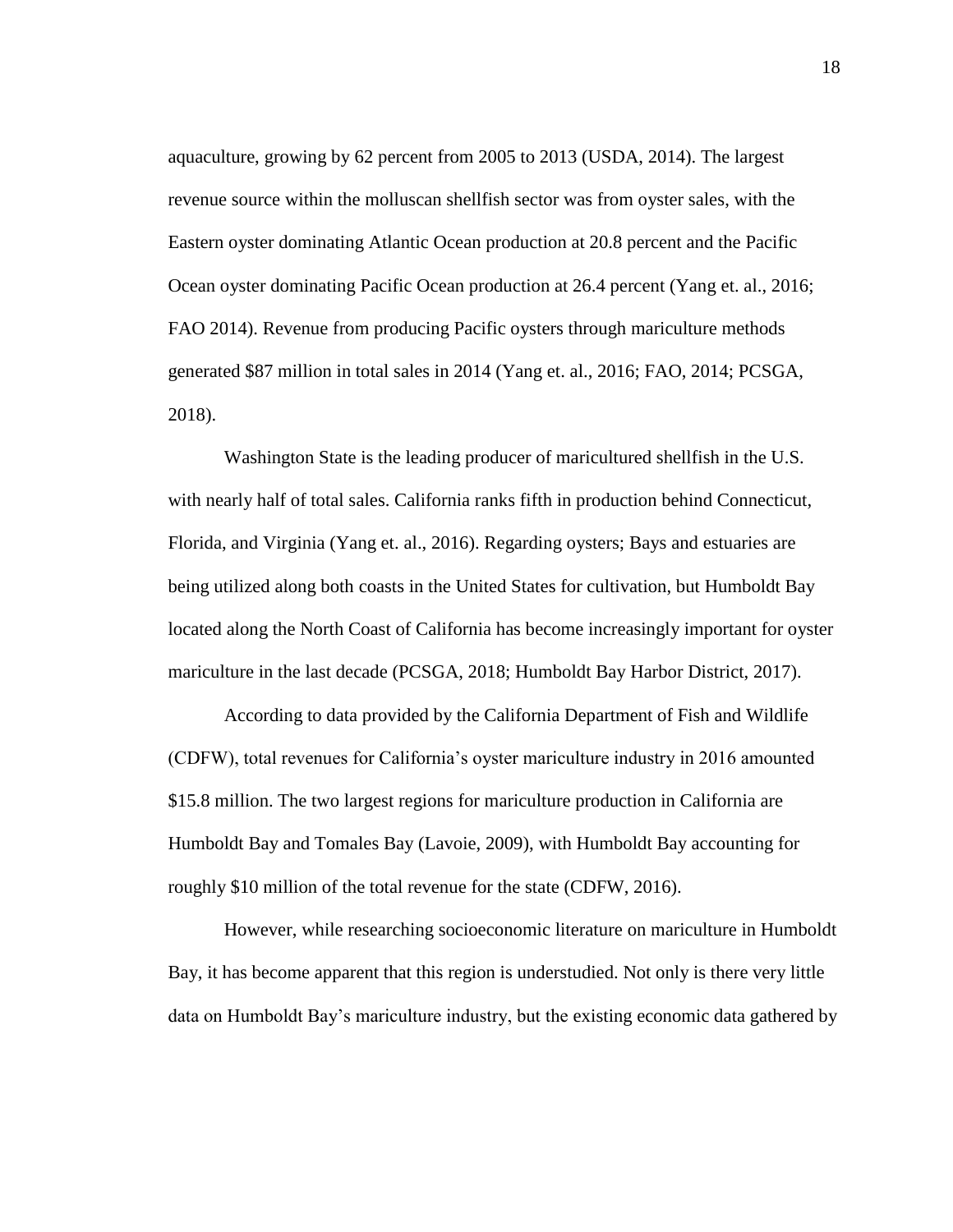aquaculture, growing by 62 percent from 2005 to 2013 (USDA, 2014). The largest revenue source within the molluscan shellfish sector was from oyster sales, with the Eastern oyster dominating Atlantic Ocean production at 20.8 percent and the Pacific Ocean oyster dominating Pacific Ocean production at 26.4 percent (Yang et. al., 2016; FAO 2014). Revenue from producing Pacific oysters through mariculture methods generated $87 million in total sales in 2014 (Yang et. al., 2016; FAO, 2014; PCSGA, 2018).

Washington State is the leading producer of maricultured shellfish in the U.S. with nearly half of total sales. California ranks fifth in production behind Connecticut, Florida, and Virginia (Yang et. al., 2016). Regarding oysters; Bays and estuaries are being utilized along both coasts in the United States for cultivation, but Humboldt Bay located along the North Coast of California has become increasingly important for oyster mariculture in the last decade (PCSGA, 2018; Humboldt Bay Harbor District, 2017).

According to data provided by the California Department of Fish and Wildlife (CDFW), total revenues for California's oyster mariculture industry in 2016 amounted $15.8 million. The two largest regions for mariculture production in California are Humboldt Bay and Tomales Bay (Lavoie, 2009), with Humboldt Bay accounting for roughly $10 million of the total revenue for the state (CDFW, 2016).

However, while researching socioeconomic literature on mariculture in Humboldt Bay, it has become apparent that this region is understudied. Not only is there very little data on Humboldt Bay's mariculture industry, but the existing economic data gathered by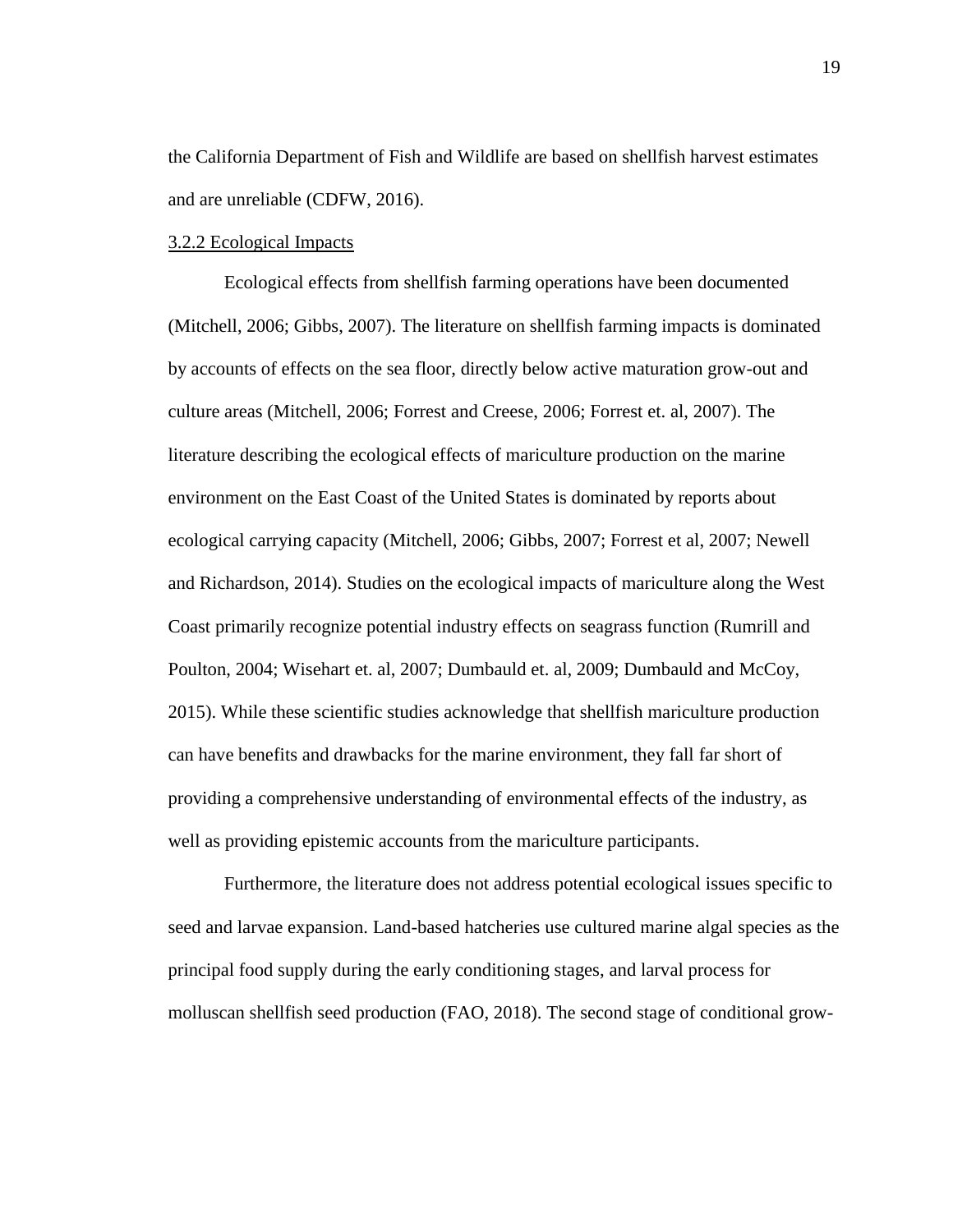the California Department of Fish and Wildlife are based on shellfish harvest estimates and are unreliable (CDFW, 2016).

### 3.2.2 Ecological Impacts

Ecological effects from shellfish farming operations have been documented (Mitchell, 2006; Gibbs, 2007). The literature on shellfish farming impacts is dominated by accounts of effects on the sea floor, directly below active maturation grow-out and culture areas (Mitchell, 2006; Forrest and Creese, 2006; Forrest et. al, 2007). The literature describing the ecological effects of mariculture production on the marine environment on the East Coast of the United States is dominated by reports about ecological carrying capacity (Mitchell, 2006; Gibbs, 2007; Forrest et al, 2007; Newell and Richardson, 2014). Studies on the ecological impacts of mariculture along the West Coast primarily recognize potential industry effects on seagrass function (Rumrill and Poulton, 2004; Wisehart et. al, 2007; Dumbauld et. al, 2009; Dumbauld and McCoy, 2015). While these scientific studies acknowledge that shellfish mariculture production can have benefits and drawbacks for the marine environment, they fall far short of providing a comprehensive understanding of environmental effects of the industry, as well as providing epistemic accounts from the mariculture participants.

Furthermore, the literature does not address potential ecological issues specific to seed and larvae expansion. Land-based hatcheries use cultured marine algal species as the principal food supply during the early conditioning stages, and larval process for molluscan shellfish seed production (FAO, 2018). The second stage of conditional grow-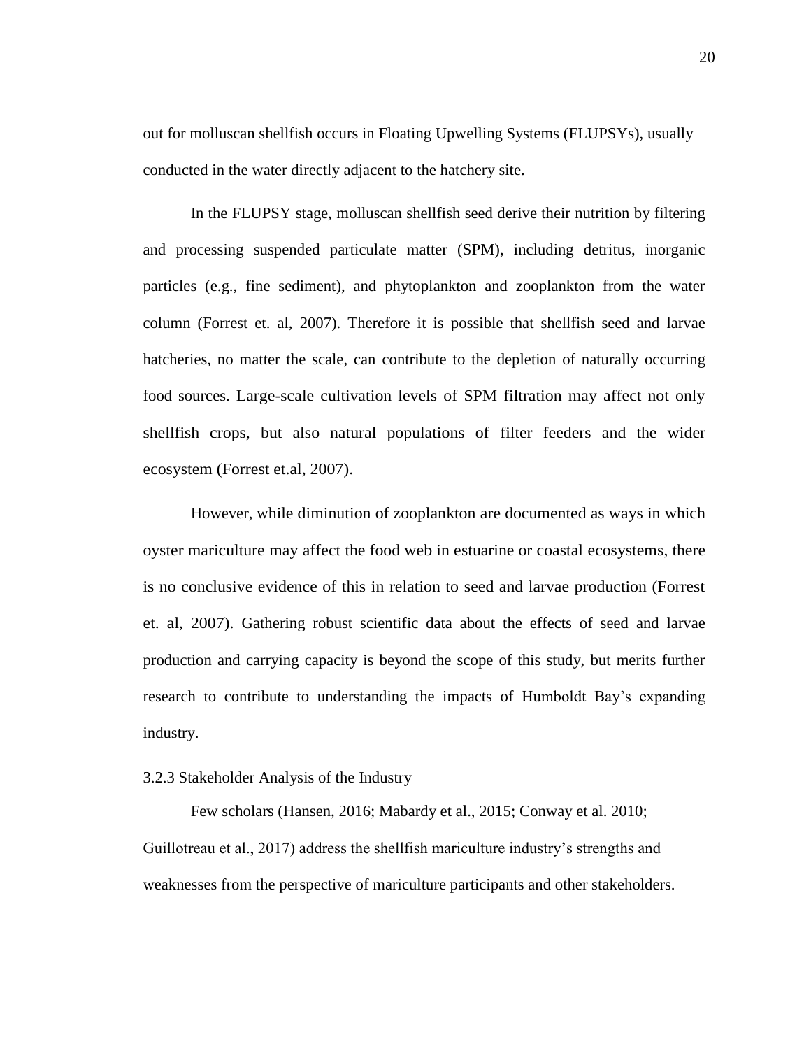out for molluscan shellfish occurs in Floating Upwelling Systems (FLUPSYs), usually conducted in the water directly adjacent to the hatchery site.

In the FLUPSY stage, molluscan shellfish seed derive their nutrition by filtering and processing suspended particulate matter (SPM), including detritus, inorganic particles (e.g., fine sediment), and phytoplankton and zooplankton from the water column (Forrest et. al, 2007). Therefore it is possible that shellfish seed and larvae hatcheries, no matter the scale, can contribute to the depletion of naturally occurring food sources. Large-scale cultivation levels of SPM filtration may affect not only shellfish crops, but also natural populations of filter feeders and the wider ecosystem (Forrest et.al, 2007).

However, while diminution of zooplankton are documented as ways in which oyster mariculture may affect the food web in estuarine or coastal ecosystems, there is no conclusive evidence of this in relation to seed and larvae production (Forrest et. al, 2007). Gathering robust scientific data about the effects of seed and larvae production and carrying capacity is beyond the scope of this study, but merits further research to contribute to understanding the impacts of Humboldt Bay's expanding industry.

### 3.2.3 Stakeholder Analysis of the Industry

Few scholars (Hansen, 2016; Mabardy et al., 2015; Conway et al. 2010; Guillotreau et al., 2017) address the shellfish mariculture industry's strengths and weaknesses from the perspective of mariculture participants and other stakeholders.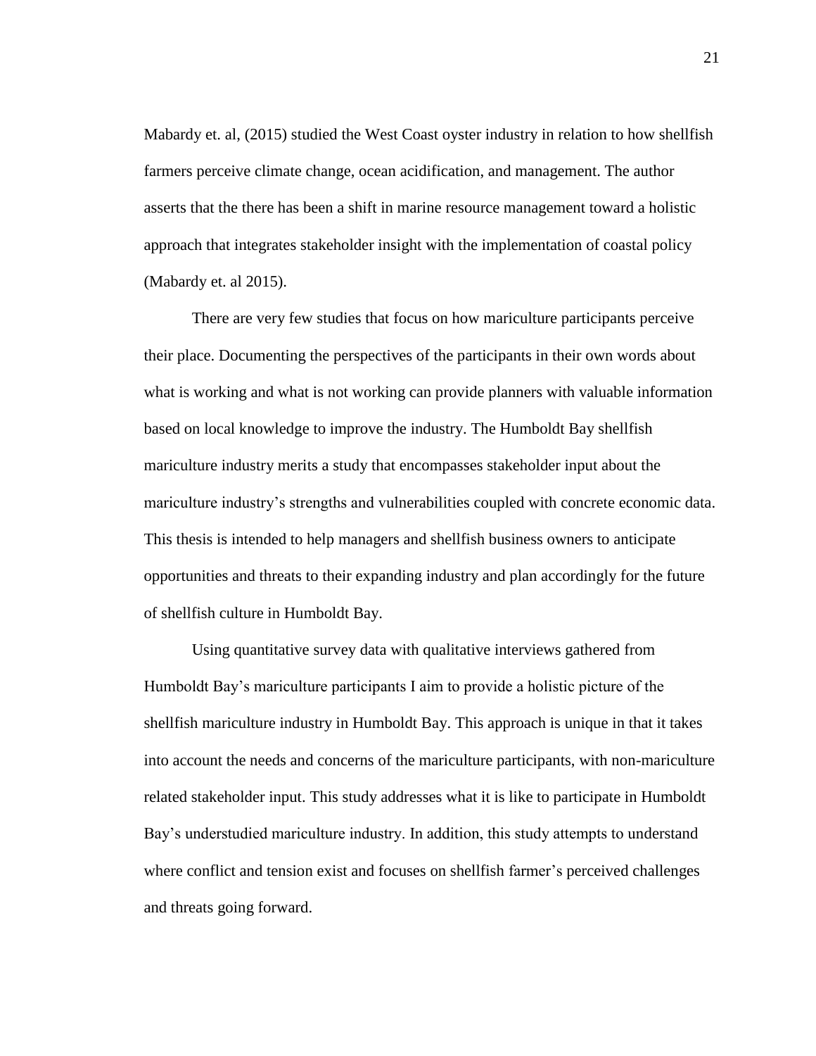Mabardy et. al, (2015) studied the West Coast oyster industry in relation to how shellfish farmers perceive climate change, ocean acidification, and management. The author asserts that the there has been a shift in marine resource management toward a holistic approach that integrates stakeholder insight with the implementation of coastal policy (Mabardy et. al 2015).

There are very few studies that focus on how mariculture participants perceive their place. Documenting the perspectives of the participants in their own words about what is working and what is not working can provide planners with valuable information based on local knowledge to improve the industry. The Humboldt Bay shellfish mariculture industry merits a study that encompasses stakeholder input about the mariculture industry's strengths and vulnerabilities coupled with concrete economic data. This thesis is intended to help managers and shellfish business owners to anticipate opportunities and threats to their expanding industry and plan accordingly for the future of shellfish culture in Humboldt Bay.

Using quantitative survey data with qualitative interviews gathered from Humboldt Bay's mariculture participants I aim to provide a holistic picture of the shellfish mariculture industry in Humboldt Bay. This approach is unique in that it takes into account the needs and concerns of the mariculture participants, with non-mariculture related stakeholder input. This study addresses what it is like to participate in Humboldt Bay's understudied mariculture industry. In addition, this study attempts to understand where conflict and tension exist and focuses on shellfish farmer's perceived challenges and threats going forward.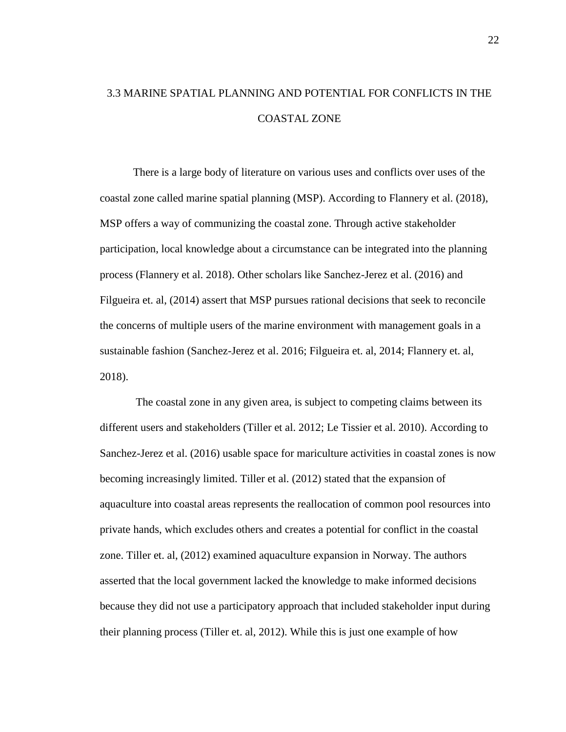## 3.3 MARINE SPATIAL PLANNING AND POTENTIAL FOR CONFLICTS IN THE COASTAL ZONE

There is a large body of literature on various uses and conflicts over uses of the coastal zone called marine spatial planning (MSP). According to Flannery et al. (2018), MSP offers a way of communizing the coastal zone. Through active stakeholder participation, local knowledge about a circumstance can be integrated into the planning process (Flannery et al. 2018). Other scholars like Sanchez-Jerez et al. (2016) and Filgueira et. al, (2014) assert that MSP pursues rational decisions that seek to reconcile the concerns of multiple users of the marine environment with management goals in a sustainable fashion (Sanchez-Jerez et al. 2016; Filgueira et. al, 2014; Flannery et. al, 2018).

The coastal zone in any given area, is subject to competing claims between its different users and stakeholders (Tiller et al. 2012; Le Tissier et al. 2010). According to Sanchez-Jerez et al. (2016) usable space for mariculture activities in coastal zones is now becoming increasingly limited. Tiller et al. (2012) stated that the expansion of aquaculture into coastal areas represents the reallocation of common pool resources into private hands, which excludes others and creates a potential for conflict in the coastal zone. Tiller et. al, (2012) examined aquaculture expansion in Norway. The authors asserted that the local government lacked the knowledge to make informed decisions because they did not use a participatory approach that included stakeholder input during their planning process (Tiller et. al, 2012). While this is just one example of how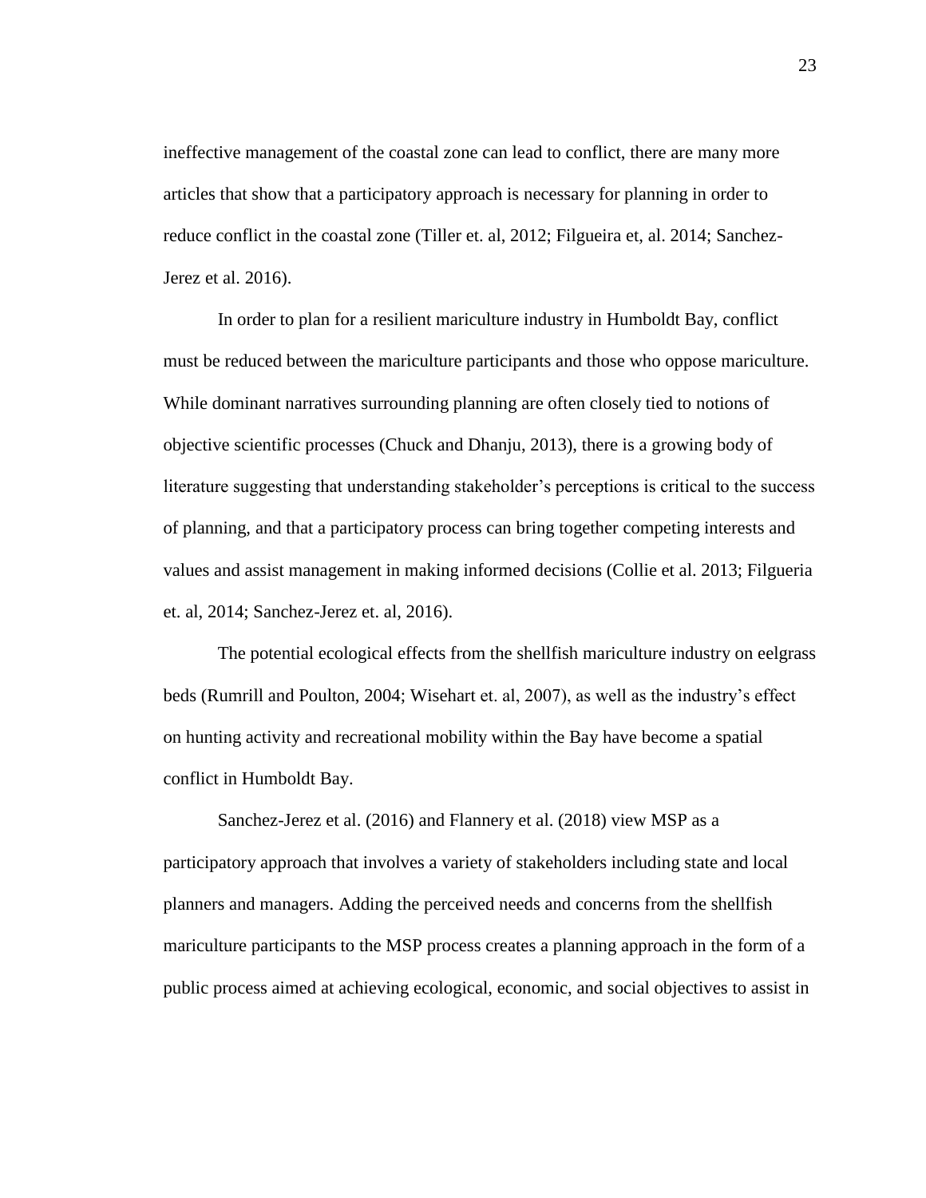ineffective management of the coastal zone can lead to conflict, there are many more articles that show that a participatory approach is necessary for planning in order to reduce conflict in the coastal zone (Tiller et. al, 2012; Filgueira et, al. 2014; Sanchez-Jerez et al. 2016).

In order to plan for a resilient mariculture industry in Humboldt Bay, conflict must be reduced between the mariculture participants and those who oppose mariculture. While dominant narratives surrounding planning are often closely tied to notions of objective scientific processes (Chuck and Dhanju, 2013), there is a growing body of literature suggesting that understanding stakeholder's perceptions is critical to the success of planning, and that a participatory process can bring together competing interests and values and assist management in making informed decisions (Collie et al. 2013; Filgueria et. al, 2014; Sanchez-Jerez et. al, 2016).

The potential ecological effects from the shellfish mariculture industry on eelgrass beds (Rumrill and Poulton, 2004; Wisehart et. al, 2007), as well as the industry's effect on hunting activity and recreational mobility within the Bay have become a spatial conflict in Humboldt Bay.

Sanchez-Jerez et al. (2016) and Flannery et al. (2018) view MSP as a participatory approach that involves a variety of stakeholders including state and local planners and managers. Adding the perceived needs and concerns from the shellfish mariculture participants to the MSP process creates a planning approach in the form of a public process aimed at achieving ecological, economic, and social objectives to assist in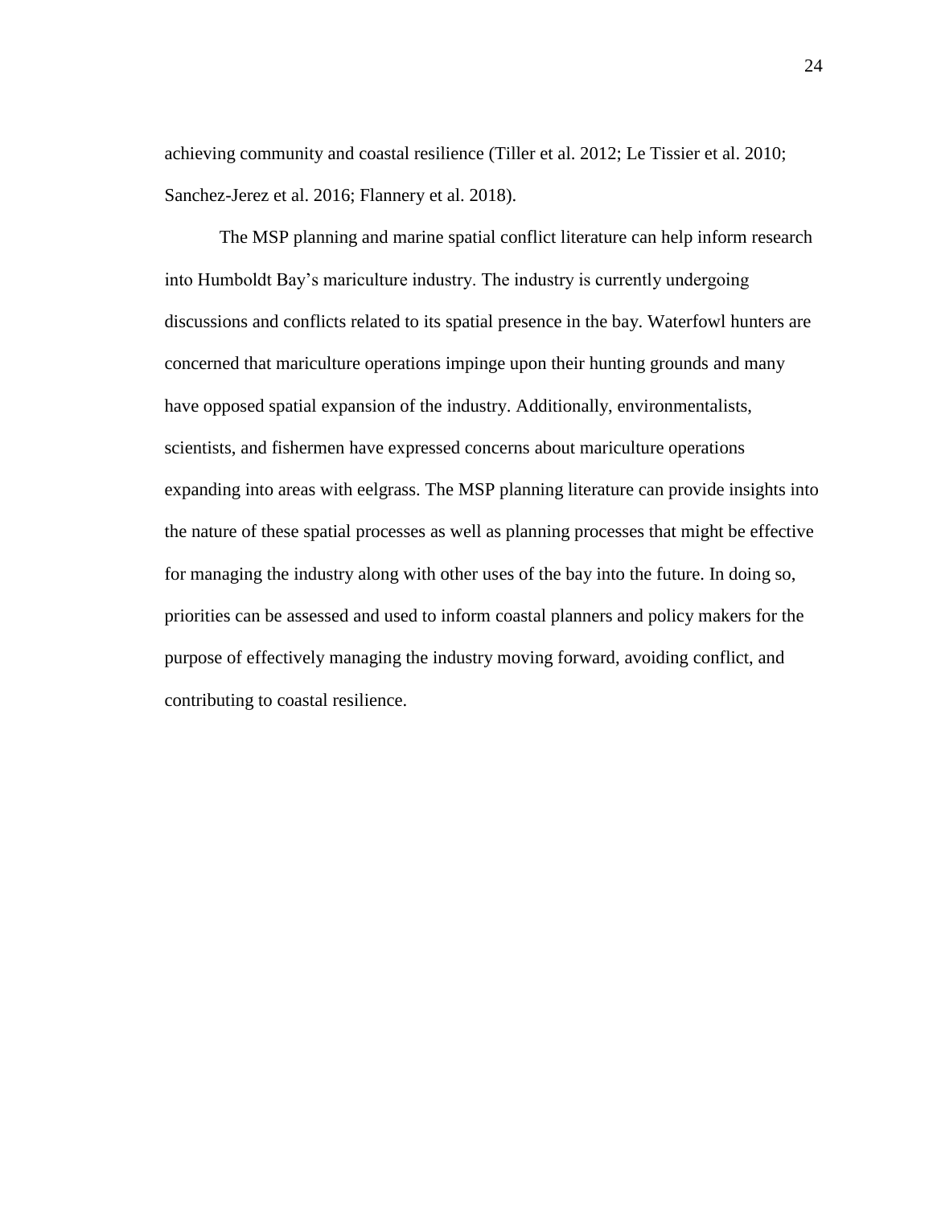achieving community and coastal resilience (Tiller et al. 2012; Le Tissier et al. 2010; Sanchez-Jerez et al. 2016; Flannery et al. 2018).

The MSP planning and marine spatial conflict literature can help inform research into Humboldt Bay's mariculture industry. The industry is currently undergoing discussions and conflicts related to its spatial presence in the bay. Waterfowl hunters are concerned that mariculture operations impinge upon their hunting grounds and many have opposed spatial expansion of the industry. Additionally, environmentalists, scientists, and fishermen have expressed concerns about mariculture operations expanding into areas with eelgrass. The MSP planning literature can provide insights into the nature of these spatial processes as well as planning processes that might be effective for managing the industry along with other uses of the bay into the future. In doing so, priorities can be assessed and used to inform coastal planners and policy makers for the purpose of effectively managing the industry moving forward, avoiding conflict, and contributing to coastal resilience.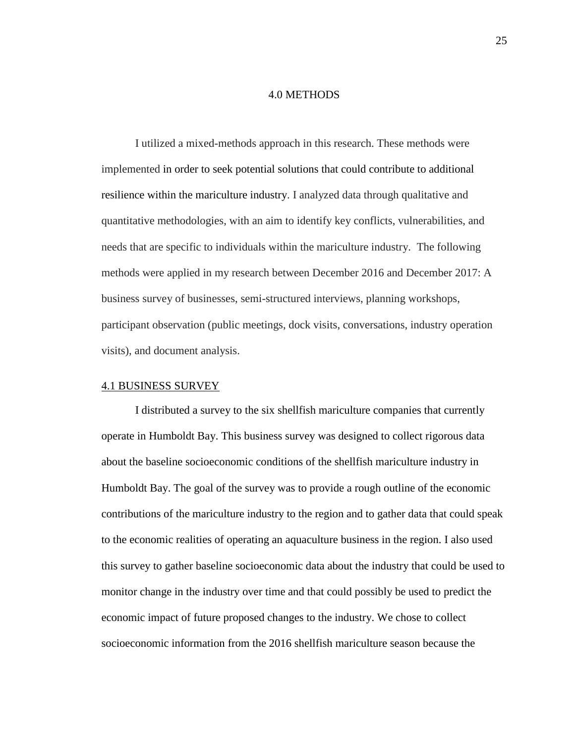# 4.0 METHODS

I utilized a mixed-methods approach in this research. These methods were implemented in order to seek potential solutions that could contribute to additional resilience within the mariculture industry. I analyzed data through qualitative and quantitative methodologies, with an aim to identify key conflicts, vulnerabilities, and needs that are specific to individuals within the mariculture industry. The following methods were applied in my research between December 2016 and December 2017: A business survey of businesses, semi-structured interviews, planning workshops, participant observation (public meetings, dock visits, conversations, industry operation visits), and document analysis.

## 4.1 BUSINESS SURVEY

I distributed a survey to the six shellfish mariculture companies that currently operate in Humboldt Bay. This business survey was designed to collect rigorous data about the baseline socioeconomic conditions of the shellfish mariculture industry in Humboldt Bay. The goal of the survey was to provide a rough outline of the economic contributions of the mariculture industry to the region and to gather data that could speak to the economic realities of operating an aquaculture business in the region. I also used this survey to gather baseline socioeconomic data about the industry that could be used to monitor change in the industry over time and that could possibly be used to predict the economic impact of future proposed changes to the industry. We chose to collect socioeconomic information from the 2016 shellfish mariculture season because the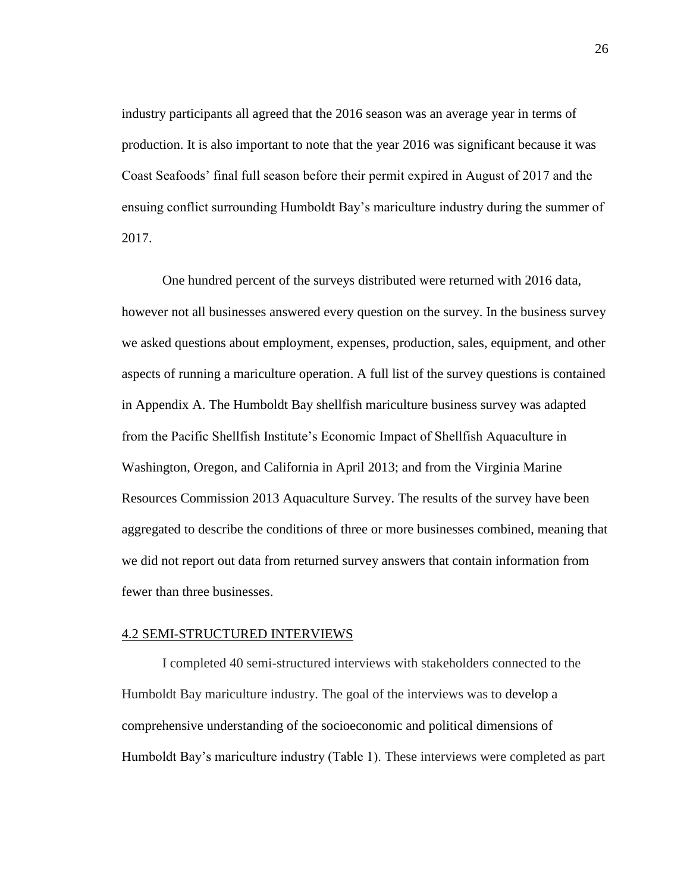industry participants all agreed that the 2016 season was an average year in terms of production. It is also important to note that the year 2016 was significant because it was Coast Seafoods' final full season before their permit expired in August of 2017 and the ensuing conflict surrounding Humboldt Bay's mariculture industry during the summer of 2017.

One hundred percent of the surveys distributed were returned with 2016 data, however not all businesses answered every question on the survey. In the business survey we asked questions about employment, expenses, production, sales, equipment, and other aspects of running a mariculture operation. A full list of the survey questions is contained in Appendix A. The Humboldt Bay shellfish mariculture business survey was adapted from the Pacific Shellfish Institute's Economic Impact of Shellfish Aquaculture in Washington, Oregon, and California in April 2013; and from the Virginia Marine Resources Commission 2013 Aquaculture Survey. The results of the survey have been aggregated to describe the conditions of three or more businesses combined, meaning that we did not report out data from returned survey answers that contain information from fewer than three businesses.

## 4.2 SEMI-STRUCTURED INTERVIEWS

I completed 40 semi-structured interviews with stakeholders connected to the Humboldt Bay mariculture industry. The goal of the interviews was to develop a comprehensive understanding of the socioeconomic and political dimensions of Humboldt Bay's mariculture industry (Table 1). These interviews were completed as part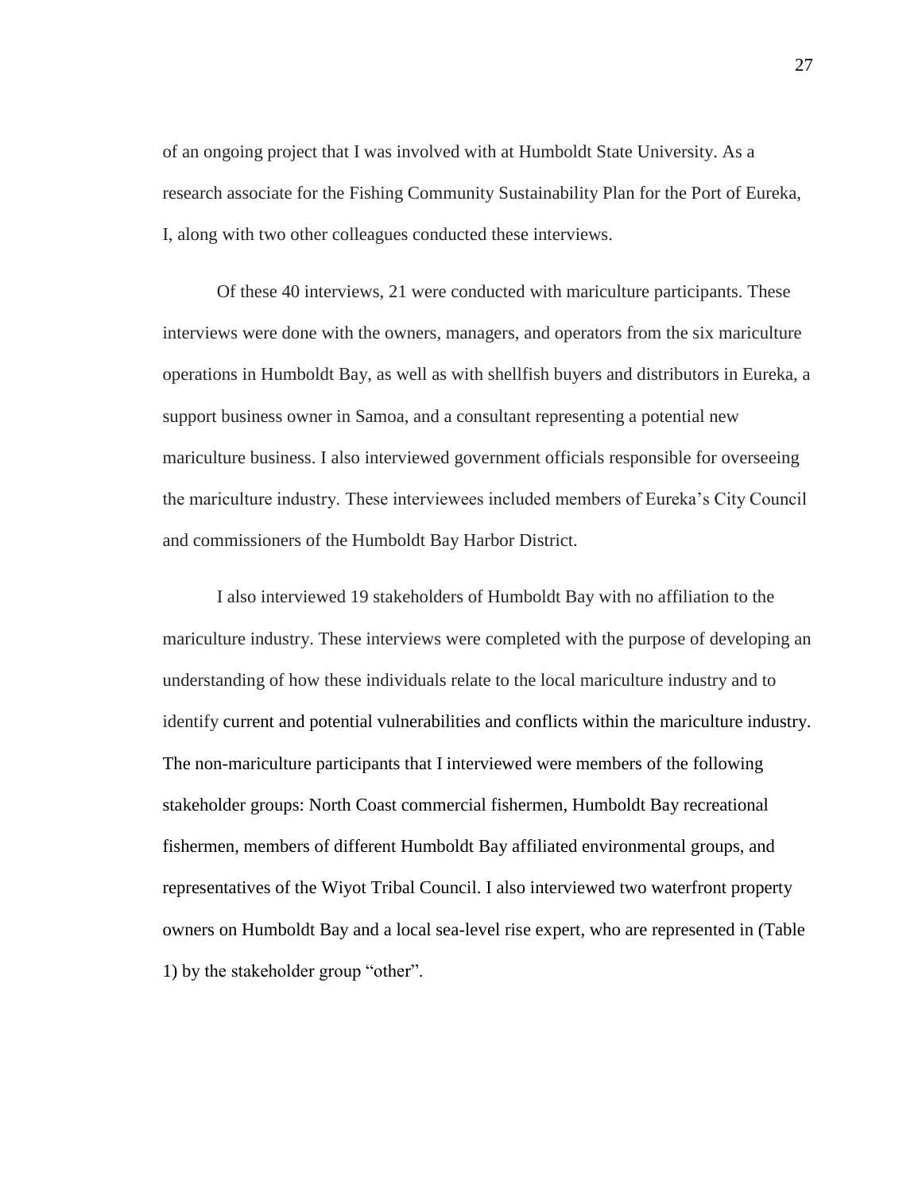of an ongoing project that I was involved with at Humboldt State University. As a research associate for the Fishing Community Sustainability Plan for the Port of Eureka, I, along with two other colleagues conducted these interviews.

Of these 40 interviews, 21 were conducted with mariculture participants. These interviews were done with the owners, managers, and operators from the six mariculture operations in Humboldt Bay, as well as with shellfish buyers and distributors in Eureka, a support business owner in Samoa, and a consultant representing a potential new mariculture business. I also interviewed government officials responsible for overseeing the mariculture industry. These interviewees included members of Eureka's City Council and commissioners of the Humboldt Bay Harbor District.

I also interviewed 19 stakeholders of Humboldt Bay with no affiliation to the mariculture industry. These interviews were completed with the purpose of developing an understanding of how these individuals relate to the local mariculture industry and to identify current and potential vulnerabilities and conflicts within the mariculture industry. The non-mariculture participants that I interviewed were members of the following stakeholder groups: North Coast commercial fishermen, Humboldt Bay recreational fishermen, members of different Humboldt Bay affiliated environmental groups, and representatives of the Wiyot Tribal Council. I also interviewed two waterfront property owners on Humboldt Bay and a local sea-level rise expert, who are represented in (Table 1) by the stakeholder group "other".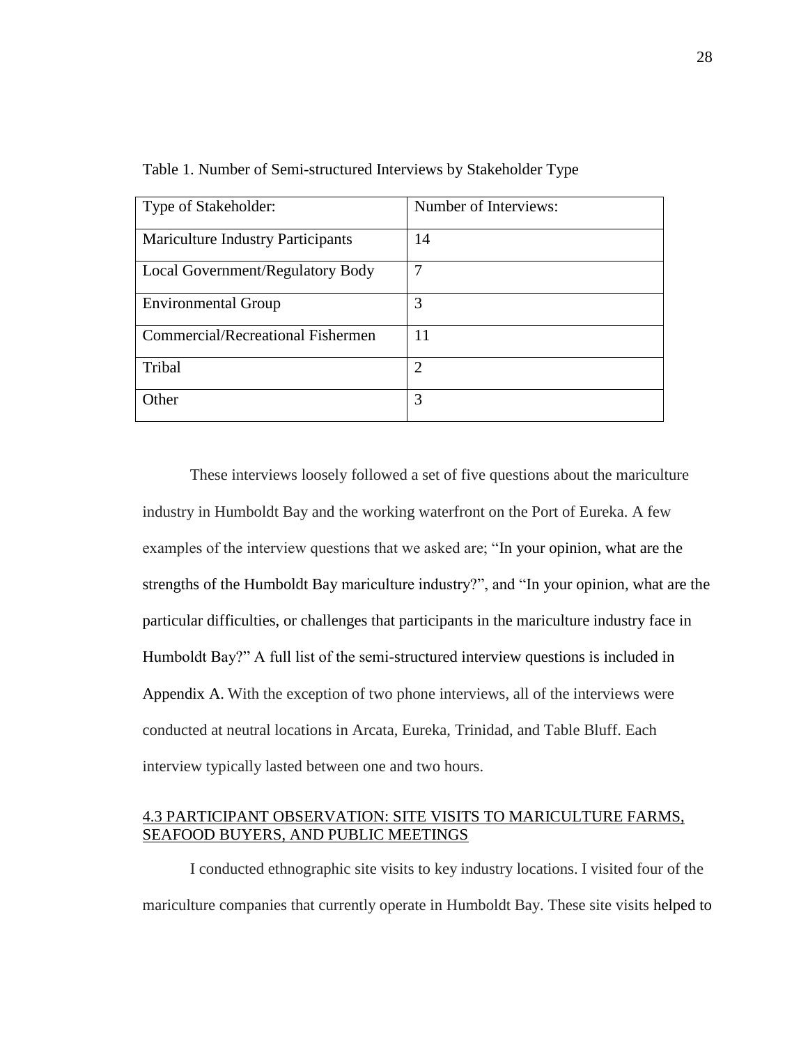Table 1. Number of Semi-structured Interviews by Stakeholder Type

| Type of Stakeholder: | Number of Interviews: |
|---|---|
| Mariculture Industry Participants | 14 |
| Local Government/Regulatory Body | 7 |
| Environmental Group | 3 |
| Commercial/Recreational Fishermen | 11 |
| Tribal | 2 |
| Other | 3 |

These interviews loosely followed a set of five questions about the mariculture industry in Humboldt Bay and the working waterfront on the Port of Eureka. A few examples of the interview questions that we asked are; "In your opinion, what are the strengths of the Humboldt Bay mariculture industry?", and "In your opinion, what are the particular difficulties, or challenges that participants in the mariculture industry face in Humboldt Bay?" A full list of the semi-structured interview questions is included in Appendix A. With the exception of two phone interviews, all of the interviews were conducted at neutral locations in Arcata, Eureka, Trinidad, and Table Bluff. Each interview typically lasted between one and two hours.

### 4.3 PARTICIPANT OBSERVATION: SITE VISITS TO MARICULTURE FARMS, SEAFOOD BUYERS, AND PUBLIC MEETINGS

I conducted ethnographic site visits to key industry locations. I visited four of the mariculture companies that currently operate in Humboldt Bay. These site visits helped to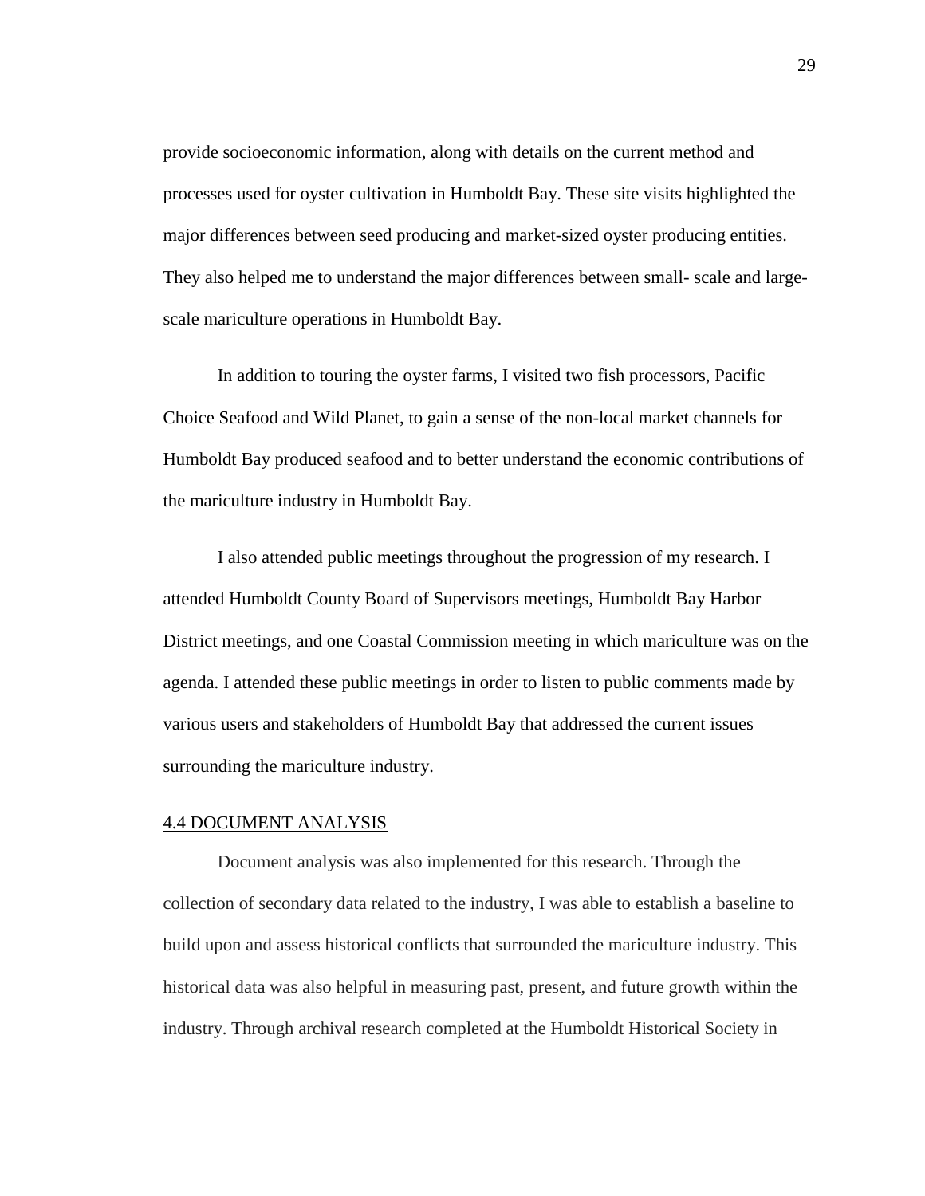provide socioeconomic information, along with details on the current method and processes used for oyster cultivation in Humboldt Bay. These site visits highlighted the major differences between seed producing and market-sized oyster producing entities. They also helped me to understand the major differences between small- scale and large-scale mariculture operations in Humboldt Bay.

In addition to touring the oyster farms, I visited two fish processors, Pacific Choice Seafood and Wild Planet, to gain a sense of the non-local market channels for Humboldt Bay produced seafood and to better understand the economic contributions of the mariculture industry in Humboldt Bay.

I also attended public meetings throughout the progression of my research. I attended Humboldt County Board of Supervisors meetings, Humboldt Bay Harbor District meetings, and one Coastal Commission meeting in which mariculture was on the agenda. I attended these public meetings in order to listen to public comments made by various users and stakeholders of Humboldt Bay that addressed the current issues surrounding the mariculture industry.

### 4.4 DOCUMENT ANALYSIS

Document analysis was also implemented for this research. Through the collection of secondary data related to the industry, I was able to establish a baseline to build upon and assess historical conflicts that surrounded the mariculture industry. This historical data was also helpful in measuring past, present, and future growth within the industry. Through archival research completed at the Humboldt Historical Society in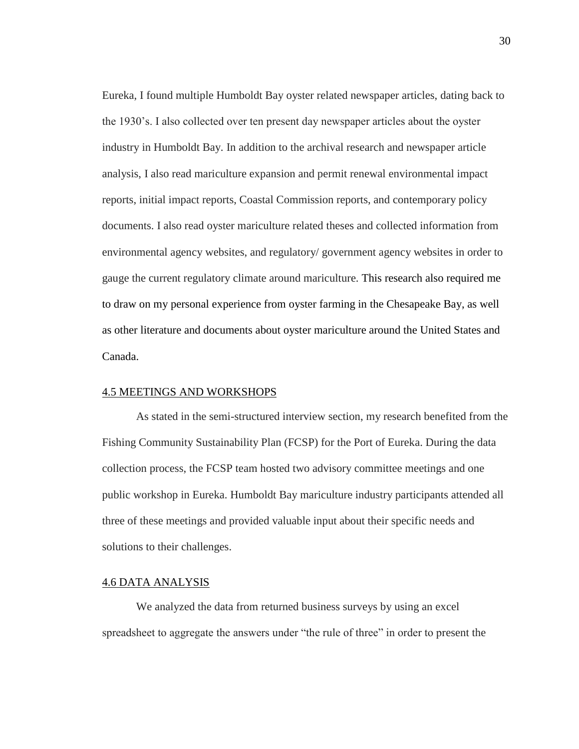Eureka, I found multiple Humboldt Bay oyster related newspaper articles, dating back to the 1930's. I also collected over ten present day newspaper articles about the oyster industry in Humboldt Bay. In addition to the archival research and newspaper article analysis, I also read mariculture expansion and permit renewal environmental impact reports, initial impact reports, Coastal Commission reports, and contemporary policy documents. I also read oyster mariculture related theses and collected information from environmental agency websites, and regulatory/ government agency websites in order to gauge the current regulatory climate around mariculture. This research also required me to draw on my personal experience from oyster farming in the Chesapeake Bay, as well as other literature and documents about oyster mariculture around the United States and Canada.

## 4.5 MEETINGS AND WORKSHOPS

As stated in the semi-structured interview section, my research benefited from the Fishing Community Sustainability Plan (FCSP) for the Port of Eureka. During the data collection process, the FCSP team hosted two advisory committee meetings and one public workshop in Eureka. Humboldt Bay mariculture industry participants attended all three of these meetings and provided valuable input about their specific needs and solutions to their challenges.

## 4.6 DATA ANALYSIS

We analyzed the data from returned business surveys by using an excel spreadsheet to aggregate the answers under "the rule of three" in order to present the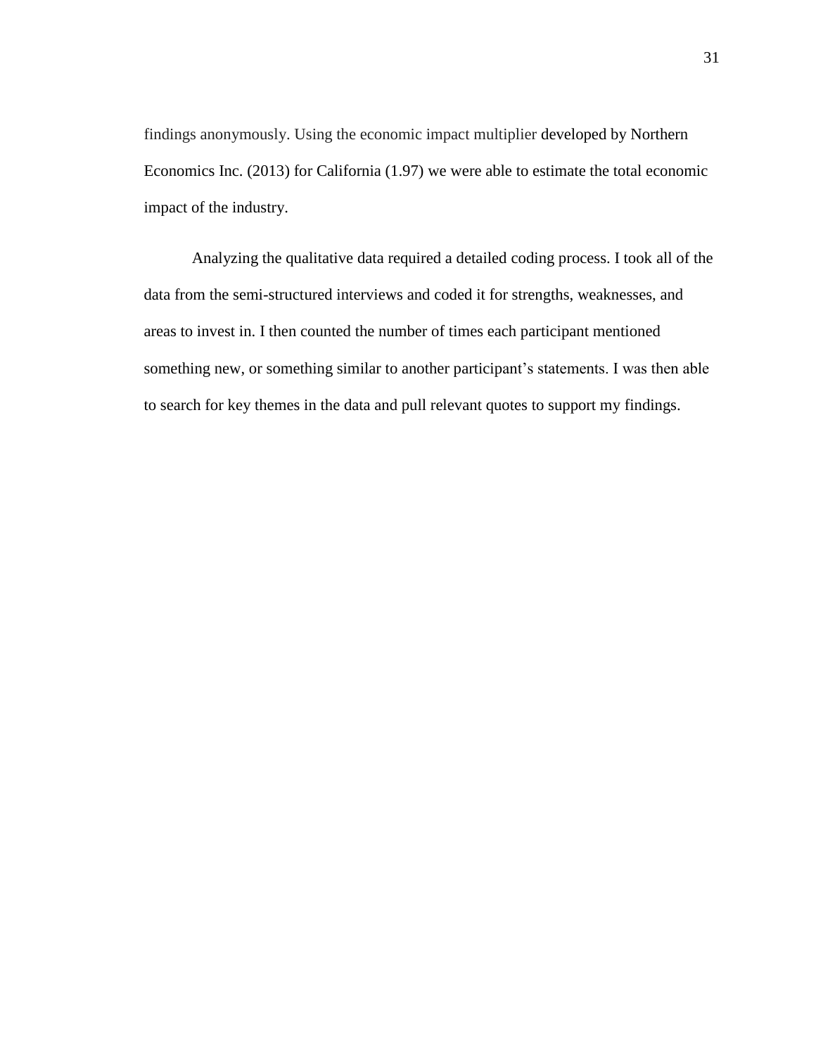findings anonymously. Using the economic impact multiplier developed by Northern Economics Inc. (2013) for California (1.97) we were able to estimate the total economic impact of the industry.

Analyzing the qualitative data required a detailed coding process. I took all of the data from the semi-structured interviews and coded it for strengths, weaknesses, and areas to invest in. I then counted the number of times each participant mentioned something new, or something similar to another participant's statements. I was then able to search for key themes in the data and pull relevant quotes to support my findings.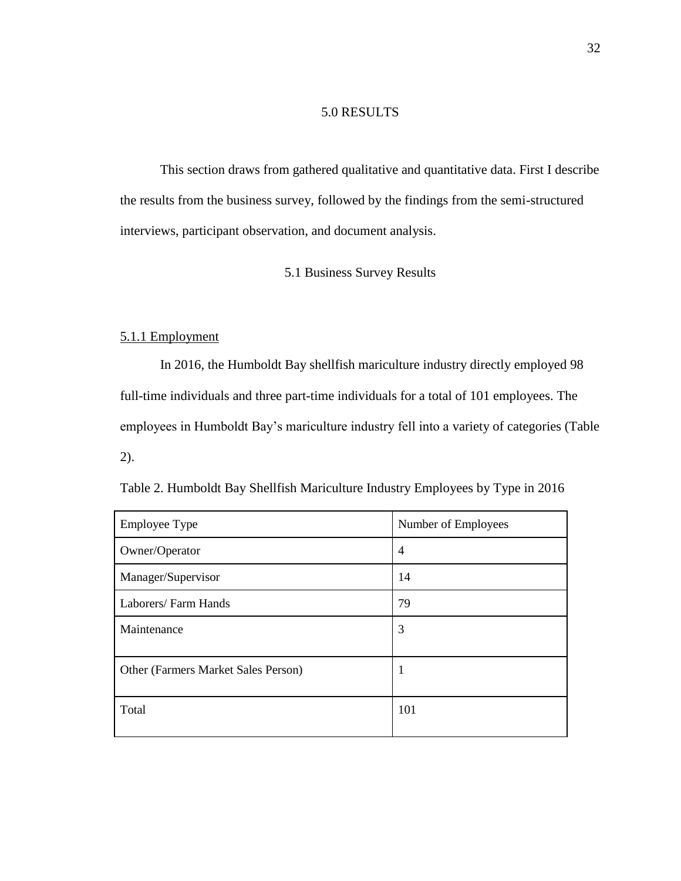# 5.0 RESULTS

This section draws from gathered qualitative and quantitative data. First I describe the results from the business survey, followed by the findings from the semi-structured interviews, participant observation, and document analysis.

## 5.1 Business Survey Results

### 5.1.1 Employment

In 2016, the Humboldt Bay shellfish mariculture industry directly employed 98 full-time individuals and three part-time individuals for a total of 101 employees. The employees in Humboldt Bay's mariculture industry fell into a variety of categories (Table 2).

Table 2. Humboldt Bay Shellfish Mariculture Industry Employees by Type in 2016

| Employee Type | Number of Employees |
| --- | --- |
| Owner/Operator | 4 |
| Manager/Supervisor | 14 |
| Laborers/ Farm Hands | 79 |
| Maintenance | 3 |
| Other (Farmers Market Sales Person) | 1 |
| Total | 101 |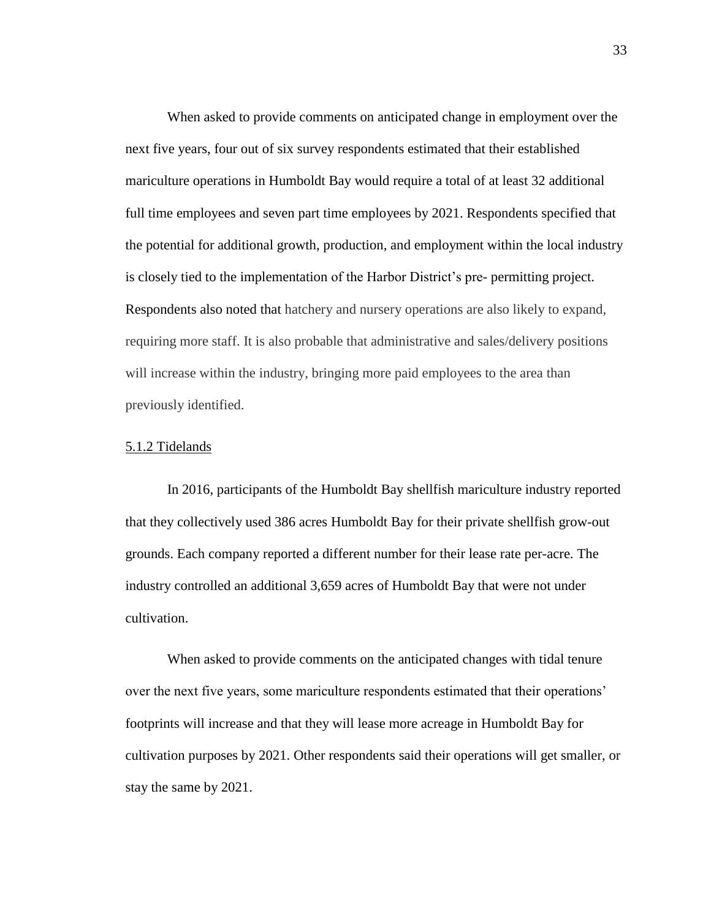When asked to provide comments on anticipated change in employment over the next five years, four out of six survey respondents estimated that their established mariculture operations in Humboldt Bay would require a total of at least 32 additional full time employees and seven part time employees by 2021. Respondents specified that the potential for additional growth, production, and employment within the local industry is closely tied to the implementation of the Harbor District's pre- permitting project. Respondents also noted that hatchery and nursery operations are also likely to expand, requiring more staff. It is also probable that administrative and sales/delivery positions will increase within the industry, bringing more paid employees to the area than previously identified.

### 5.1.2 Tidelands

In 2016, participants of the Humboldt Bay shellfish mariculture industry reported that they collectively used 386 acres Humboldt Bay for their private shellfish grow-out grounds. Each company reported a different number for their lease rate per-acre. The industry controlled an additional 3,659 acres of Humboldt Bay that were not under cultivation.

When asked to provide comments on the anticipated changes with tidal tenure over the next five years, some mariculture respondents estimated that their operations' footprints will increase and that they will lease more acreage in Humboldt Bay for cultivation purposes by 2021. Other respondents said their operations will get smaller, or stay the same by 2021.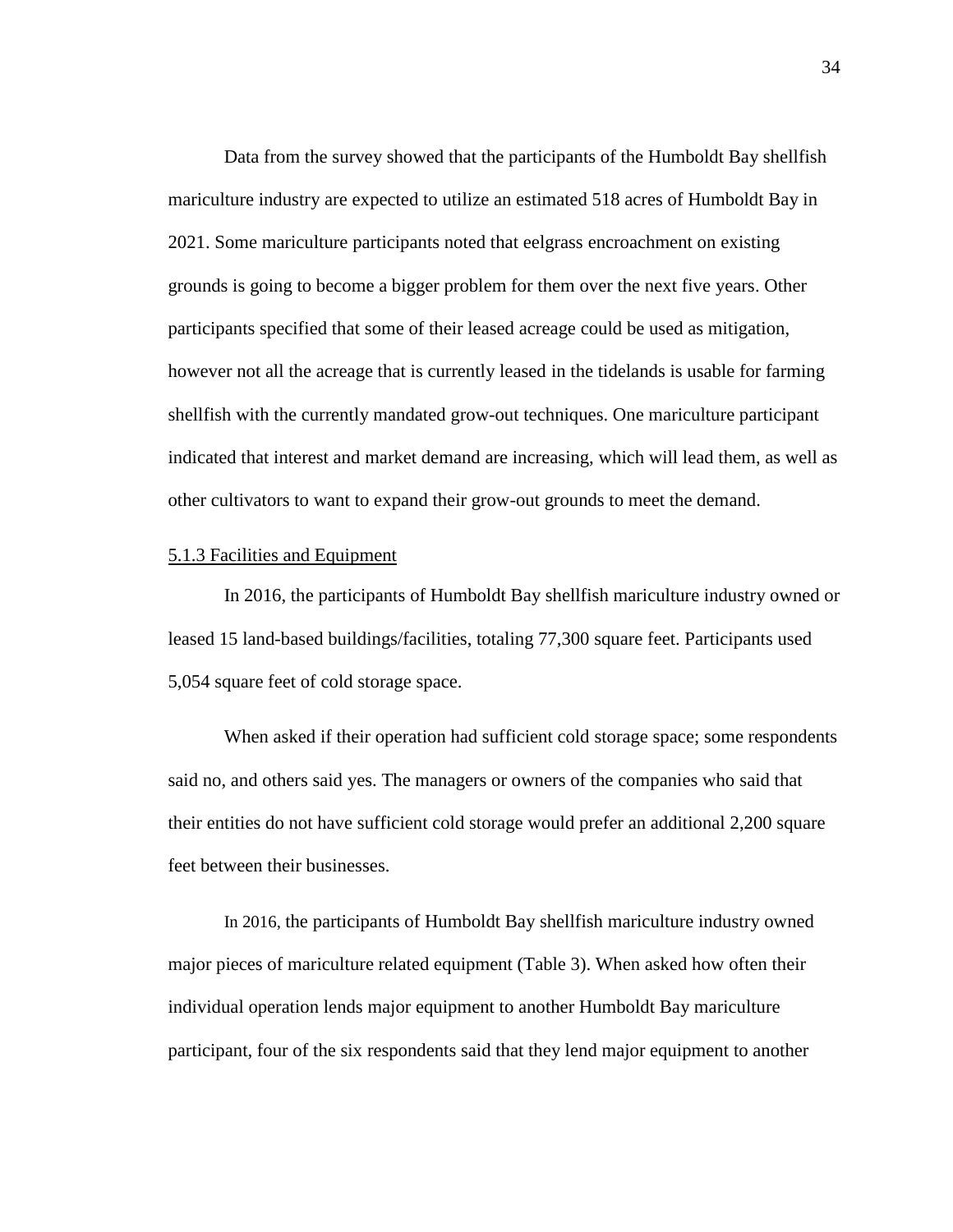Data from the survey showed that the participants of the Humboldt Bay shellfish mariculture industry are expected to utilize an estimated 518 acres of Humboldt Bay in 2021. Some mariculture participants noted that eelgrass encroachment on existing grounds is going to become a bigger problem for them over the next five years. Other participants specified that some of their leased acreage could be used as mitigation, however not all the acreage that is currently leased in the tidelands is usable for farming shellfish with the currently mandated grow-out techniques. One mariculture participant indicated that interest and market demand are increasing, which will lead them, as well as other cultivators to want to expand their grow-out grounds to meet the demand.

### 5.1.3 Facilities and Equipment

In 2016, the participants of Humboldt Bay shellfish mariculture industry owned or leased 15 land-based buildings/facilities, totaling 77,300 square feet. Participants used 5,054 square feet of cold storage space.

When asked if their operation had sufficient cold storage space; some respondents said no, and others said yes. The managers or owners of the companies who said that their entities do not have sufficient cold storage would prefer an additional 2,200 square feet between their businesses.

In 2016, the participants of Humboldt Bay shellfish mariculture industry owned major pieces of mariculture related equipment (Table 3). When asked how often their individual operation lends major equipment to another Humboldt Bay mariculture participant, four of the six respondents said that they lend major equipment to another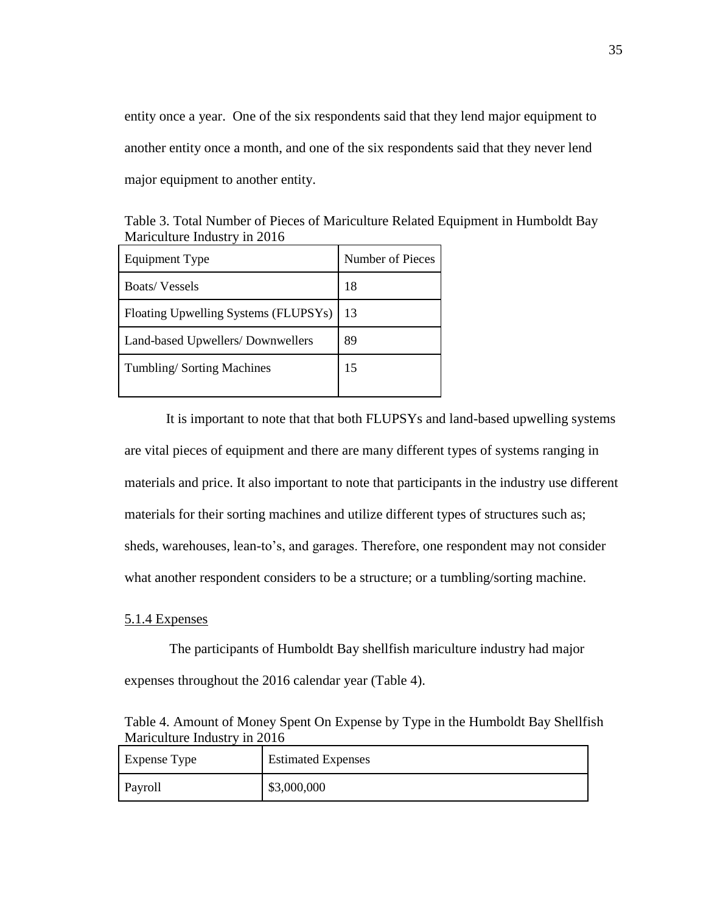entity once a year. One of the six respondents said that they lend major equipment to another entity once a month, and one of the six respondents said that they never lend major equipment to another entity.

Table 3. Total Number of Pieces of Mariculture Related Equipment in Humboldt Bay Mariculture Industry in 2016

| Equipment Type | Number of Pieces |
|---|---|
| Boats/ Vessels | 18 |
| Floating Upwelling Systems (FLUPSYs) | 13 |
| Land-based Upwellers/ Downwellers | 89 |
| Tumbling/ Sorting Machines | 15 |

It is important to note that that both FLUPSYs and land-based upwelling systems are vital pieces of equipment and there are many different types of systems ranging in materials and price. It also important to note that participants in the industry use different materials for their sorting machines and utilize different types of structures such as; sheds, warehouses, lean-to's, and garages. Therefore, one respondent may not consider what another respondent considers to be a structure; or a tumbling/sorting machine.

### 5.1.4 Expenses

The participants of Humboldt Bay shellfish mariculture industry had major expenses throughout the 2016 calendar year (Table 4).

Table 4. Amount of Money Spent On Expense by Type in the Humboldt Bay Shellfish Mariculture Industry in 2016

| Expense Type | Estimated Expenses |
|---|---|
| Payroll | $3,000,000 |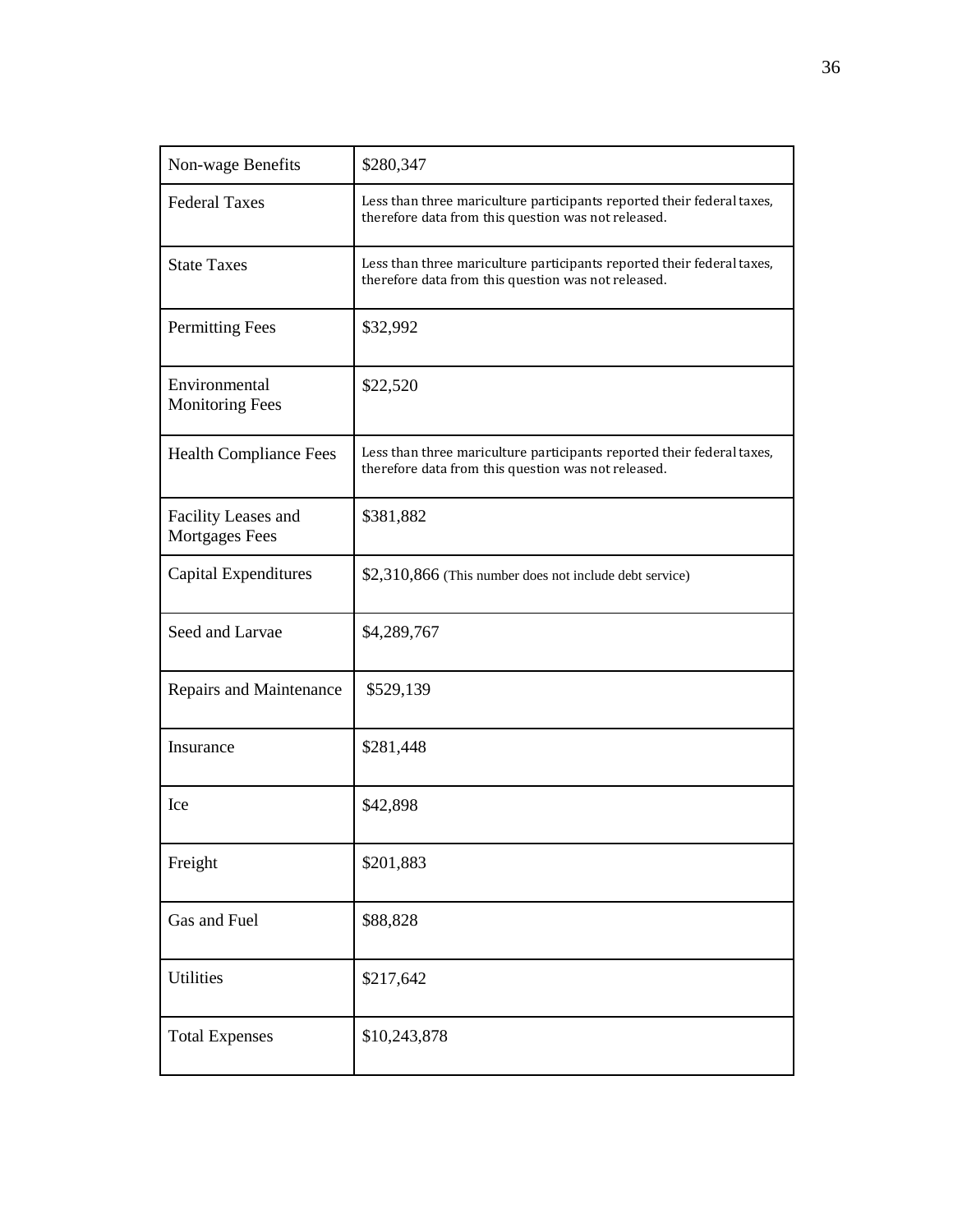| Non-wage Benefits | $280,347 |
|---|---|
| Federal Taxes | Less than three mariculture participants reported their federal taxes, therefore data from this question was not released. |
| State Taxes | Less than three mariculture participants reported their federal taxes, therefore data from this question was not released. |
| Permitting Fees | $32,992 |
| Environmental Monitoring Fees | $22,520 |
| Health Compliance Fees | Less than three mariculture participants reported their federal taxes, therefore data from this question was not released. |
| Facility Leases and Mortgages Fees | $381,882 |
| Capital Expenditures | $2,310,866 (This number does not include debt service) |
| Seed and Larvae | $4,289,767 |
| Repairs and Maintenance | $529,139 |
| Insurance | $281,448 |
| Ice | $42,898 |
| Freight | $201,883 |
| Gas and Fuel | $88,828 |
| Utilities | $217,642 |
| Total Expenses | $10,243,878 |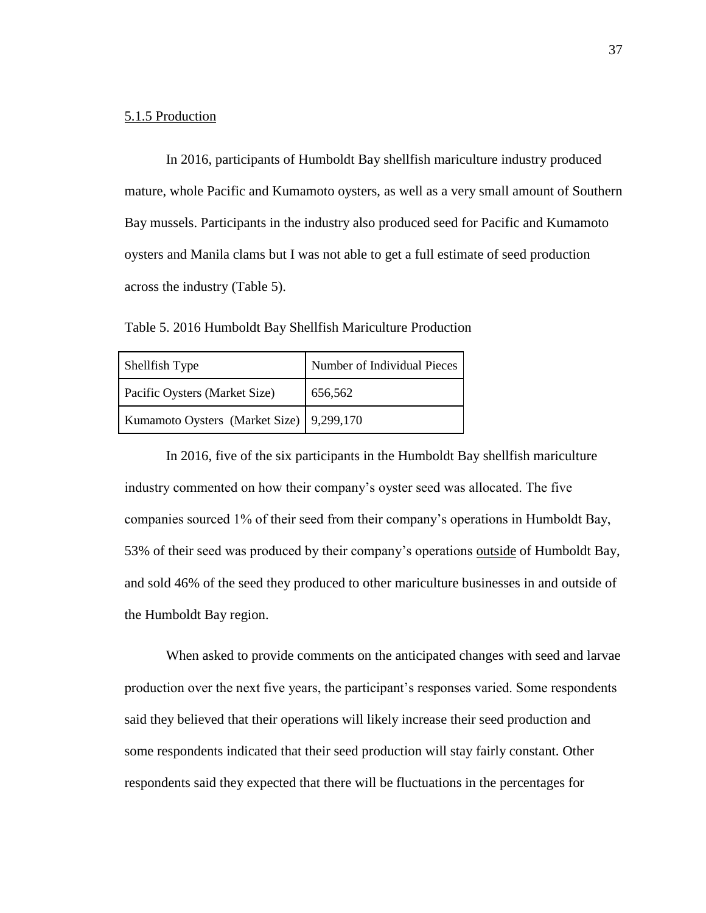### 5.1.5 Production

In 2016, participants of Humboldt Bay shellfish mariculture industry produced mature, whole Pacific and Kumamoto oysters, as well as a very small amount of Southern Bay mussels. Participants in the industry also produced seed for Pacific and Kumamoto oysters and Manila clams but I was not able to get a full estimate of seed production across the industry (Table 5).

Table 5. 2016 Humboldt Bay Shellfish Mariculture Production

| Shellfish Type | Number of Individual Pieces |
|---|---|
| Pacific Oysters (Market Size) | 656,562 |
| Kumamoto Oysters (Market Size) | 9,299,170 |

In 2016, five of the six participants in the Humboldt Bay shellfish mariculture industry commented on how their company's oyster seed was allocated. The five companies sourced 1% of their seed from their company's operations in Humboldt Bay, 53% of their seed was produced by their company's operations outside of Humboldt Bay, and sold 46% of the seed they produced to other mariculture businesses in and outside of the Humboldt Bay region.

When asked to provide comments on the anticipated changes with seed and larvae production over the next five years, the participant's responses varied. Some respondents said they believed that their operations will likely increase their seed production and some respondents indicated that their seed production will stay fairly constant. Other respondents said they expected that there will be fluctuations in the percentages for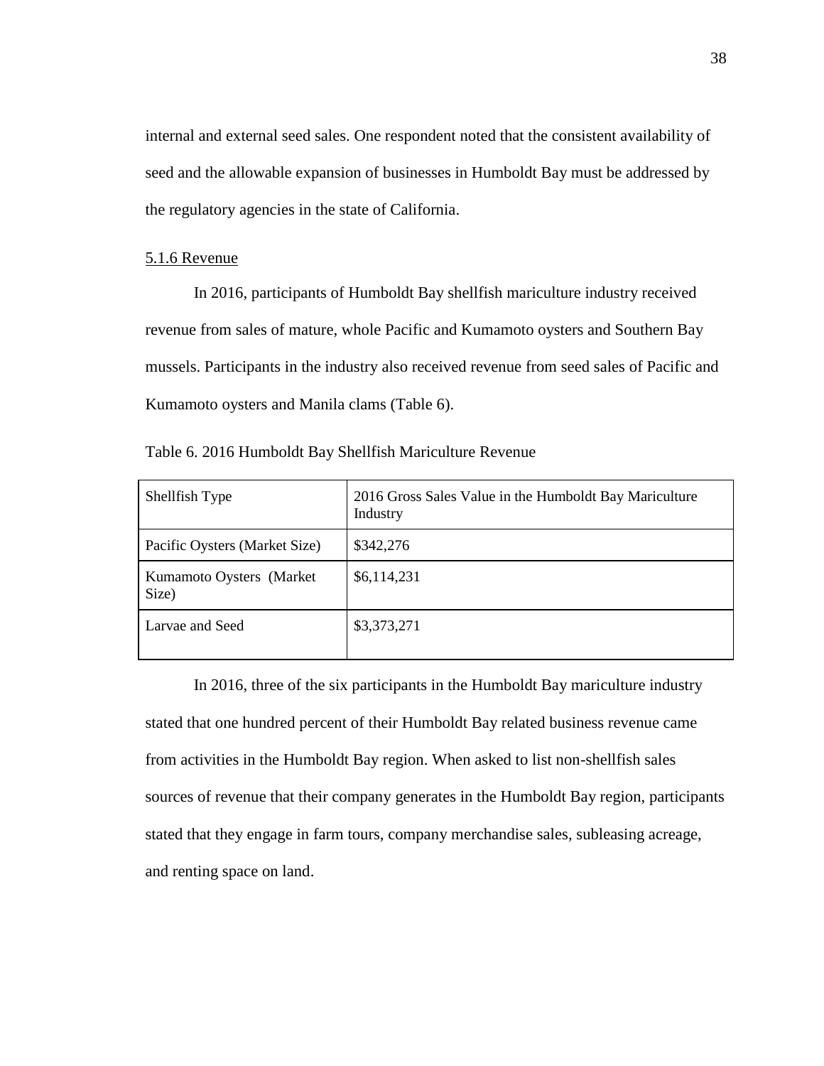internal and external seed sales. One respondent noted that the consistent availability of seed and the allowable expansion of businesses in Humboldt Bay must be addressed by the regulatory agencies in the state of California.

### 5.1.6 Revenue

In 2016, participants of Humboldt Bay shellfish mariculture industry received revenue from sales of mature, whole Pacific and Kumamoto oysters and Southern Bay mussels. Participants in the industry also received revenue from seed sales of Pacific and Kumamoto oysters and Manila clams (Table 6).

Table 6. 2016 Humboldt Bay Shellfish Mariculture Revenue

| Shellfish Type | 2016 Gross Sales Value in the Humboldt Bay Mariculture Industry |
| --- | --- |
| Pacific Oysters (Market Size) | $342,276 |
| Kumamoto Oysters (Market Size) | $6,114,231 |
| Larvae and Seed | $3,373,271 |

In 2016, three of the six participants in the Humboldt Bay mariculture industry stated that one hundred percent of their Humboldt Bay related business revenue came from activities in the Humboldt Bay region. When asked to list non-shellfish sales sources of revenue that their company generates in the Humboldt Bay region, participants stated that they engage in farm tours, company merchandise sales, subleasing acreage, and renting space on land.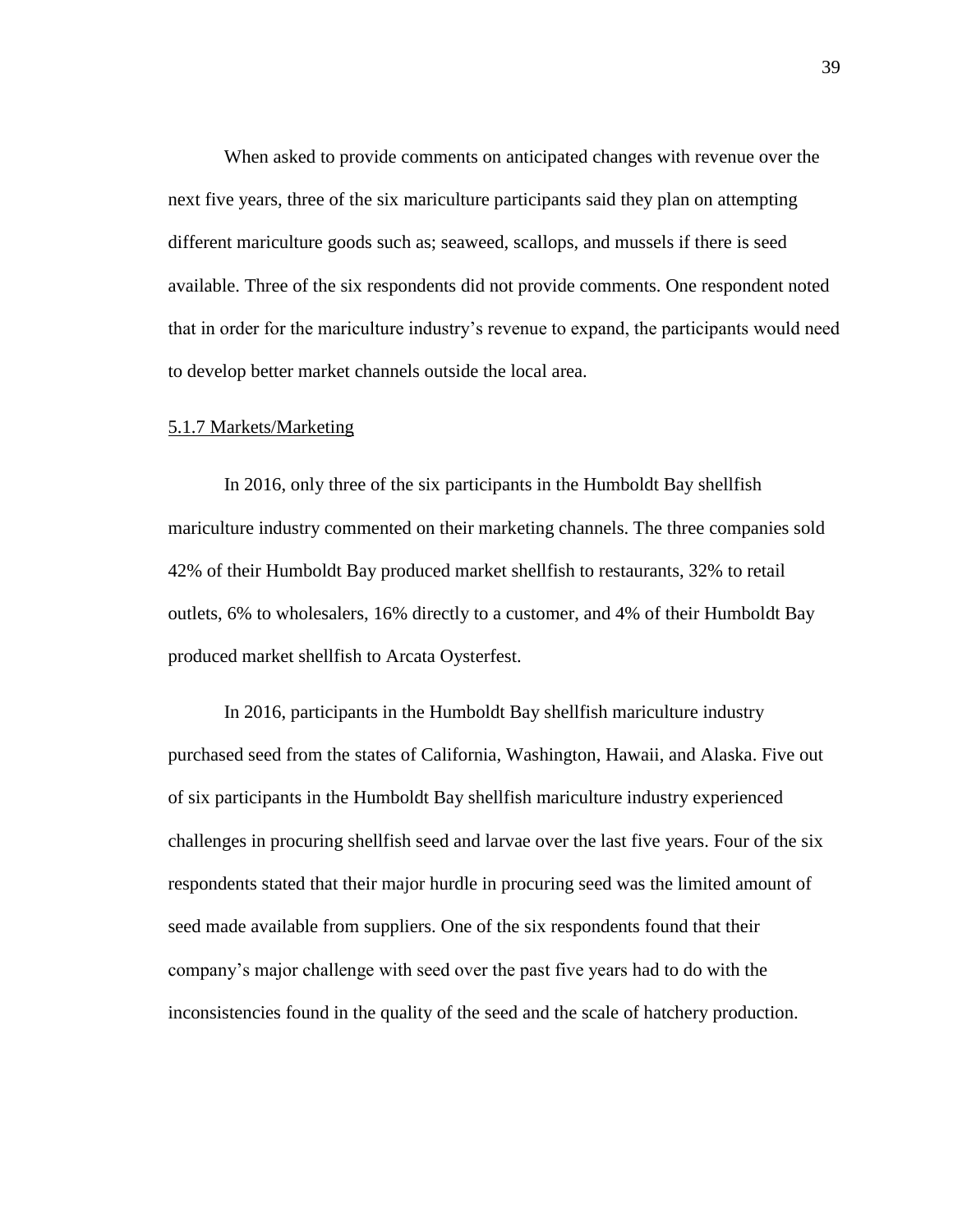When asked to provide comments on anticipated changes with revenue over the next five years, three of the six mariculture participants said they plan on attempting different mariculture goods such as; seaweed, scallops, and mussels if there is seed available. Three of the six respondents did not provide comments. One respondent noted that in order for the mariculture industry's revenue to expand, the participants would need to develop better market channels outside the local area.

#### 5.1.7 Markets/Marketing

In 2016, only three of the six participants in the Humboldt Bay shellfish mariculture industry commented on their marketing channels. The three companies sold 42% of their Humboldt Bay produced market shellfish to restaurants, 32% to retail outlets, 6% to wholesalers, 16% directly to a customer, and 4% of their Humboldt Bay produced market shellfish to Arcata Oysterfest.

In 2016, participants in the Humboldt Bay shellfish mariculture industry purchased seed from the states of California, Washington, Hawaii, and Alaska. Five out of six participants in the Humboldt Bay shellfish mariculture industry experienced challenges in procuring shellfish seed and larvae over the last five years. Four of the six respondents stated that their major hurdle in procuring seed was the limited amount of seed made available from suppliers. One of the six respondents found that their company's major challenge with seed over the past five years had to do with the inconsistencies found in the quality of the seed and the scale of hatchery production.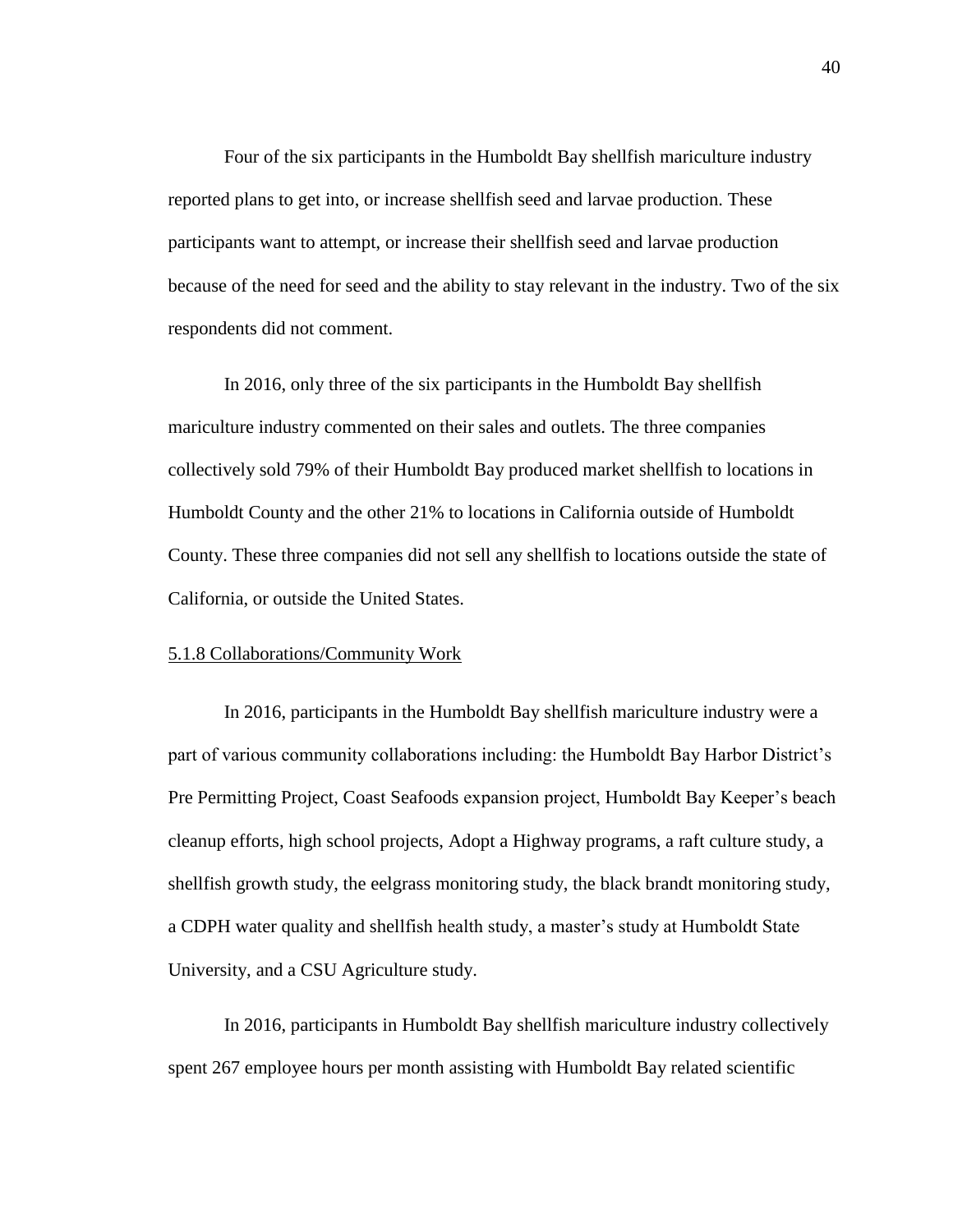Four of the six participants in the Humboldt Bay shellfish mariculture industry reported plans to get into, or increase shellfish seed and larvae production. These participants want to attempt, or increase their shellfish seed and larvae production because of the need for seed and the ability to stay relevant in the industry. Two of the six respondents did not comment.

In 2016, only three of the six participants in the Humboldt Bay shellfish mariculture industry commented on their sales and outlets. The three companies collectively sold 79% of their Humboldt Bay produced market shellfish to locations in Humboldt County and the other 21% to locations in California outside of Humboldt County. These three companies did not sell any shellfish to locations outside the state of California, or outside the United States.

#### 5.1.8 Collaborations/Community Work

In 2016, participants in the Humboldt Bay shellfish mariculture industry were a part of various community collaborations including: the Humboldt Bay Harbor District's Pre Permitting Project, Coast Seafoods expansion project, Humboldt Bay Keeper's beach cleanup efforts, high school projects, Adopt a Highway programs, a raft culture study, a shellfish growth study, the eelgrass monitoring study, the black brandt monitoring study, a CDPH water quality and shellfish health study, a master's study at Humboldt State University, and a CSU Agriculture study.

In 2016, participants in Humboldt Bay shellfish mariculture industry collectively spent 267 employee hours per month assisting with Humboldt Bay related scientific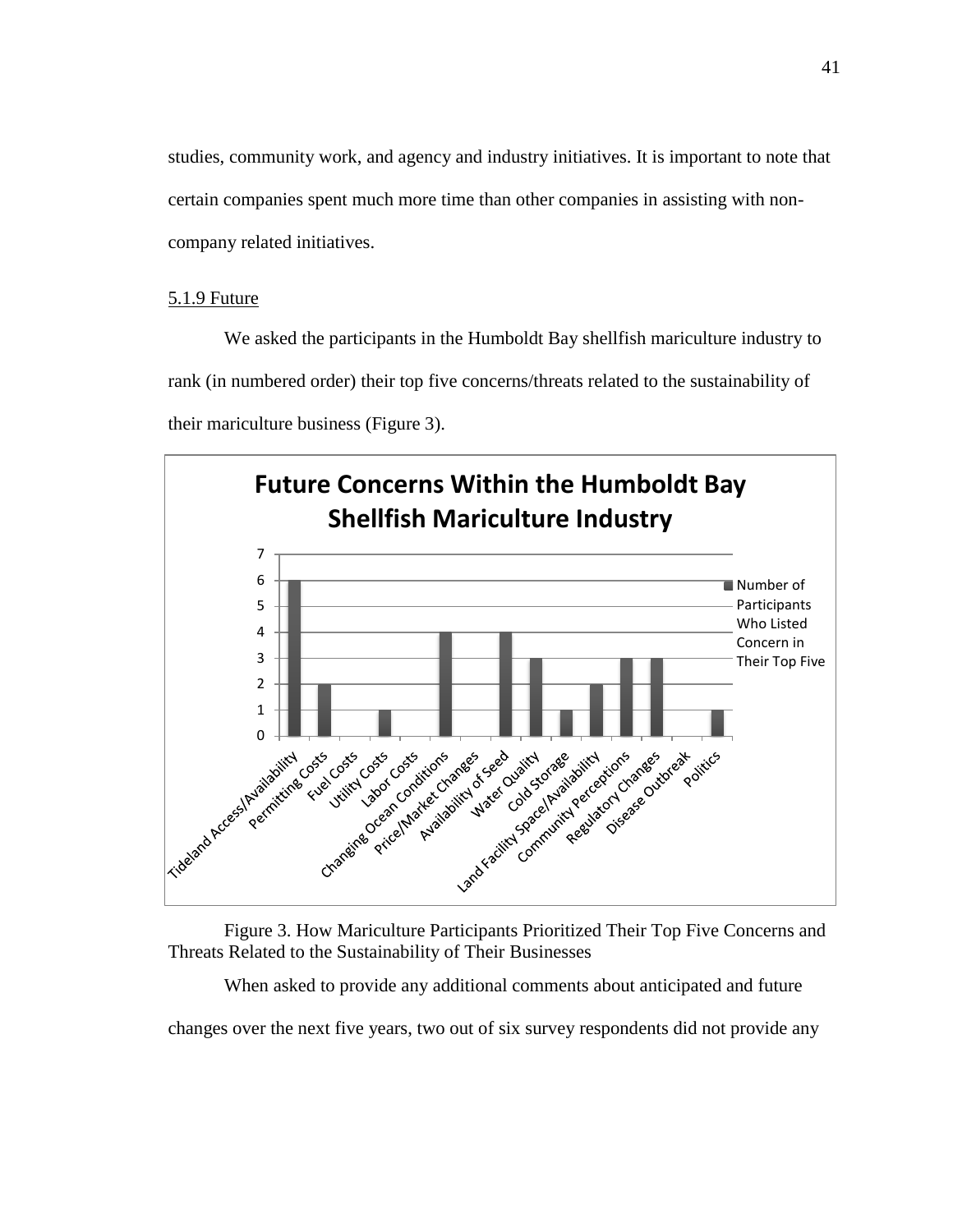studies, community work, and agency and industry initiatives. It is important to note that certain companies spent much more time than other companies in assisting with non-company related initiatives.

### 5.1.9 Future

We asked the participants in the Humboldt Bay shellfish mariculture industry to rank (in numbered order) their top five concerns/threats related to the sustainability of their mariculture business (Figure 3).

**Future Concerns Within the Humboldt Bay Shellfish Mariculture Industry**

| Concern | Number of Participants Who Listed Concern in Their Top Five |
|---|---|
| Tideland Access/Availability | 6 |
| Permitting Costs | 2 |
| Fuel Costs | 0 |
| Utility Costs | 1 |
| Labor Costs | 0 |
| Changing Ocean Conditions | 4 |
| Price/Market Changes | 0 |
| Availability of Seed | 4 |
| Water Quality | 3 |
| Cold Storage | 1 |
| Land Facility Space/Availability | 2 |
| Community Perceptions | 3 |
| Regulatory Changes | 3 |
| Disease Outbreak | 0 |
| Politics | 1 |

Figure 3. How Mariculture Participants Prioritized Their Top Five Concerns and Threats Related to the Sustainability of Their Businesses

When asked to provide any additional comments about anticipated and future changes over the next five years, two out of six survey respondents did not provide any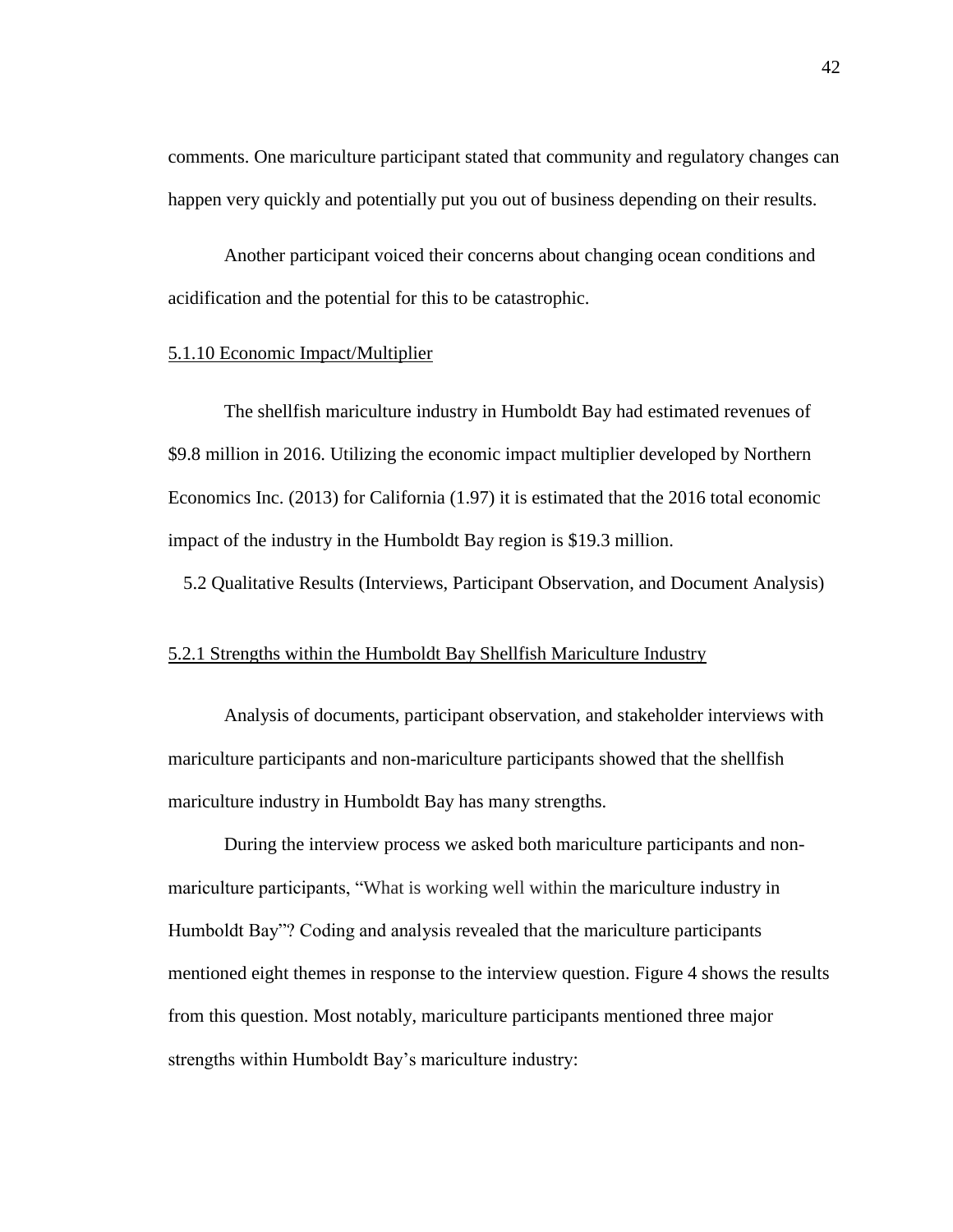comments. One mariculture participant stated that community and regulatory changes can happen very quickly and potentially put you out of business depending on their results.

Another participant voiced their concerns about changing ocean conditions and acidification and the potential for this to be catastrophic.

### 5.1.10 Economic Impact/Multiplier

The shellfish mariculture industry in Humboldt Bay had estimated revenues of $9.8 million in 2016. Utilizing the economic impact multiplier developed by Northern Economics Inc. (2013) for California (1.97) it is estimated that the 2016 total economic impact of the industry in the Humboldt Bay region is $19.3 million.

## 5.2 Qualitative Results (Interviews, Participant Observation, and Document Analysis)

### 5.2.1 Strengths within the Humboldt Bay Shellfish Mariculture Industry

Analysis of documents, participant observation, and stakeholder interviews with mariculture participants and non-mariculture participants showed that the shellfish mariculture industry in Humboldt Bay has many strengths.

During the interview process we asked both mariculture participants and non-mariculture participants, "What is working well within the mariculture industry in Humboldt Bay"? Coding and analysis revealed that the mariculture participants mentioned eight themes in response to the interview question. Figure 4 shows the results from this question. Most notably, mariculture participants mentioned three major strengths within Humboldt Bay's mariculture industry: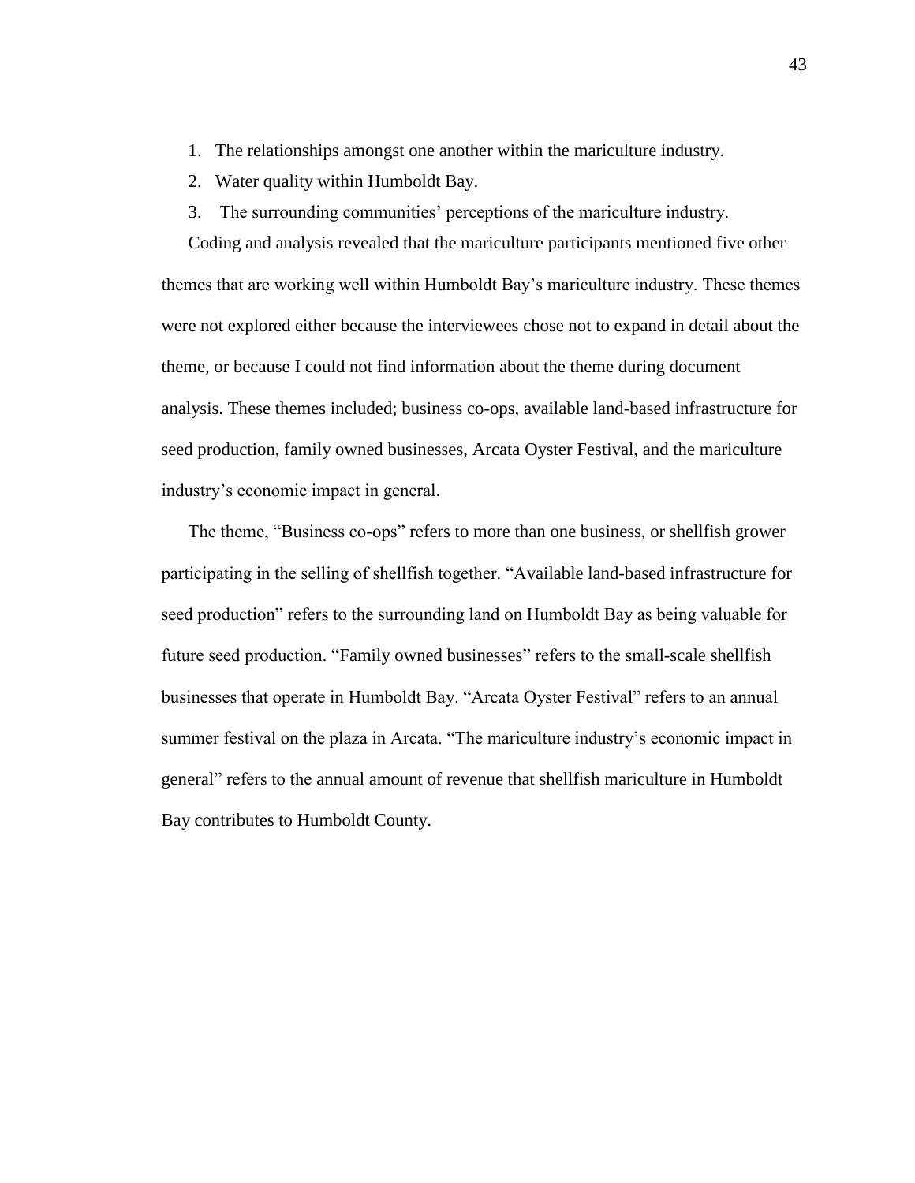1. The relationships amongst one another within the mariculture industry.
2. Water quality within Humboldt Bay.
3. The surrounding communities' perceptions of the mariculture industry.

Coding and analysis revealed that the mariculture participants mentioned five other themes that are working well within Humboldt Bay's mariculture industry. These themes were not explored either because the interviewees chose not to expand in detail about the theme, or because I could not find information about the theme during document analysis. These themes included; business co-ops, available land-based infrastructure for seed production, family owned businesses, Arcata Oyster Festival, and the mariculture industry's economic impact in general.

The theme, "Business co-ops" refers to more than one business, or shellfish grower participating in the selling of shellfish together. "Available land-based infrastructure for seed production" refers to the surrounding land on Humboldt Bay as being valuable for future seed production. "Family owned businesses" refers to the small-scale shellfish businesses that operate in Humboldt Bay. "Arcata Oyster Festival" refers to an annual summer festival on the plaza in Arcata. "The mariculture industry's economic impact in general" refers to the annual amount of revenue that shellfish mariculture in Humboldt Bay contributes to Humboldt County.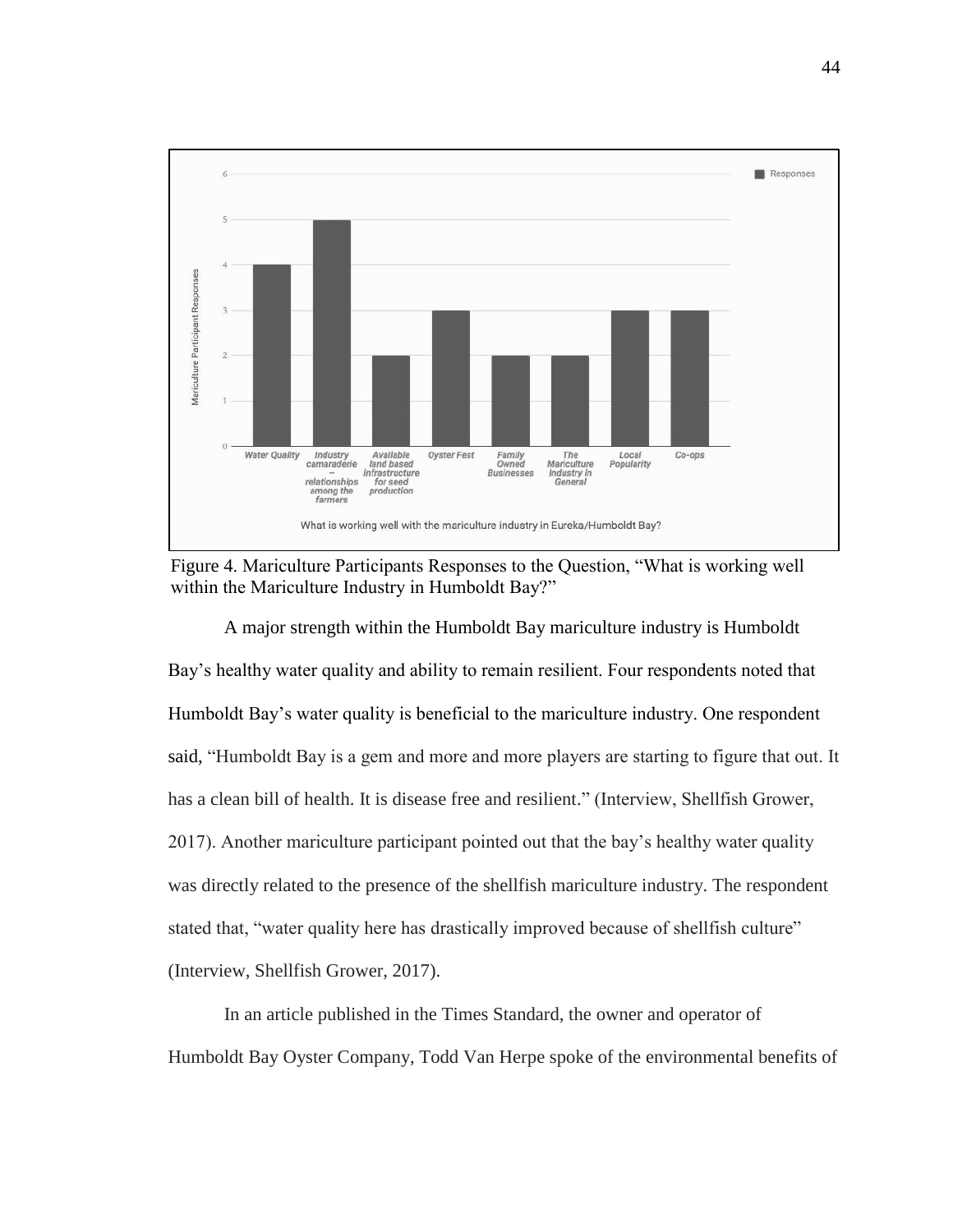Figure 4. Mariculture Participants Responses to the Question, "What is working well within the Mariculture Industry in Humboldt Bay?"

A major strength within the Humboldt Bay mariculture industry is Humboldt Bay's healthy water quality and ability to remain resilient. Four respondents noted that Humboldt Bay's water quality is beneficial to the mariculture industry. One respondent said, "Humboldt Bay is a gem and more and more players are starting to figure that out. It has a clean bill of health. It is disease free and resilient." (Interview, Shellfish Grower, 2017). Another mariculture participant pointed out that the bay's healthy water quality was directly related to the presence of the shellfish mariculture industry. The respondent stated that, "water quality here has drastically improved because of shellfish culture" (Interview, Shellfish Grower, 2017).

In an article published in the Times Standard, the owner and operator of Humboldt Bay Oyster Company, Todd Van Herpe spoke of the environmental benefits of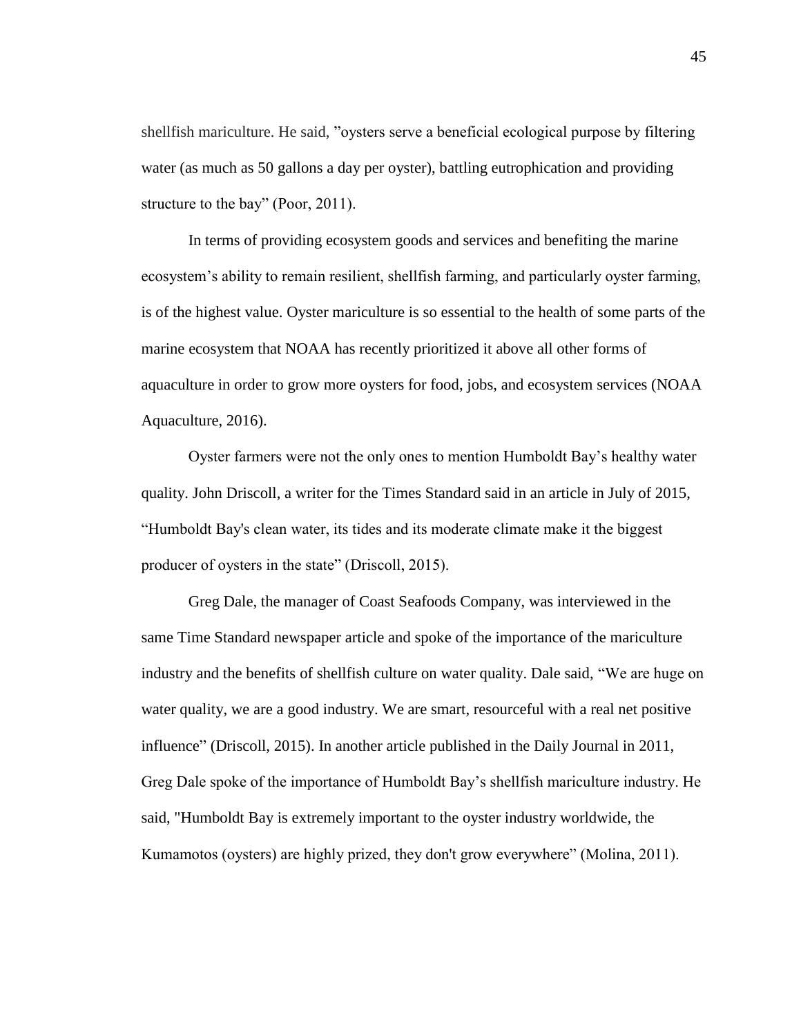shellfish mariculture. He said, "oysters serve a beneficial ecological purpose by filtering water (as much as 50 gallons a day per oyster), battling eutrophication and providing structure to the bay" (Poor, 2011).

In terms of providing ecosystem goods and services and benefiting the marine ecosystem's ability to remain resilient, shellfish farming, and particularly oyster farming, is of the highest value. Oyster mariculture is so essential to the health of some parts of the marine ecosystem that NOAA has recently prioritized it above all other forms of aquaculture in order to grow more oysters for food, jobs, and ecosystem services (NOAA Aquaculture, 2016).

Oyster farmers were not the only ones to mention Humboldt Bay's healthy water quality. John Driscoll, a writer for the Times Standard said in an article in July of 2015, "Humboldt Bay's clean water, its tides and its moderate climate make it the biggest producer of oysters in the state" (Driscoll, 2015).

Greg Dale, the manager of Coast Seafoods Company, was interviewed in the same Time Standard newspaper article and spoke of the importance of the mariculture industry and the benefits of shellfish culture on water quality. Dale said, "We are huge on water quality, we are a good industry. We are smart, resourceful with a real net positive influence" (Driscoll, 2015). In another article published in the Daily Journal in 2011, Greg Dale spoke of the importance of Humboldt Bay's shellfish mariculture industry. He said, "Humboldt Bay is extremely important to the oyster industry worldwide, the Kumamotos (oysters) are highly prized, they don't grow everywhere" (Molina, 2011).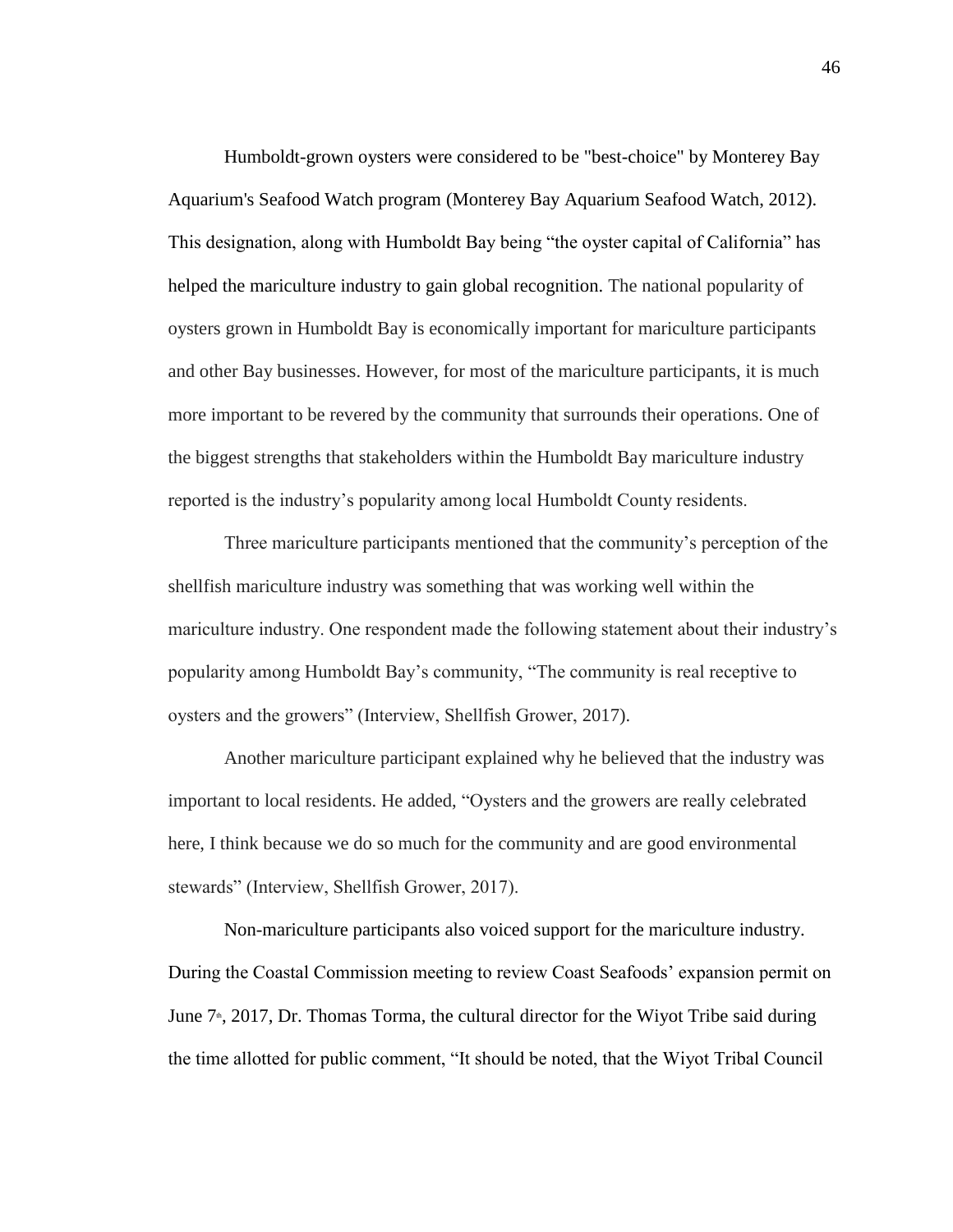Humboldt-grown oysters were considered to be "best-choice" by Monterey Bay Aquarium's Seafood Watch program (Monterey Bay Aquarium Seafood Watch, 2012). This designation, along with Humboldt Bay being "the oyster capital of California" has helped the mariculture industry to gain global recognition. The national popularity of oysters grown in Humboldt Bay is economically important for mariculture participants and other Bay businesses. However, for most of the mariculture participants, it is much more important to be revered by the community that surrounds their operations. One of the biggest strengths that stakeholders within the Humboldt Bay mariculture industry reported is the industry's popularity among local Humboldt County residents.

Three mariculture participants mentioned that the community's perception of the shellfish mariculture industry was something that was working well within the mariculture industry. One respondent made the following statement about their industry's popularity among Humboldt Bay's community, "The community is real receptive to oysters and the growers" (Interview, Shellfish Grower, 2017).

Another mariculture participant explained why he believed that the industry was important to local residents. He added, "Oysters and the growers are really celebrated here, I think because we do so much for the community and are good environmental stewards" (Interview, Shellfish Grower, 2017).

Non-mariculture participants also voiced support for the mariculture industry. During the Coastal Commission meeting to review Coast Seafoods' expansion permit on June 7th, 2017, Dr. Thomas Torma, the cultural director for the Wiyot Tribe said during the time allotted for public comment, "It should be noted, that the Wiyot Tribal Council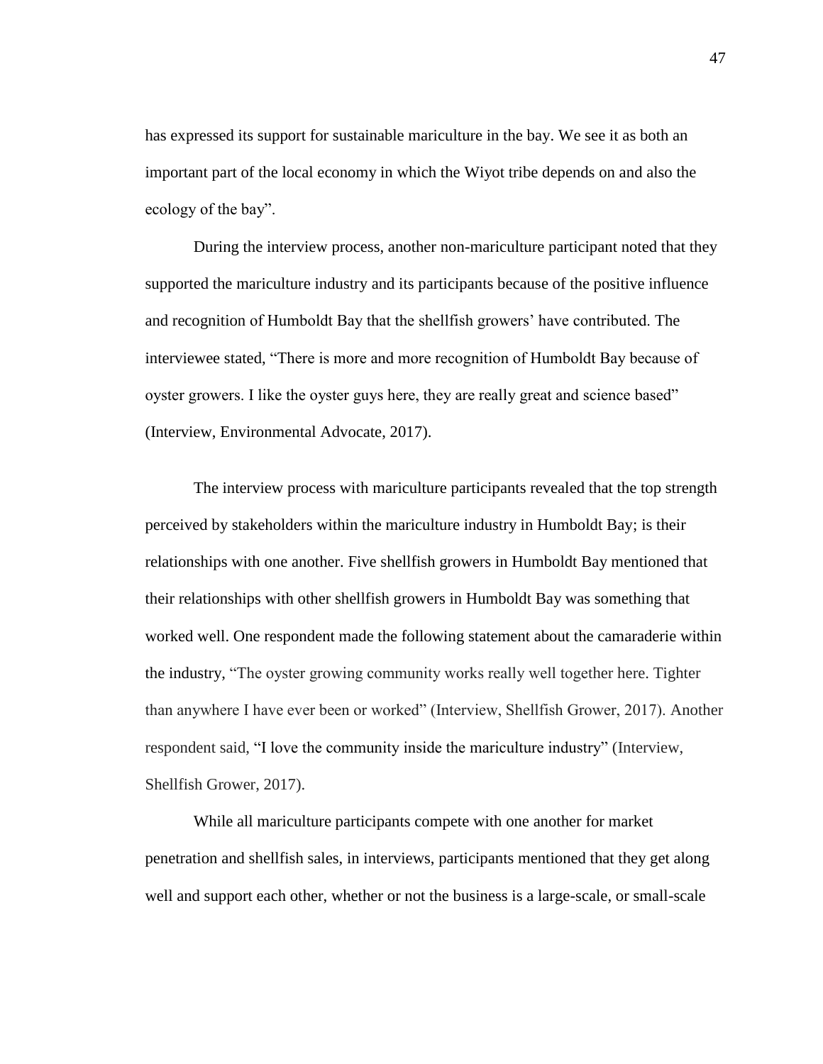has expressed its support for sustainable mariculture in the bay. We see it as both an important part of the local economy in which the Wiyot tribe depends on and also the ecology of the bay".

During the interview process, another non-mariculture participant noted that they supported the mariculture industry and its participants because of the positive influence and recognition of Humboldt Bay that the shellfish growers' have contributed. The interviewee stated, "There is more and more recognition of Humboldt Bay because of oyster growers. I like the oyster guys here, they are really great and science based" (Interview, Environmental Advocate, 2017).

The interview process with mariculture participants revealed that the top strength perceived by stakeholders within the mariculture industry in Humboldt Bay; is their relationships with one another. Five shellfish growers in Humboldt Bay mentioned that their relationships with other shellfish growers in Humboldt Bay was something that worked well. One respondent made the following statement about the camaraderie within the industry, "The oyster growing community works really well together here. Tighter than anywhere I have ever been or worked" (Interview, Shellfish Grower, 2017). Another respondent said, "I love the community inside the mariculture industry" (Interview, Shellfish Grower, 2017).

While all mariculture participants compete with one another for market penetration and shellfish sales, in interviews, participants mentioned that they get along well and support each other, whether or not the business is a large-scale, or small-scale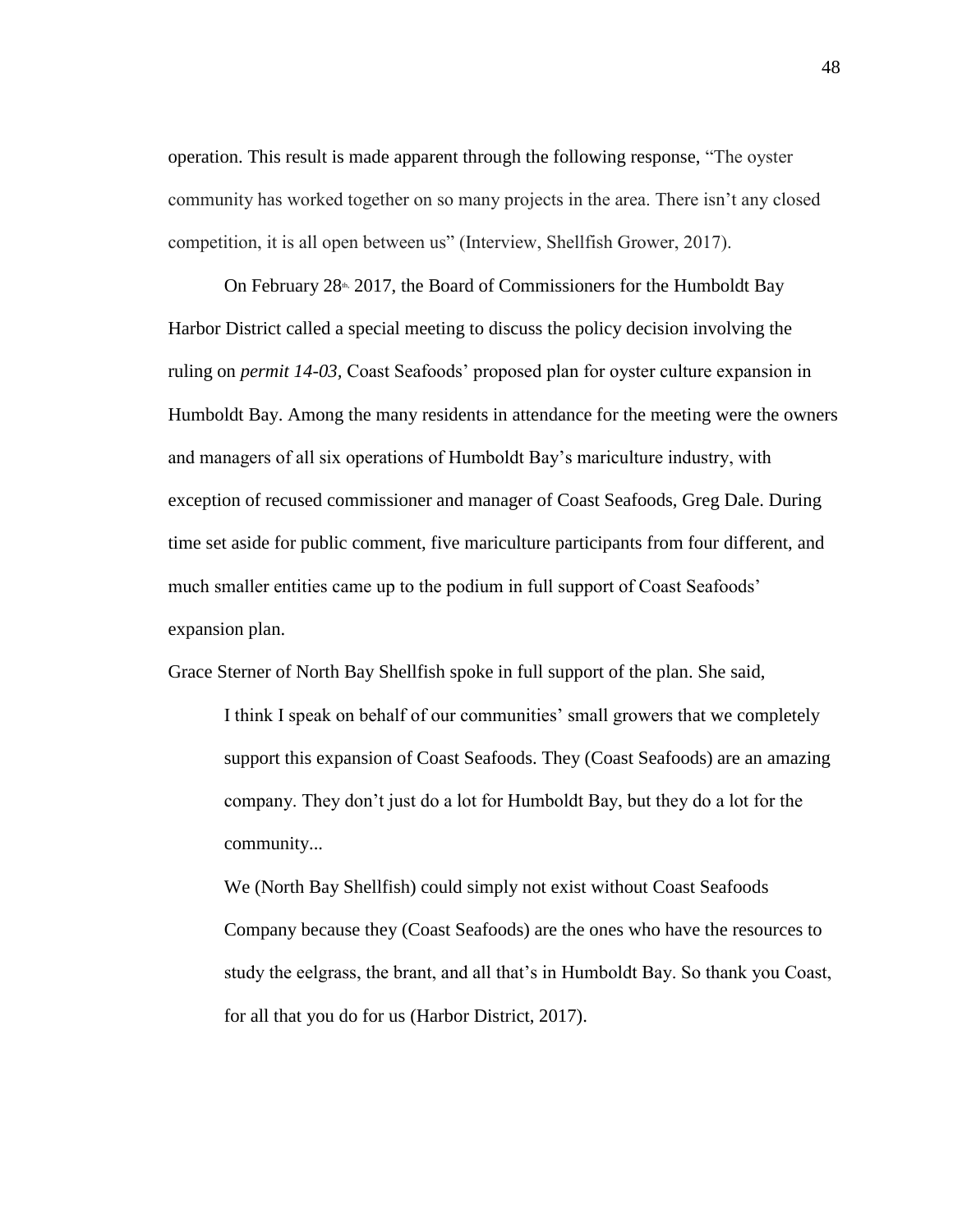operation. This result is made apparent through the following response, "The oyster community has worked together on so many projects in the area. There isn't any closed competition, it is all open between us" (Interview, Shellfish Grower, 2017).

On February 28th, 2017, the Board of Commissioners for the Humboldt Bay Harbor District called a special meeting to discuss the policy decision involving the ruling on *permit 14-03,* Coast Seafoods' proposed plan for oyster culture expansion in Humboldt Bay. Among the many residents in attendance for the meeting were the owners and managers of all six operations of Humboldt Bay's mariculture industry, with exception of recused commissioner and manager of Coast Seafoods, Greg Dale. During time set aside for public comment, five mariculture participants from four different, and much smaller entities came up to the podium in full support of Coast Seafoods' expansion plan.

Grace Sterner of North Bay Shellfish spoke in full support of the plan. She said,

> I think I speak on behalf of our communities' small growers that we completely support this expansion of Coast Seafoods. They (Coast Seafoods) are an amazing company. They don't just do a lot for Humboldt Bay, but they do a lot for the community...
>
> We (North Bay Shellfish) could simply not exist without Coast Seafoods Company because they (Coast Seafoods) are the ones who have the resources to study the eelgrass, the brant, and all that's in Humboldt Bay. So thank you Coast, for all that you do for us (Harbor District, 2017).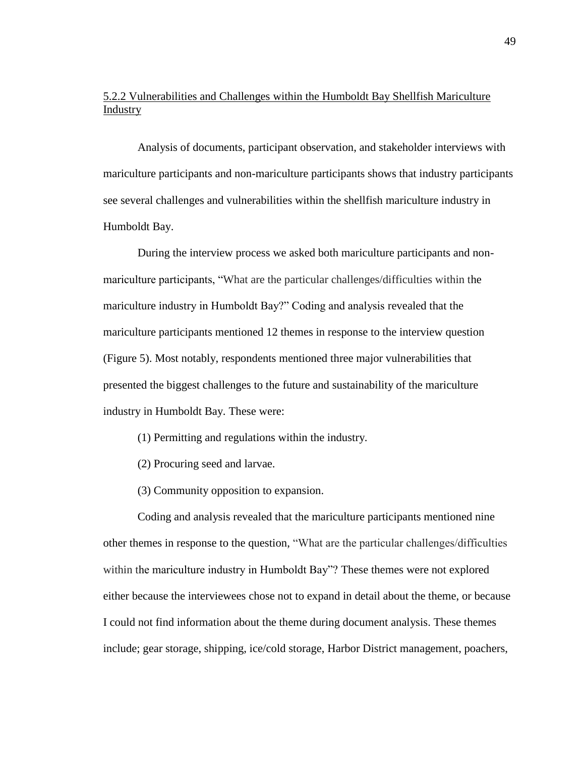### 5.2.2 Vulnerabilities and Challenges within the Humboldt Bay Shellfish Mariculture Industry

Analysis of documents, participant observation, and stakeholder interviews with mariculture participants and non-mariculture participants shows that industry participants see several challenges and vulnerabilities within the shellfish mariculture industry in Humboldt Bay.

During the interview process we asked both mariculture participants and non-mariculture participants, "What are the particular challenges/difficulties within the mariculture industry in Humboldt Bay?" Coding and analysis revealed that the mariculture participants mentioned 12 themes in response to the interview question (Figure 5). Most notably, respondents mentioned three major vulnerabilities that presented the biggest challenges to the future and sustainability of the mariculture industry in Humboldt Bay. These were:

(1) Permitting and regulations within the industry.

(2) Procuring seed and larvae.

(3) Community opposition to expansion.

Coding and analysis revealed that the mariculture participants mentioned nine other themes in response to the question, "What are the particular challenges/difficulties within the mariculture industry in Humboldt Bay"? These themes were not explored either because the interviewees chose not to expand in detail about the theme, or because I could not find information about the theme during document analysis. These themes include; gear storage, shipping, ice/cold storage, Harbor District management, poachers,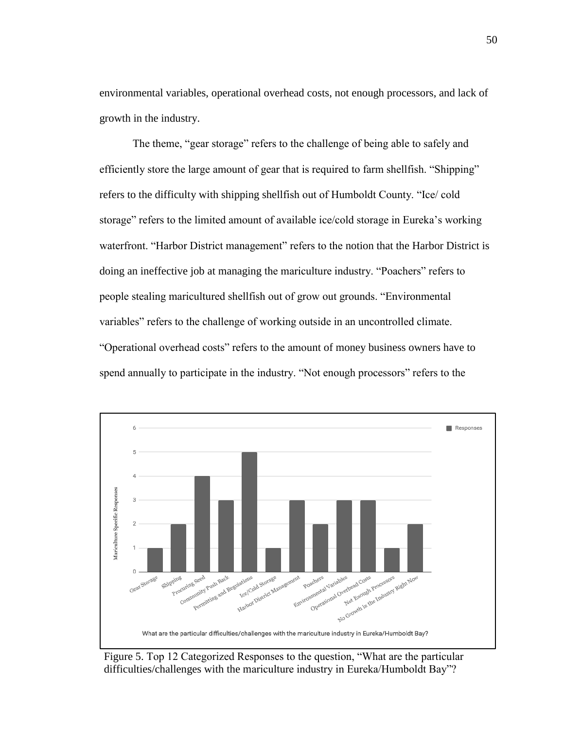environmental variables, operational overhead costs, not enough processors, and lack of growth in the industry.

The theme, "gear storage" refers to the challenge of being able to safely and efficiently store the large amount of gear that is required to farm shellfish. "Shipping" refers to the difficulty with shipping shellfish out of Humboldt County. "Ice/ cold storage" refers to the limited amount of available ice/cold storage in Eureka's working waterfront. "Harbor District management" refers to the notion that the Harbor District is doing an ineffective job at managing the mariculture industry. "Poachers" refers to people stealing maricultured shellfish out of grow out grounds. "Environmental variables" refers to the challenge of working outside in an uncontrolled climate. "Operational overhead costs" refers to the amount of money business owners have to spend annually to participate in the industry. "Not enough processors" refers to the

Figure 5. Top 12 Categorized Responses to the question, "What are the particular difficulties/challenges with the mariculture industry in Eureka/Humboldt Bay"?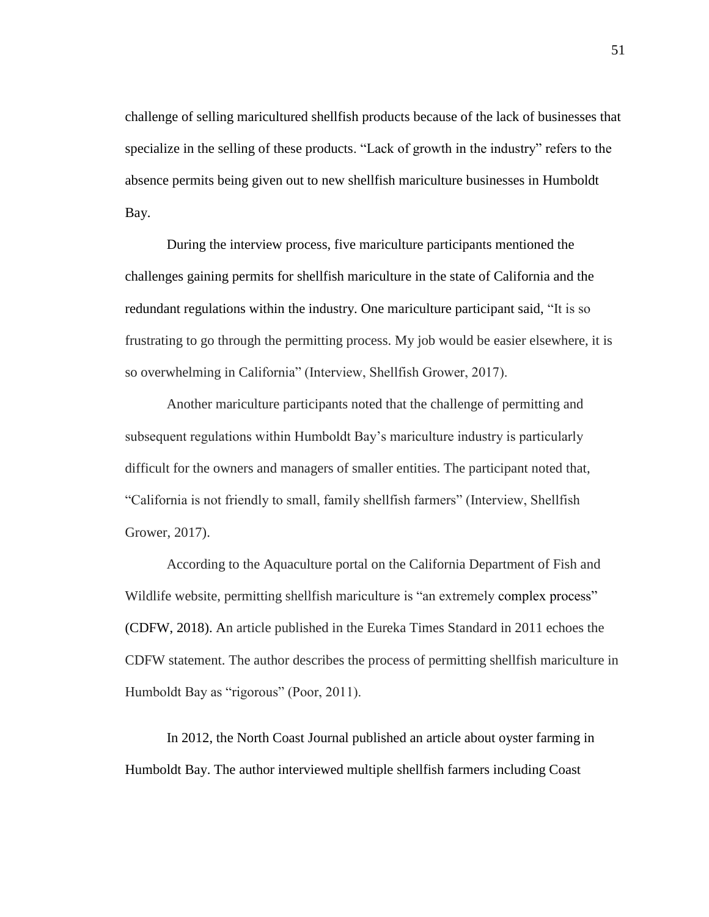challenge of selling maricultured shellfish products because of the lack of businesses that specialize in the selling of these products. "Lack of growth in the industry" refers to the absence permits being given out to new shellfish mariculture businesses in Humboldt Bay.

During the interview process, five mariculture participants mentioned the challenges gaining permits for shellfish mariculture in the state of California and the redundant regulations within the industry. One mariculture participant said, "It is so frustrating to go through the permitting process. My job would be easier elsewhere, it is so overwhelming in California" (Interview, Shellfish Grower, 2017).

Another mariculture participants noted that the challenge of permitting and subsequent regulations within Humboldt Bay's mariculture industry is particularly difficult for the owners and managers of smaller entities. The participant noted that, "California is not friendly to small, family shellfish farmers" (Interview, Shellfish Grower, 2017).

According to the Aquaculture portal on the California Department of Fish and Wildlife website, permitting shellfish mariculture is "an extremely complex process" (CDFW, 2018). An article published in the Eureka Times Standard in 2011 echoes the CDFW statement. The author describes the process of permitting shellfish mariculture in Humboldt Bay as "rigorous" (Poor, 2011).

In 2012, the North Coast Journal published an article about oyster farming in Humboldt Bay. The author interviewed multiple shellfish farmers including Coast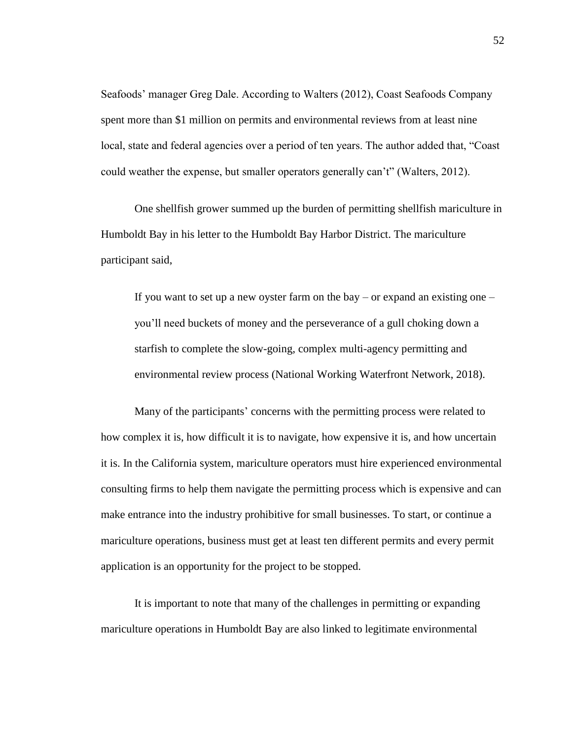Seafoods' manager Greg Dale. According to Walters (2012), Coast Seafoods Company spent more than $1 million on permits and environmental reviews from at least nine local, state and federal agencies over a period of ten years. The author added that, "Coast could weather the expense, but smaller operators generally can't" (Walters, 2012).

One shellfish grower summed up the burden of permitting shellfish mariculture in Humboldt Bay in his letter to the Humboldt Bay Harbor District. The mariculture participant said,

> If you want to set up a new oyster farm on the bay – or expand an existing one – you'll need buckets of money and the perseverance of a gull choking down a starfish to complete the slow-going, complex multi-agency permitting and environmental review process (National Working Waterfront Network, 2018).

Many of the participants' concerns with the permitting process were related to how complex it is, how difficult it is to navigate, how expensive it is, and how uncertain it is. In the California system, mariculture operators must hire experienced environmental consulting firms to help them navigate the permitting process which is expensive and can make entrance into the industry prohibitive for small businesses. To start, or continue a mariculture operations, business must get at least ten different permits and every permit application is an opportunity for the project to be stopped.

It is important to note that many of the challenges in permitting or expanding mariculture operations in Humboldt Bay are also linked to legitimate environmental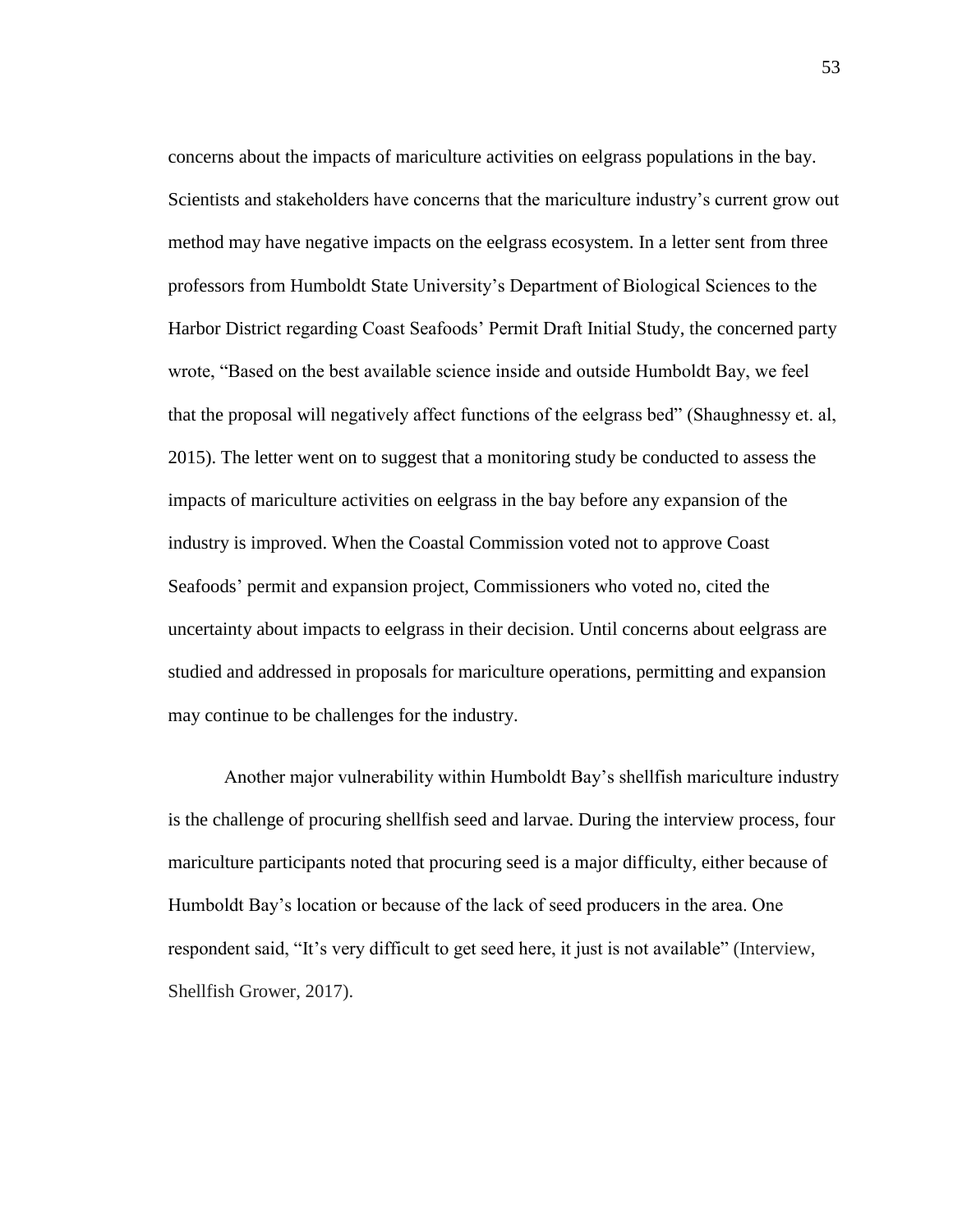concerns about the impacts of mariculture activities on eelgrass populations in the bay. Scientists and stakeholders have concerns that the mariculture industry's current grow out method may have negative impacts on the eelgrass ecosystem. In a letter sent from three professors from Humboldt State University's Department of Biological Sciences to the Harbor District regarding Coast Seafoods' Permit Draft Initial Study, the concerned party wrote, "Based on the best available science inside and outside Humboldt Bay, we feel that the proposal will negatively affect functions of the eelgrass bed" (Shaughnessy et. al, 2015). The letter went on to suggest that a monitoring study be conducted to assess the impacts of mariculture activities on eelgrass in the bay before any expansion of the industry is improved. When the Coastal Commission voted not to approve Coast Seafoods' permit and expansion project, Commissioners who voted no, cited the uncertainty about impacts to eelgrass in their decision. Until concerns about eelgrass are studied and addressed in proposals for mariculture operations, permitting and expansion may continue to be challenges for the industry.

Another major vulnerability within Humboldt Bay's shellfish mariculture industry is the challenge of procuring shellfish seed and larvae. During the interview process, four mariculture participants noted that procuring seed is a major difficulty, either because of Humboldt Bay's location or because of the lack of seed producers in the area. One respondent said, "It's very difficult to get seed here, it just is not available" (Interview, Shellfish Grower, 2017).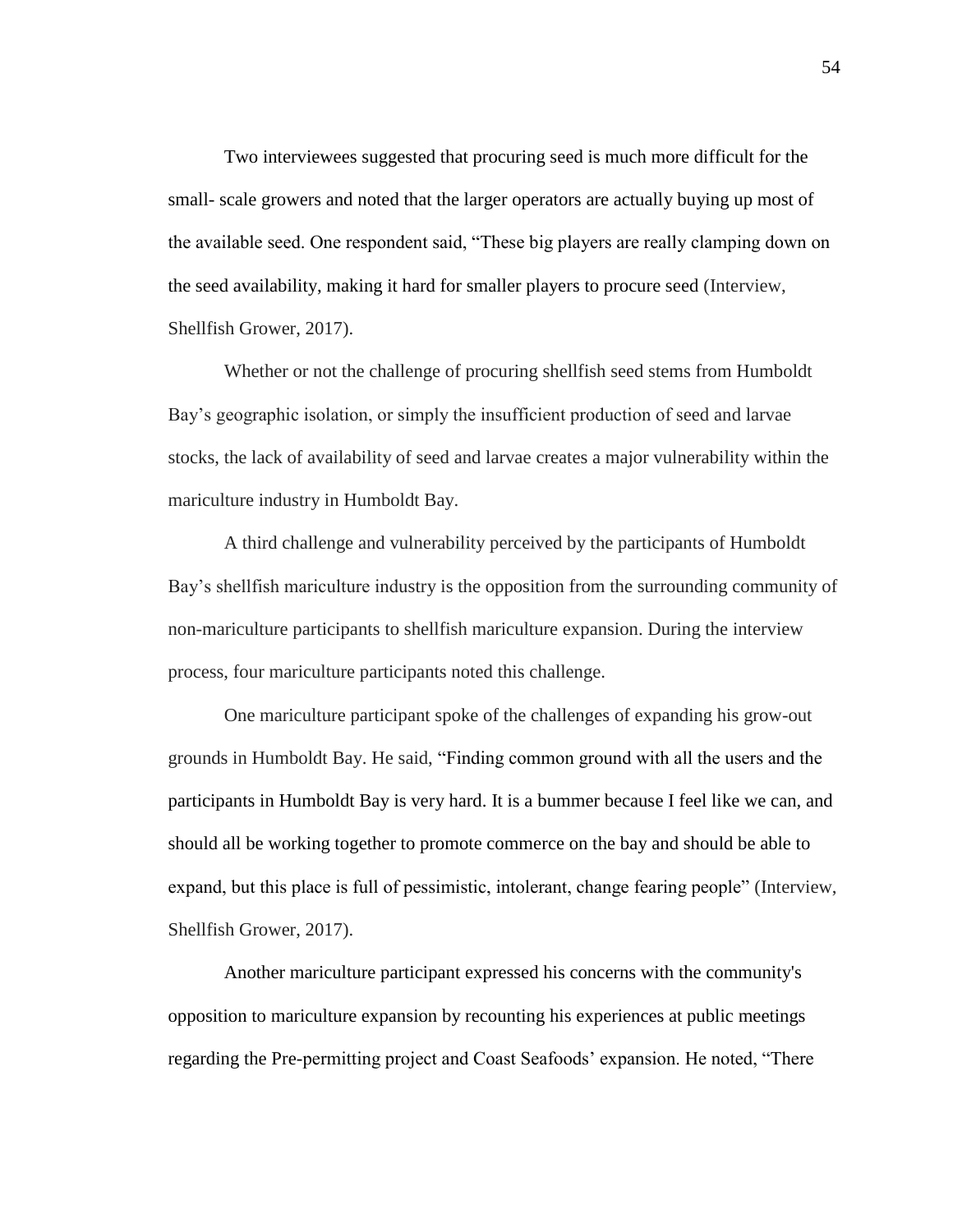Two interviewees suggested that procuring seed is much more difficult for the small- scale growers and noted that the larger operators are actually buying up most of the available seed. One respondent said, "These big players are really clamping down on the seed availability, making it hard for smaller players to procure seed (Interview, Shellfish Grower, 2017).

Whether or not the challenge of procuring shellfish seed stems from Humboldt Bay's geographic isolation, or simply the insufficient production of seed and larvae stocks, the lack of availability of seed and larvae creates a major vulnerability within the mariculture industry in Humboldt Bay.

A third challenge and vulnerability perceived by the participants of Humboldt Bay's shellfish mariculture industry is the opposition from the surrounding community of non-mariculture participants to shellfish mariculture expansion. During the interview process, four mariculture participants noted this challenge.

One mariculture participant spoke of the challenges of expanding his grow-out grounds in Humboldt Bay. He said, "Finding common ground with all the users and the participants in Humboldt Bay is very hard. It is a bummer because I feel like we can, and should all be working together to promote commerce on the bay and should be able to expand, but this place is full of pessimistic, intolerant, change fearing people" (Interview, Shellfish Grower, 2017).

Another mariculture participant expressed his concerns with the community's opposition to mariculture expansion by recounting his experiences at public meetings regarding the Pre-permitting project and Coast Seafoods' expansion. He noted, "There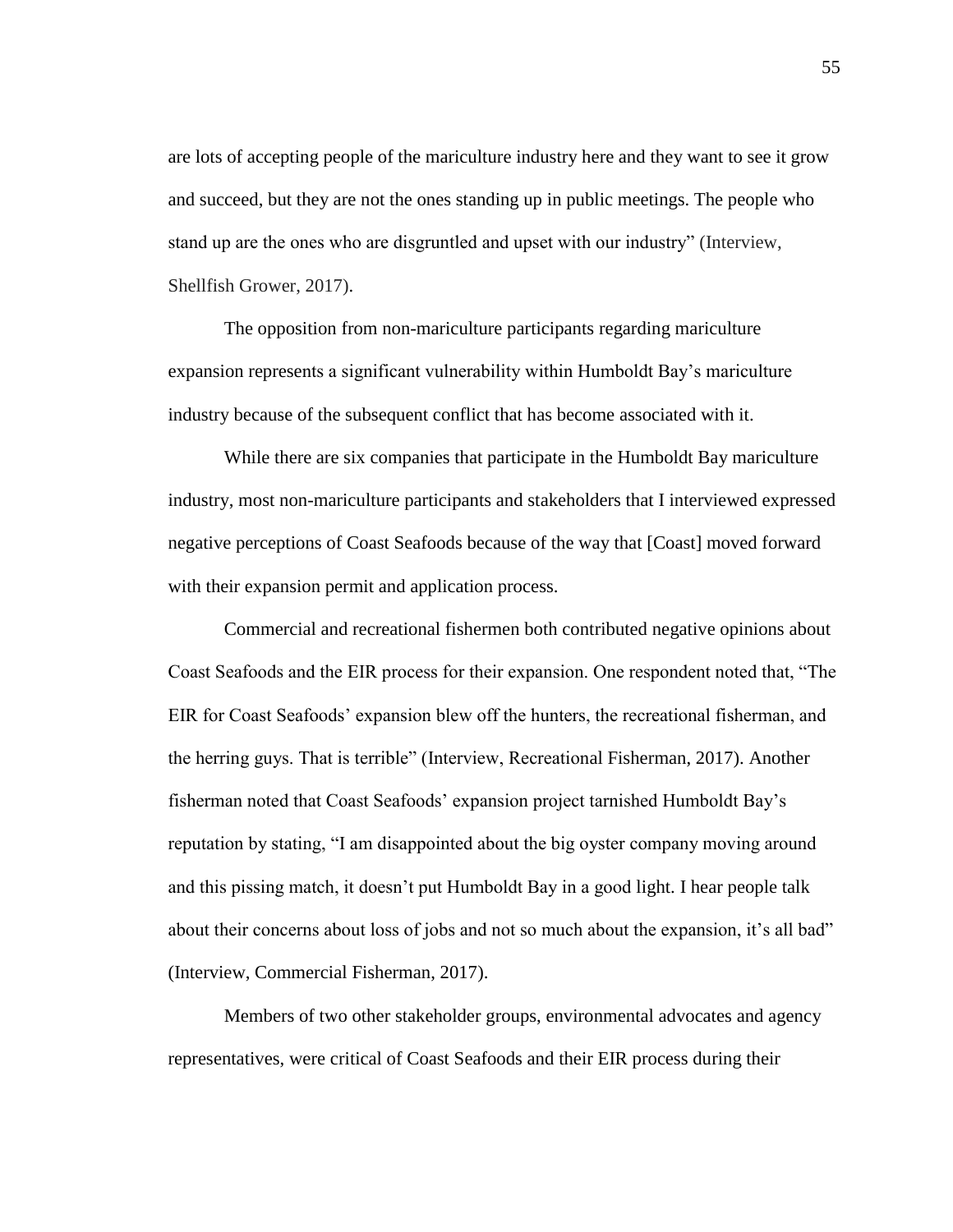are lots of accepting people of the mariculture industry here and they want to see it grow and succeed, but they are not the ones standing up in public meetings. The people who stand up are the ones who are disgruntled and upset with our industry" (Interview, Shellfish Grower, 2017).

The opposition from non-mariculture participants regarding mariculture expansion represents a significant vulnerability within Humboldt Bay's mariculture industry because of the subsequent conflict that has become associated with it.

While there are six companies that participate in the Humboldt Bay mariculture industry, most non-mariculture participants and stakeholders that I interviewed expressed negative perceptions of Coast Seafoods because of the way that [Coast] moved forward with their expansion permit and application process.

Commercial and recreational fishermen both contributed negative opinions about Coast Seafoods and the EIR process for their expansion. One respondent noted that, "The EIR for Coast Seafoods' expansion blew off the hunters, the recreational fisherman, and the herring guys. That is terrible" (Interview, Recreational Fisherman, 2017). Another fisherman noted that Coast Seafoods' expansion project tarnished Humboldt Bay's reputation by stating, "I am disappointed about the big oyster company moving around and this pissing match, it doesn't put Humboldt Bay in a good light. I hear people talk about their concerns about loss of jobs and not so much about the expansion, it's all bad" (Interview, Commercial Fisherman, 2017).

Members of two other stakeholder groups, environmental advocates and agency representatives, were critical of Coast Seafoods and their EIR process during their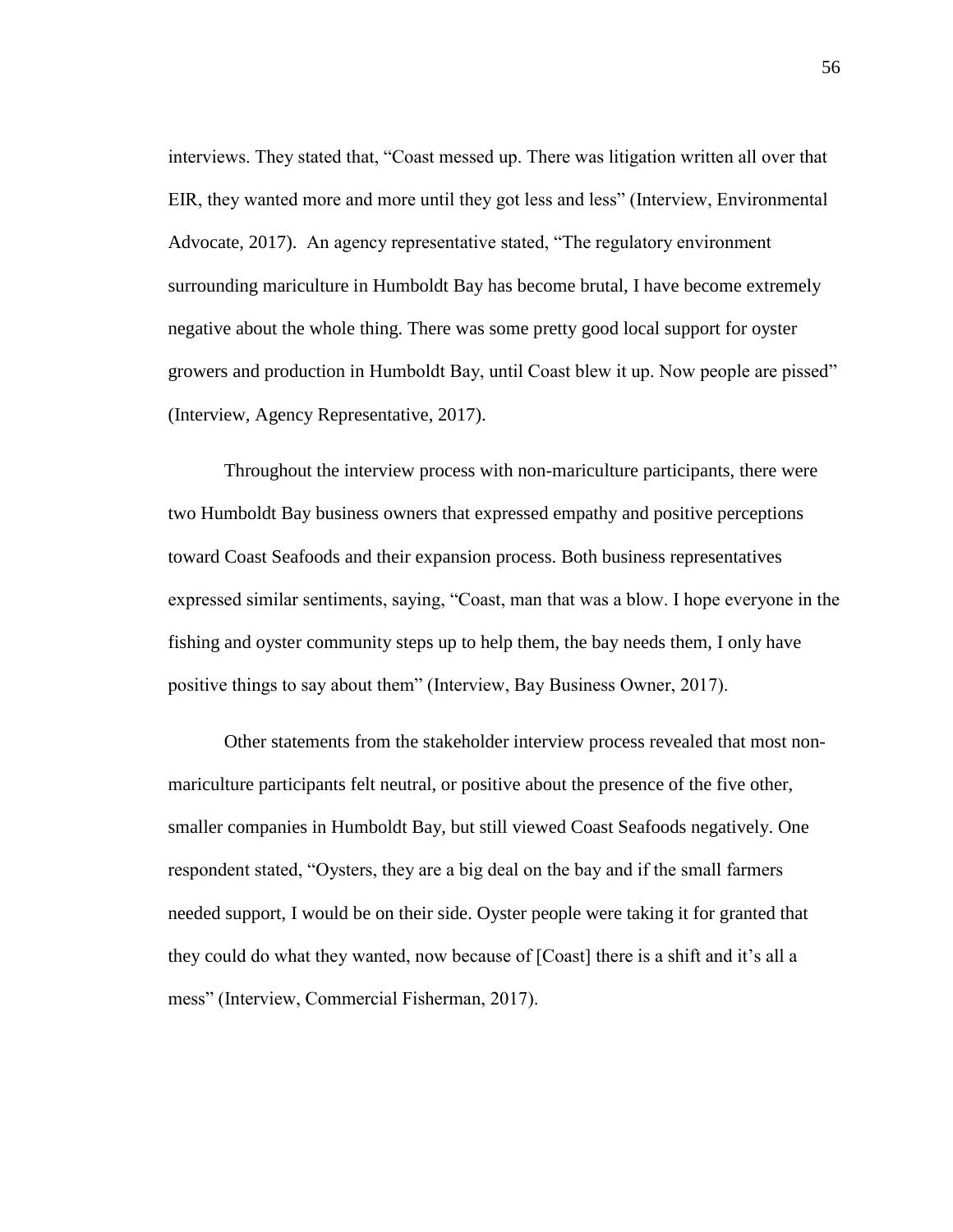interviews. They stated that, "Coast messed up. There was litigation written all over that EIR, they wanted more and more until they got less and less" (Interview, Environmental Advocate, 2017). An agency representative stated, "The regulatory environment surrounding mariculture in Humboldt Bay has become brutal, I have become extremely negative about the whole thing. There was some pretty good local support for oyster growers and production in Humboldt Bay, until Coast blew it up. Now people are pissed" (Interview, Agency Representative, 2017).

Throughout the interview process with non-mariculture participants, there were two Humboldt Bay business owners that expressed empathy and positive perceptions toward Coast Seafoods and their expansion process. Both business representatives expressed similar sentiments, saying, "Coast, man that was a blow. I hope everyone in the fishing and oyster community steps up to help them, the bay needs them, I only have positive things to say about them" (Interview, Bay Business Owner, 2017).

Other statements from the stakeholder interview process revealed that most non-mariculture participants felt neutral, or positive about the presence of the five other, smaller companies in Humboldt Bay, but still viewed Coast Seafoods negatively. One respondent stated, "Oysters, they are a big deal on the bay and if the small farmers needed support, I would be on their side. Oyster people were taking it for granted that they could do what they wanted, now because of [Coast] there is a shift and it's all a mess" (Interview, Commercial Fisherman, 2017).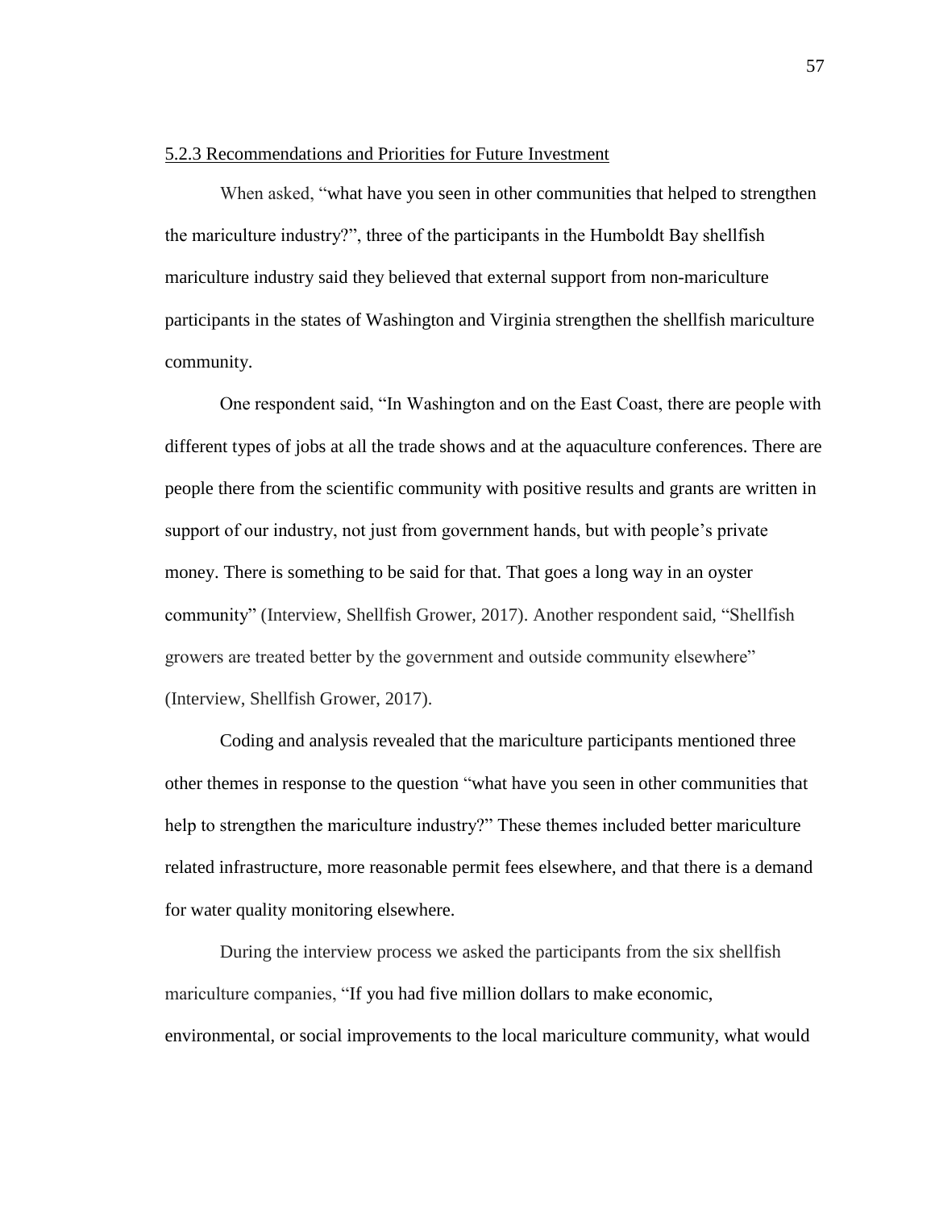#### 5.2.3 Recommendations and Priorities for Future Investment

When asked, "what have you seen in other communities that helped to strengthen the mariculture industry?", three of the participants in the Humboldt Bay shellfish mariculture industry said they believed that external support from non-mariculture participants in the states of Washington and Virginia strengthen the shellfish mariculture community.

One respondent said, "In Washington and on the East Coast, there are people with different types of jobs at all the trade shows and at the aquaculture conferences. There are people there from the scientific community with positive results and grants are written in support of our industry, not just from government hands, but with people's private money. There is something to be said for that. That goes a long way in an oyster community" (Interview, Shellfish Grower, 2017). Another respondent said, "Shellfish growers are treated better by the government and outside community elsewhere" (Interview, Shellfish Grower, 2017).

Coding and analysis revealed that the mariculture participants mentioned three other themes in response to the question "what have you seen in other communities that help to strengthen the mariculture industry?" These themes included better mariculture related infrastructure, more reasonable permit fees elsewhere, and that there is a demand for water quality monitoring elsewhere.

During the interview process we asked the participants from the six shellfish mariculture companies, "If you had five million dollars to make economic, environmental, or social improvements to the local mariculture community, what would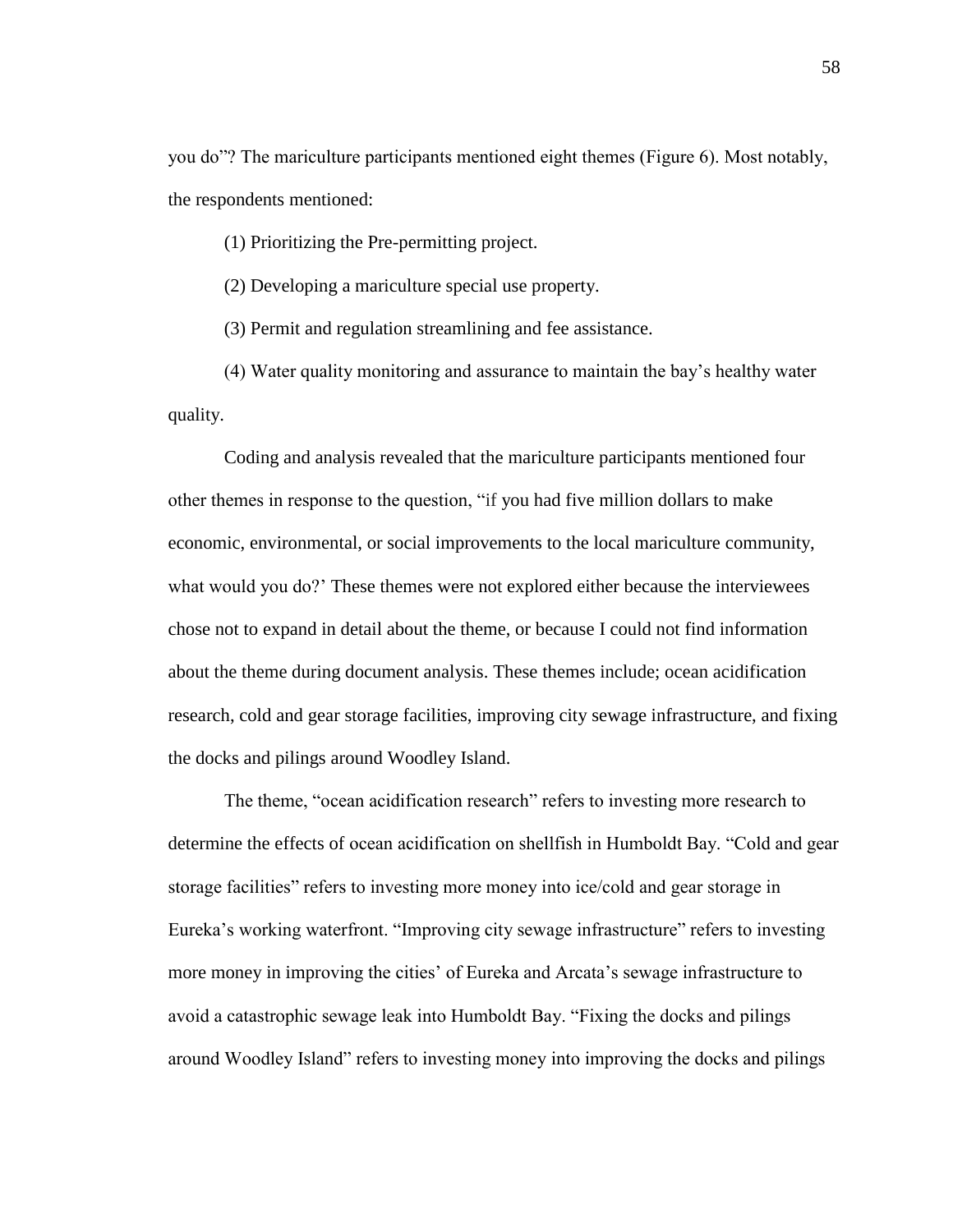you do"? The mariculture participants mentioned eight themes (Figure 6). Most notably, the respondents mentioned:

(1) Prioritizing the Pre-permitting project.

(2) Developing a mariculture special use property.

(3) Permit and regulation streamlining and fee assistance.

(4) Water quality monitoring and assurance to maintain the bay's healthy water quality.

Coding and analysis revealed that the mariculture participants mentioned four other themes in response to the question, "if you had five million dollars to make economic, environmental, or social improvements to the local mariculture community, what would you do?' These themes were not explored either because the interviewees chose not to expand in detail about the theme, or because I could not find information about the theme during document analysis. These themes include; ocean acidification research, cold and gear storage facilities, improving city sewage infrastructure, and fixing the docks and pilings around Woodley Island.

The theme, "ocean acidification research" refers to investing more research to determine the effects of ocean acidification on shellfish in Humboldt Bay. "Cold and gear storage facilities" refers to investing more money into ice/cold and gear storage in Eureka's working waterfront. "Improving city sewage infrastructure" refers to investing more money in improving the cities' of Eureka and Arcata's sewage infrastructure to avoid a catastrophic sewage leak into Humboldt Bay. "Fixing the docks and pilings around Woodley Island" refers to investing money into improving the docks and pilings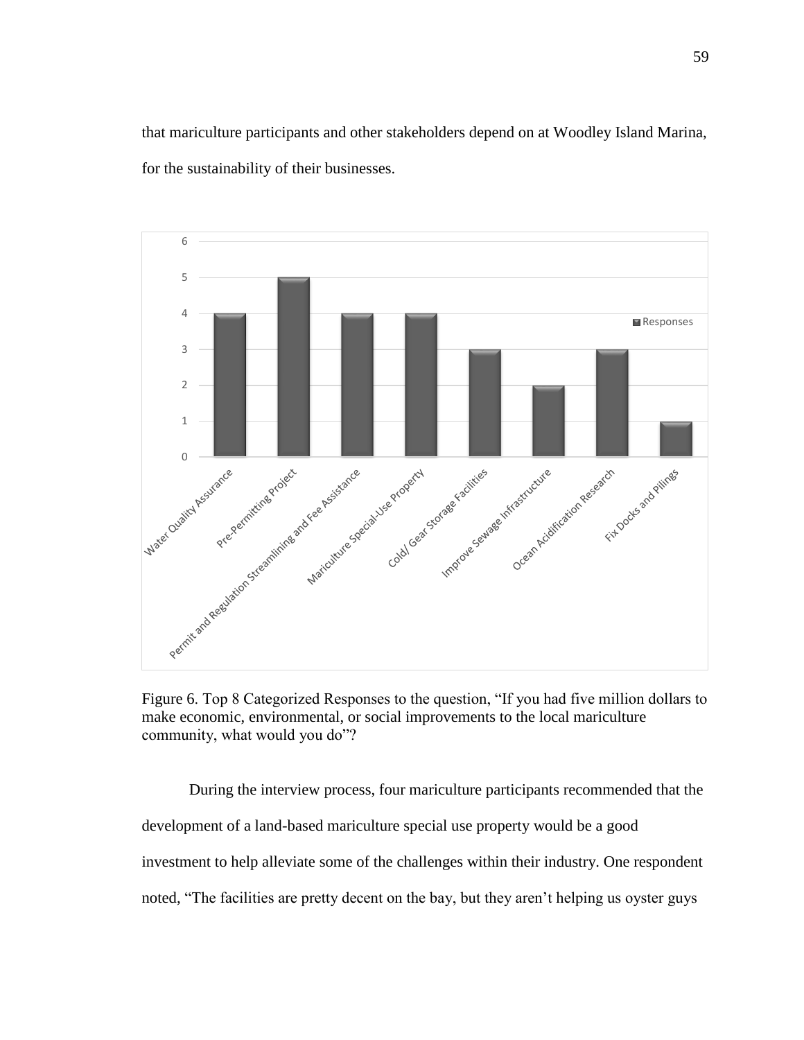that mariculture participants and other stakeholders depend on at Woodley Island Marina, for the sustainability of their businesses.

Figure 6. Top 8 Categorized Responses to the question, “If you had five million dollars to make economic, environmental, or social improvements to the local mariculture community, what would you do”?

During the interview process, four mariculture participants recommended that the development of a land-based mariculture special use property would be a good investment to help alleviate some of the challenges within their industry. One respondent noted, “The facilities are pretty decent on the bay, but they aren’t helping us oyster guys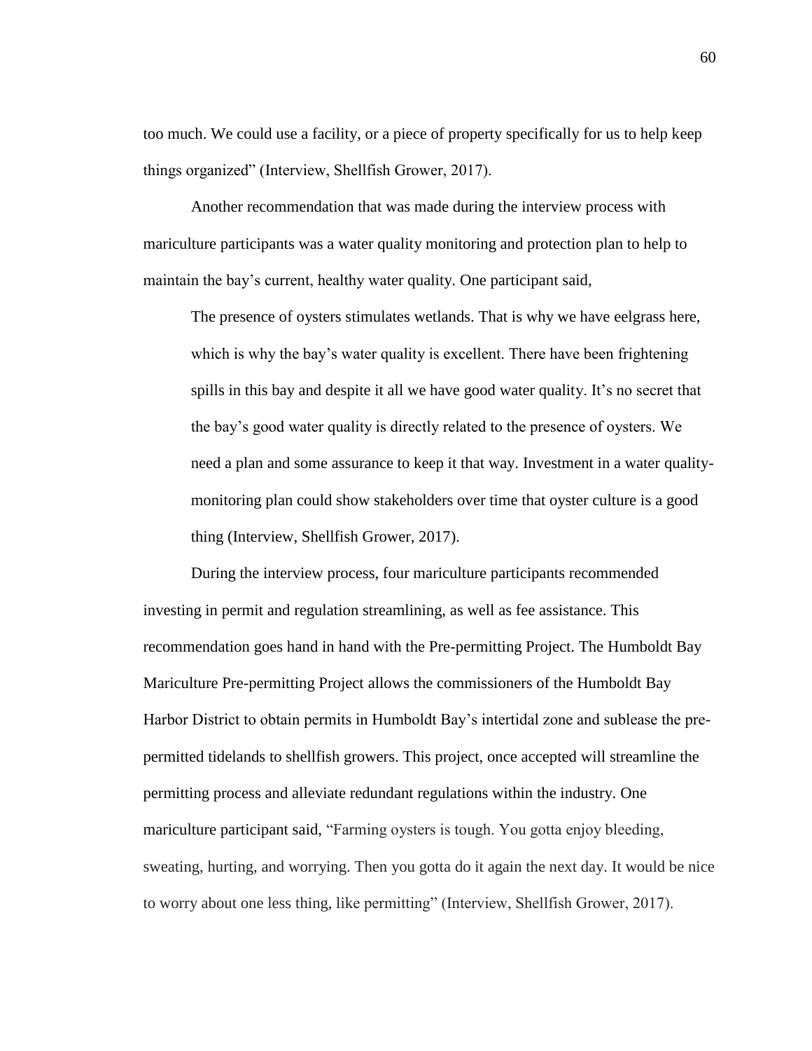too much. We could use a facility, or a piece of property specifically for us to help keep things organized" (Interview, Shellfish Grower, 2017).

Another recommendation that was made during the interview process with mariculture participants was a water quality monitoring and protection plan to help to maintain the bay's current, healthy water quality. One participant said,

> The presence of oysters stimulates wetlands. That is why we have eelgrass here, which is why the bay's water quality is excellent. There have been frightening spills in this bay and despite it all we have good water quality. It's no secret that the bay's good water quality is directly related to the presence of oysters. We need a plan and some assurance to keep it that way. Investment in a water quality-monitoring plan could show stakeholders over time that oyster culture is a good thing (Interview, Shellfish Grower, 2017).

During the interview process, four mariculture participants recommended investing in permit and regulation streamlining, as well as fee assistance. This recommendation goes hand in hand with the Pre-permitting Project. The Humboldt Bay Mariculture Pre-permitting Project allows the commissioners of the Humboldt Bay Harbor District to obtain permits in Humboldt Bay's intertidal zone and sublease the pre-permitted tidelands to shellfish growers. This project, once accepted will streamline the permitting process and alleviate redundant regulations within the industry. One mariculture participant said, "Farming oysters is tough. You gotta enjoy bleeding, sweating, hurting, and worrying. Then you gotta do it again the next day. It would be nice to worry about one less thing, like permitting" (Interview, Shellfish Grower, 2017).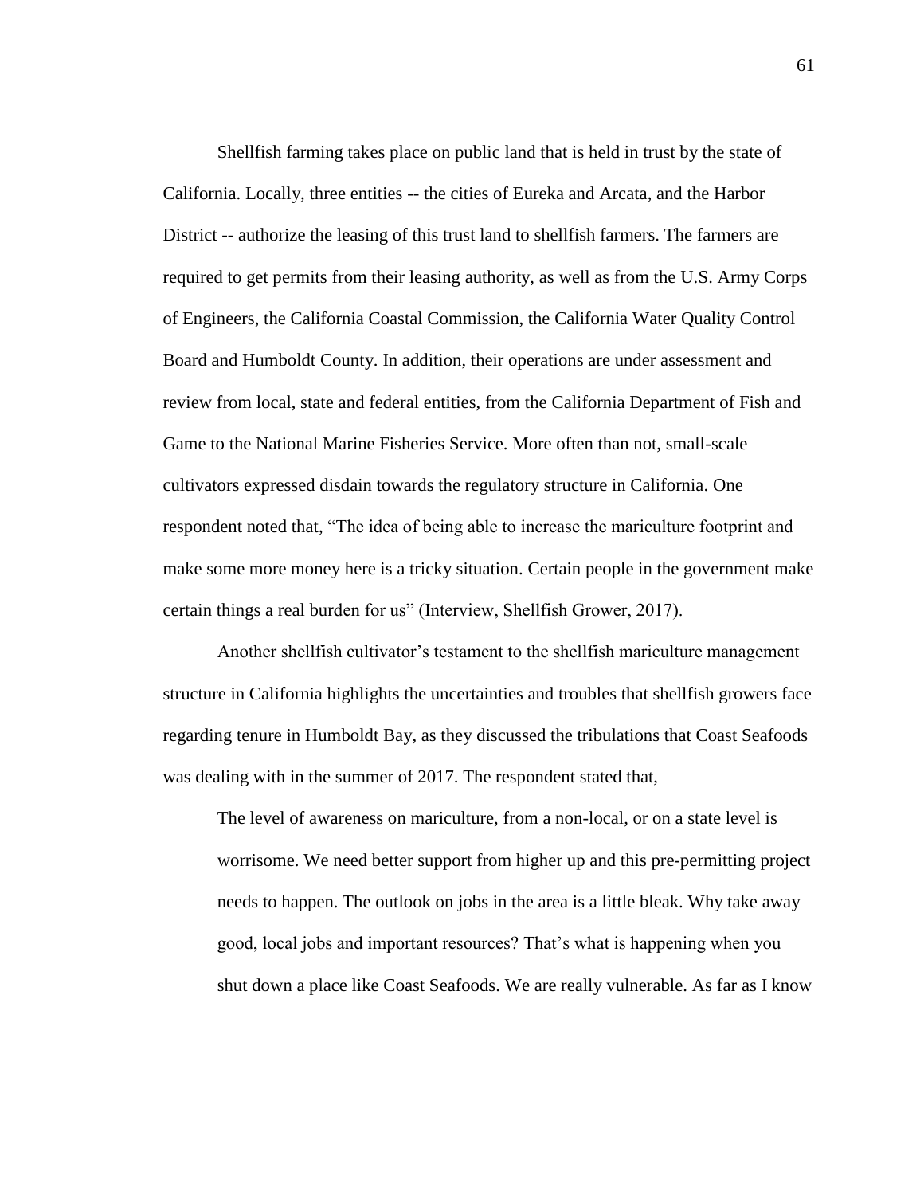Shellfish farming takes place on public land that is held in trust by the state of California. Locally, three entities -- the cities of Eureka and Arcata, and the Harbor District -- authorize the leasing of this trust land to shellfish farmers. The farmers are required to get permits from their leasing authority, as well as from the U.S. Army Corps of Engineers, the California Coastal Commission, the California Water Quality Control Board and Humboldt County. In addition, their operations are under assessment and review from local, state and federal entities, from the California Department of Fish and Game to the National Marine Fisheries Service. More often than not, small-scale cultivators expressed disdain towards the regulatory structure in California. One respondent noted that, "The idea of being able to increase the mariculture footprint and make some more money here is a tricky situation. Certain people in the government make certain things a real burden for us" (Interview, Shellfish Grower, 2017).

Another shellfish cultivator's testament to the shellfish mariculture management structure in California highlights the uncertainties and troubles that shellfish growers face regarding tenure in Humboldt Bay, as they discussed the tribulations that Coast Seafoods was dealing with in the summer of 2017. The respondent stated that,

> The level of awareness on mariculture, from a non-local, or on a state level is worrisome. We need better support from higher up and this pre-permitting project needs to happen. The outlook on jobs in the area is a little bleak. Why take away good, local jobs and important resources? That's what is happening when you shut down a place like Coast Seafoods. We are really vulnerable. As far as I know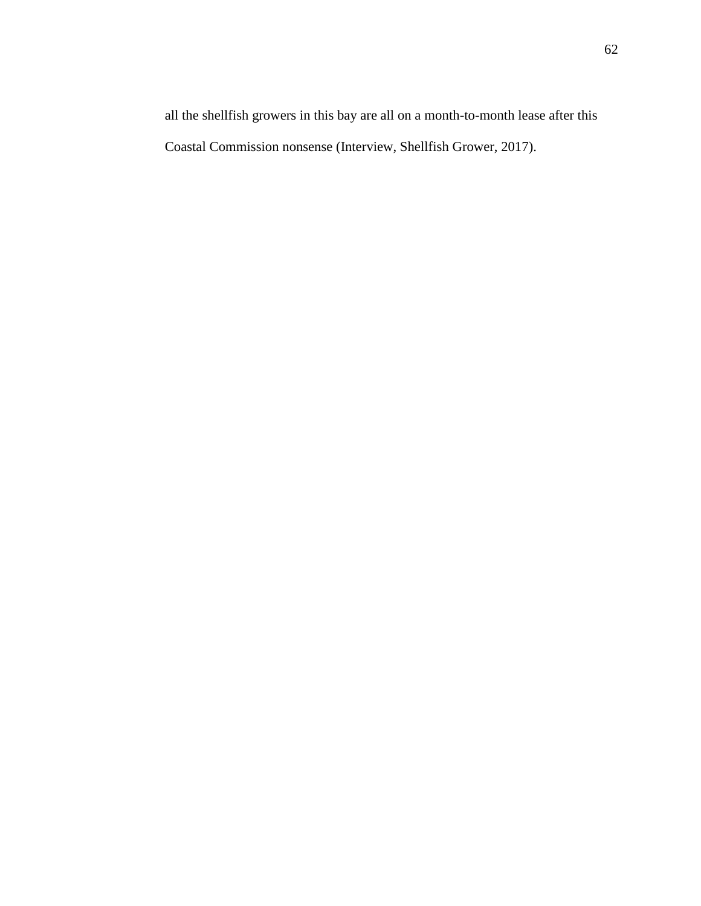all the shellfish growers in this bay are all on a month-to-month lease after this Coastal Commission nonsense (Interview, Shellfish Grower, 2017).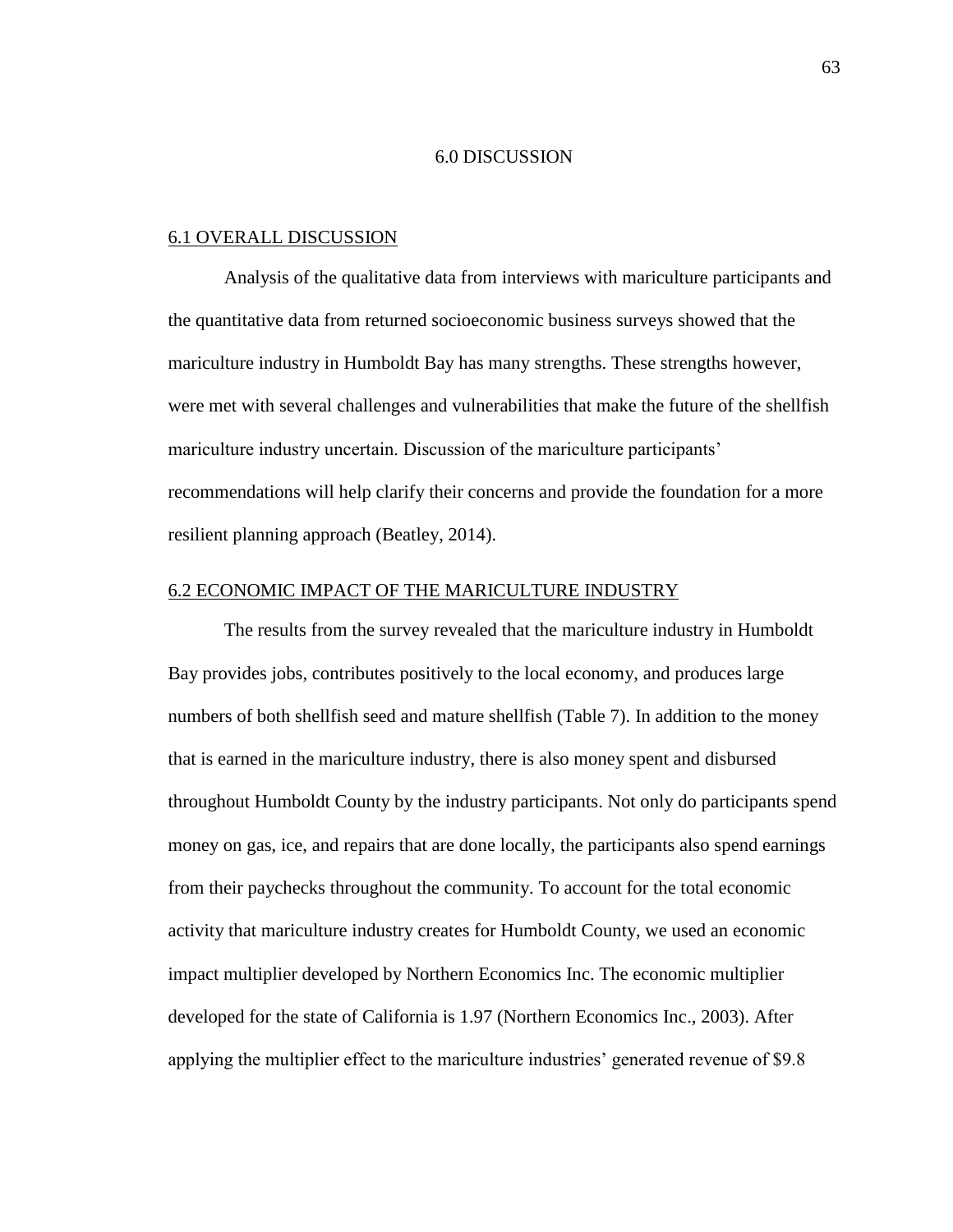# 6.0 DISCUSSION

## 6.1 OVERALL DISCUSSION

Analysis of the qualitative data from interviews with mariculture participants and the quantitative data from returned socioeconomic business surveys showed that the mariculture industry in Humboldt Bay has many strengths. These strengths however, were met with several challenges and vulnerabilities that make the future of the shellfish mariculture industry uncertain. Discussion of the mariculture participants' recommendations will help clarify their concerns and provide the foundation for a more resilient planning approach (Beatley, 2014).

## 6.2 ECONOMIC IMPACT OF THE MARICULTURE INDUSTRY

The results from the survey revealed that the mariculture industry in Humboldt Bay provides jobs, contributes positively to the local economy, and produces large numbers of both shellfish seed and mature shellfish (Table 7). In addition to the money that is earned in the mariculture industry, there is also money spent and disbursed throughout Humboldt County by the industry participants. Not only do participants spend money on gas, ice, and repairs that are done locally, the participants also spend earnings from their paychecks throughout the community. To account for the total economic activity that mariculture industry creates for Humboldt County, we used an economic impact multiplier developed by Northern Economics Inc. The economic multiplier developed for the state of California is 1.97 (Northern Economics Inc., 2003). After applying the multiplier effect to the mariculture industries' generated revenue of $9.8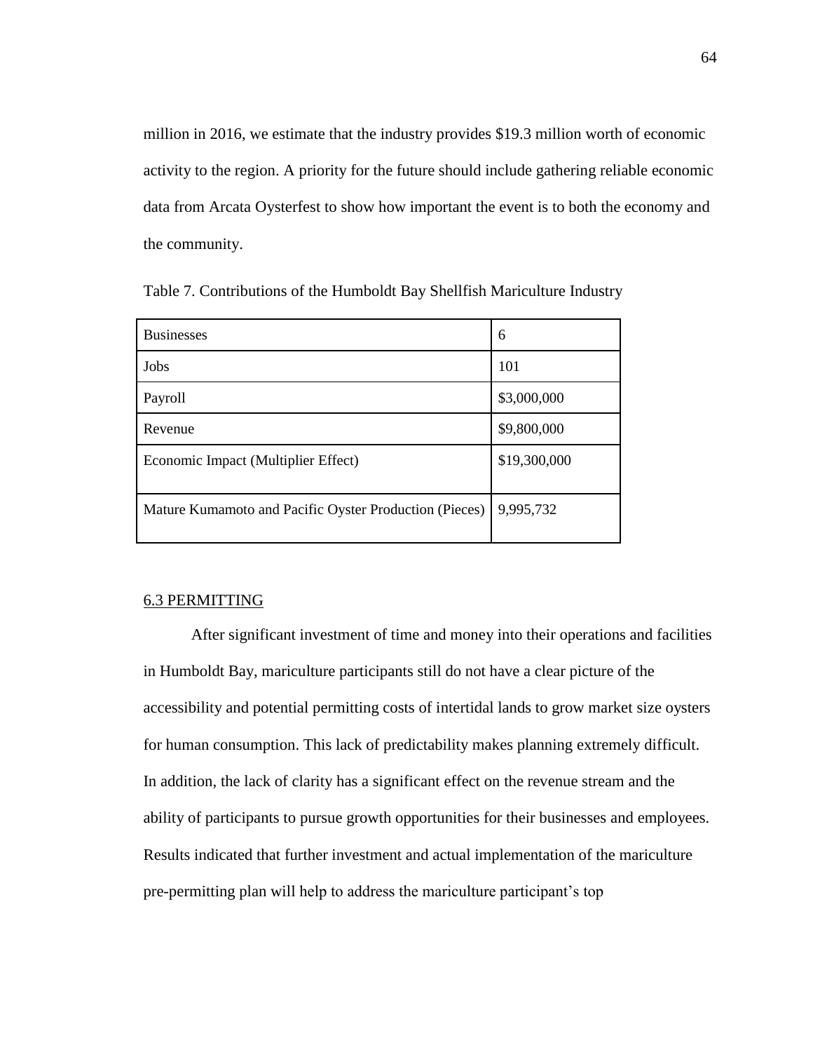million in 2016, we estimate that the industry provides $19.3 million worth of economic activity to the region. A priority for the future should include gathering reliable economic data from Arcata Oysterfest to show how important the event is to both the economy and the community.

Table 7. Contributions of the Humboldt Bay Shellfish Mariculture Industry

| Businesses | 6 |
|---|---|
| Jobs | 101 |
| Payroll | $3,000,000 |
| Revenue | $9,800,000 |
| Economic Impact (Multiplier Effect) | $19,300,000 |
| Mature Kumamoto and Pacific Oyster Production (Pieces) | 9,995,732 |

## 6.3 PERMITTING

After significant investment of time and money into their operations and facilities in Humboldt Bay, mariculture participants still do not have a clear picture of the accessibility and potential permitting costs of intertidal lands to grow market size oysters for human consumption. This lack of predictability makes planning extremely difficult. In addition, the lack of clarity has a significant effect on the revenue stream and the ability of participants to pursue growth opportunities for their businesses and employees. Results indicated that further investment and actual implementation of the mariculture pre-permitting plan will help to address the mariculture participant's top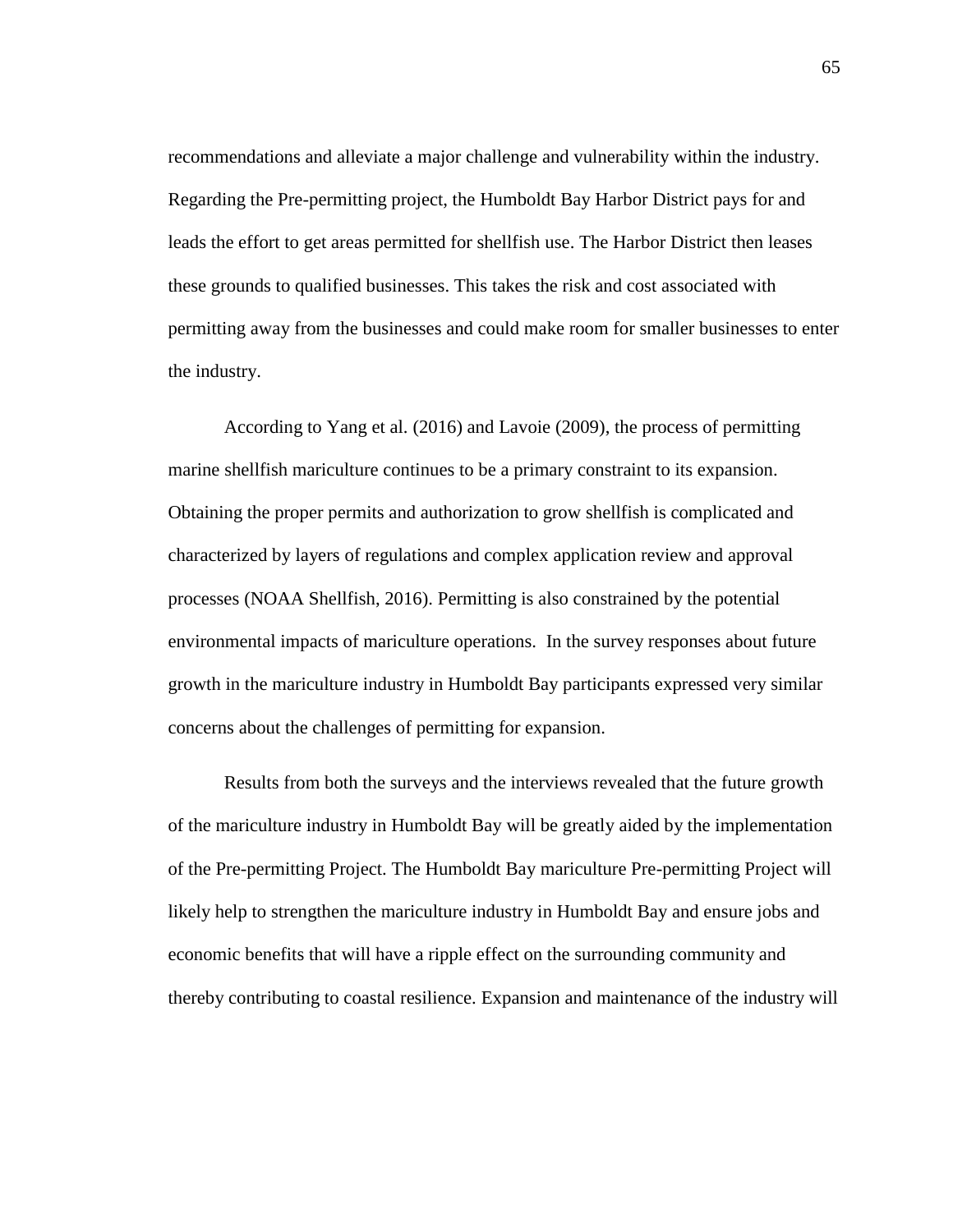recommendations and alleviate a major challenge and vulnerability within the industry. Regarding the Pre-permitting project, the Humboldt Bay Harbor District pays for and leads the effort to get areas permitted for shellfish use. The Harbor District then leases these grounds to qualified businesses. This takes the risk and cost associated with permitting away from the businesses and could make room for smaller businesses to enter the industry.

According to Yang et al. (2016) and Lavoie (2009), the process of permitting marine shellfish mariculture continues to be a primary constraint to its expansion. Obtaining the proper permits and authorization to grow shellfish is complicated and characterized by layers of regulations and complex application review and approval processes (NOAA Shellfish, 2016). Permitting is also constrained by the potential environmental impacts of mariculture operations. In the survey responses about future growth in the mariculture industry in Humboldt Bay participants expressed very similar concerns about the challenges of permitting for expansion.

Results from both the surveys and the interviews revealed that the future growth of the mariculture industry in Humboldt Bay will be greatly aided by the implementation of the Pre-permitting Project. The Humboldt Bay mariculture Pre-permitting Project will likely help to strengthen the mariculture industry in Humboldt Bay and ensure jobs and economic benefits that will have a ripple effect on the surrounding community and thereby contributing to coastal resilience. Expansion and maintenance of the industry will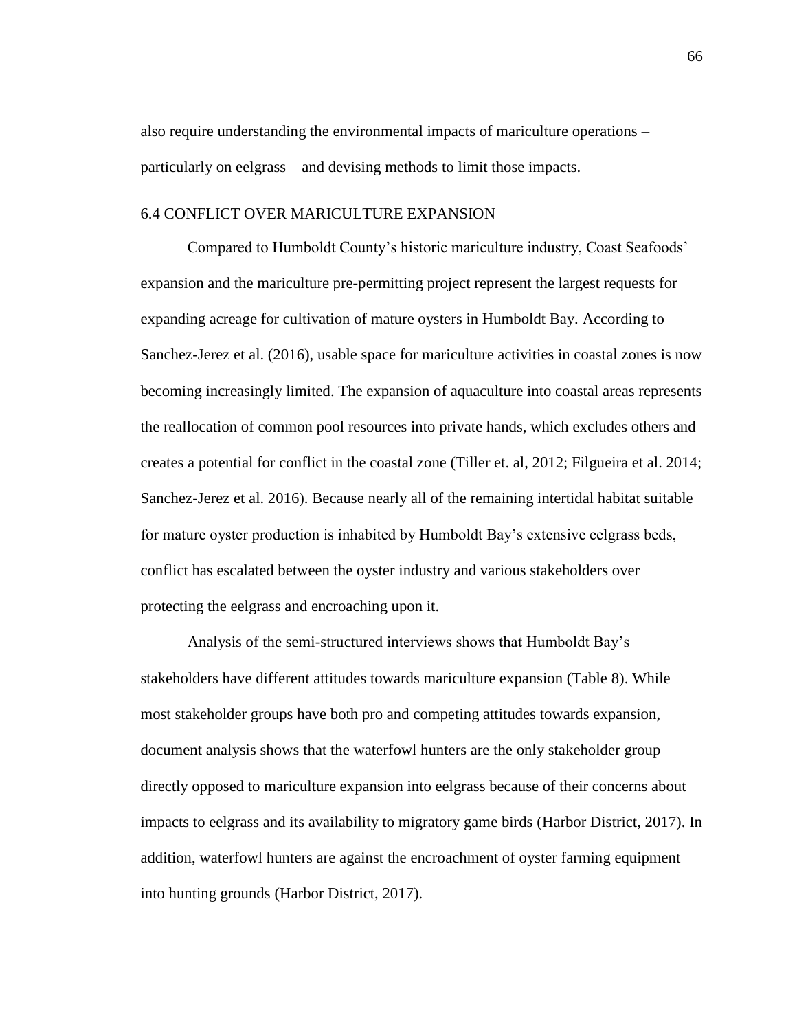also require understanding the environmental impacts of mariculture operations – particularly on eelgrass – and devising methods to limit those impacts.

## 6.4 CONFLICT OVER MARICULTURE EXPANSION

Compared to Humboldt County's historic mariculture industry, Coast Seafoods' expansion and the mariculture pre-permitting project represent the largest requests for expanding acreage for cultivation of mature oysters in Humboldt Bay. According to Sanchez-Jerez et al. (2016), usable space for mariculture activities in coastal zones is now becoming increasingly limited. The expansion of aquaculture into coastal areas represents the reallocation of common pool resources into private hands, which excludes others and creates a potential for conflict in the coastal zone (Tiller et. al, 2012; Filgueira et al. 2014; Sanchez-Jerez et al. 2016). Because nearly all of the remaining intertidal habitat suitable for mature oyster production is inhabited by Humboldt Bay's extensive eelgrass beds, conflict has escalated between the oyster industry and various stakeholders over protecting the eelgrass and encroaching upon it.

Analysis of the semi-structured interviews shows that Humboldt Bay's stakeholders have different attitudes towards mariculture expansion (Table 8). While most stakeholder groups have both pro and competing attitudes towards expansion, document analysis shows that the waterfowl hunters are the only stakeholder group directly opposed to mariculture expansion into eelgrass because of their concerns about impacts to eelgrass and its availability to migratory game birds (Harbor District, 2017). In addition, waterfowl hunters are against the encroachment of oyster farming equipment into hunting grounds (Harbor District, 2017).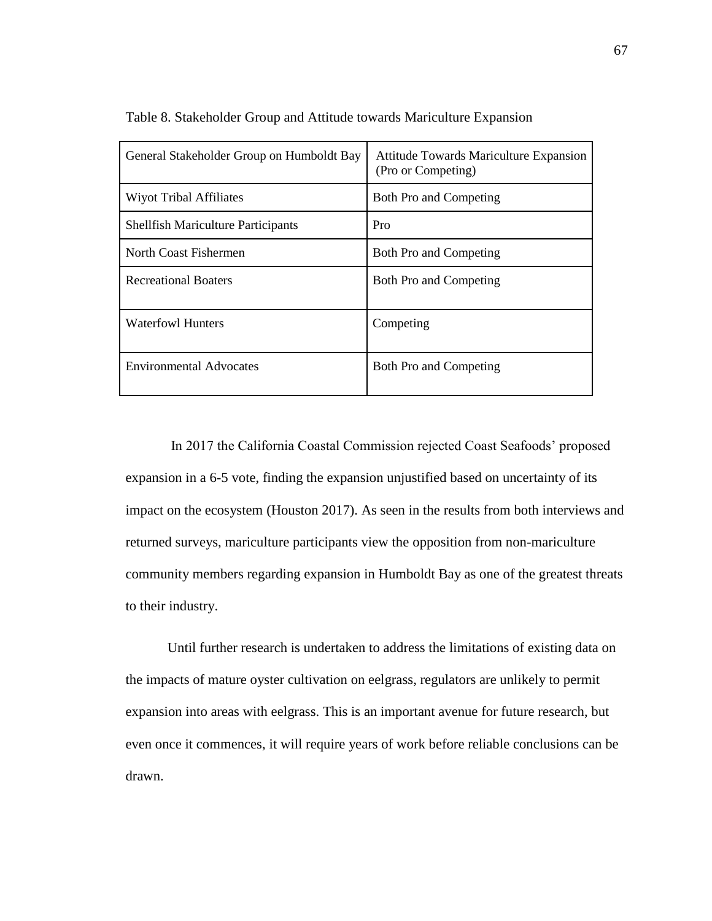Table 8. Stakeholder Group and Attitude towards Mariculture Expansion

| General Stakeholder Group on Humboldt Bay | Attitude Towards Mariculture Expansion (Pro or Competing) |
| --- | --- |
| Wiyot Tribal Affiliates | Both Pro and Competing |
| Shellfish Mariculture Participants | Pro |
| North Coast Fishermen | Both Pro and Competing |
| Recreational Boaters | Both Pro and Competing |
| Waterfowl Hunters | Competing |
| Environmental Advocates | Both Pro and Competing |

In 2017 the California Coastal Commission rejected Coast Seafoods' proposed expansion in a 6-5 vote, finding the expansion unjustified based on uncertainty of its impact on the ecosystem (Houston 2017). As seen in the results from both interviews and returned surveys, mariculture participants view the opposition from non-mariculture community members regarding expansion in Humboldt Bay as one of the greatest threats to their industry.

Until further research is undertaken to address the limitations of existing data on the impacts of mature oyster cultivation on eelgrass, regulators are unlikely to permit expansion into areas with eelgrass. This is an important avenue for future research, but even once it commences, it will require years of work before reliable conclusions can be drawn.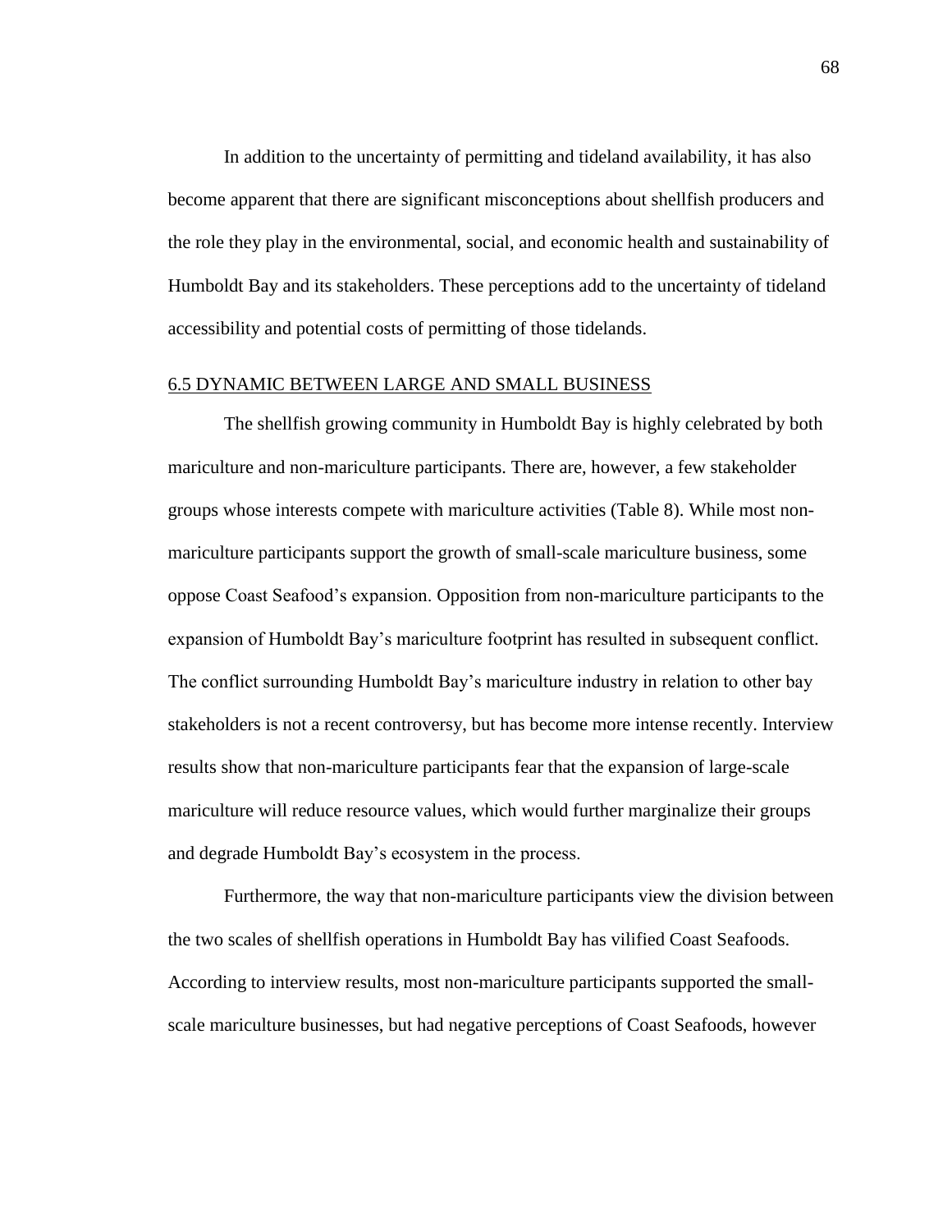In addition to the uncertainty of permitting and tideland availability, it has also become apparent that there are significant misconceptions about shellfish producers and the role they play in the environmental, social, and economic health and sustainability of Humboldt Bay and its stakeholders. These perceptions add to the uncertainty of tideland accessibility and potential costs of permitting of those tidelands.

## 6.5 DYNAMIC BETWEEN LARGE AND SMALL BUSINESS

The shellfish growing community in Humboldt Bay is highly celebrated by both mariculture and non-mariculture participants. There are, however, a few stakeholder groups whose interests compete with mariculture activities (Table 8). While most non-mariculture participants support the growth of small-scale mariculture business, some oppose Coast Seafood's expansion. Opposition from non-mariculture participants to the expansion of Humboldt Bay's mariculture footprint has resulted in subsequent conflict. The conflict surrounding Humboldt Bay's mariculture industry in relation to other bay stakeholders is not a recent controversy, but has become more intense recently. Interview results show that non-mariculture participants fear that the expansion of large-scale mariculture will reduce resource values, which would further marginalize their groups and degrade Humboldt Bay's ecosystem in the process.

Furthermore, the way that non-mariculture participants view the division between the two scales of shellfish operations in Humboldt Bay has vilified Coast Seafoods. According to interview results, most non-mariculture participants supported the small-scale mariculture businesses, but had negative perceptions of Coast Seafoods, however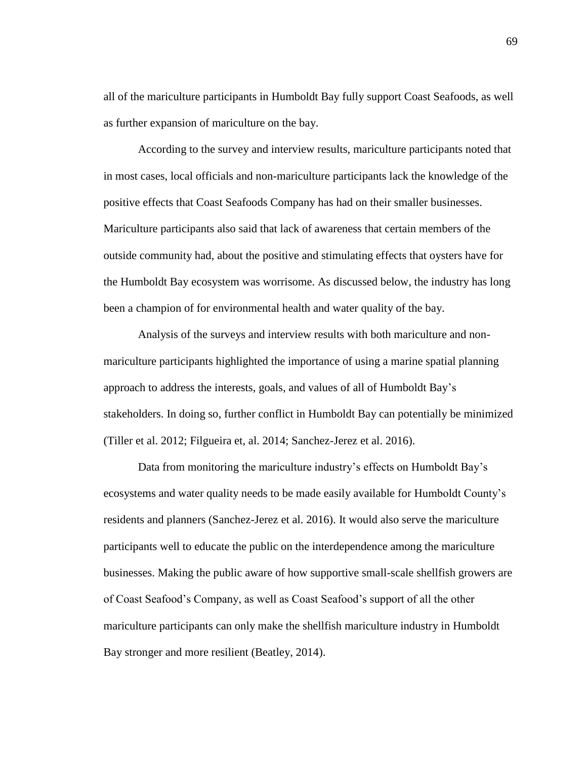all of the mariculture participants in Humboldt Bay fully support Coast Seafoods, as well as further expansion of mariculture on the bay.

According to the survey and interview results, mariculture participants noted that in most cases, local officials and non-mariculture participants lack the knowledge of the positive effects that Coast Seafoods Company has had on their smaller businesses. Mariculture participants also said that lack of awareness that certain members of the outside community had, about the positive and stimulating effects that oysters have for the Humboldt Bay ecosystem was worrisome. As discussed below, the industry has long been a champion of for environmental health and water quality of the bay.

Analysis of the surveys and interview results with both mariculture and non-mariculture participants highlighted the importance of using a marine spatial planning approach to address the interests, goals, and values of all of Humboldt Bay's stakeholders. In doing so, further conflict in Humboldt Bay can potentially be minimized (Tiller et al. 2012; Filgueira et, al. 2014; Sanchez-Jerez et al. 2016).

Data from monitoring the mariculture industry's effects on Humboldt Bay's ecosystems and water quality needs to be made easily available for Humboldt County's residents and planners (Sanchez-Jerez et al. 2016). It would also serve the mariculture participants well to educate the public on the interdependence among the mariculture businesses. Making the public aware of how supportive small-scale shellfish growers are of Coast Seafood's Company, as well as Coast Seafood's support of all the other mariculture participants can only make the shellfish mariculture industry in Humboldt Bay stronger and more resilient (Beatley, 2014).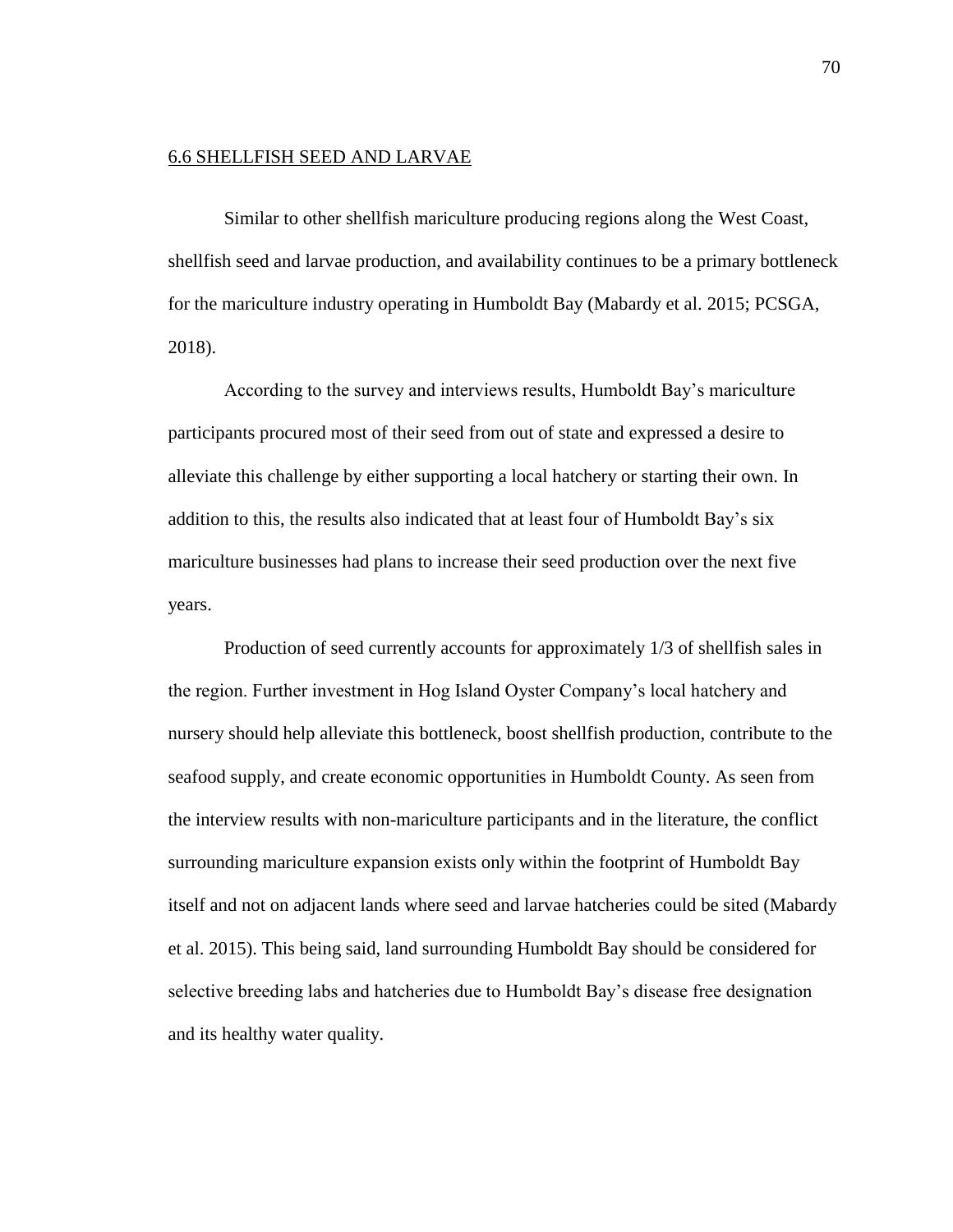## 6.6 SHELLFISH SEED AND LARVAE

Similar to other shellfish mariculture producing regions along the West Coast, shellfish seed and larvae production, and availability continues to be a primary bottleneck for the mariculture industry operating in Humboldt Bay (Mabardy et al. 2015; PCSGA, 2018).

According to the survey and interviews results, Humboldt Bay's mariculture participants procured most of their seed from out of state and expressed a desire to alleviate this challenge by either supporting a local hatchery or starting their own. In addition to this, the results also indicated that at least four of Humboldt Bay's six mariculture businesses had plans to increase their seed production over the next five years.

Production of seed currently accounts for approximately 1/3 of shellfish sales in the region. Further investment in Hog Island Oyster Company's local hatchery and nursery should help alleviate this bottleneck, boost shellfish production, contribute to the seafood supply, and create economic opportunities in Humboldt County. As seen from the interview results with non-mariculture participants and in the literature, the conflict surrounding mariculture expansion exists only within the footprint of Humboldt Bay itself and not on adjacent lands where seed and larvae hatcheries could be sited (Mabardy et al. 2015). This being said, land surrounding Humboldt Bay should be considered for selective breeding labs and hatcheries due to Humboldt Bay's disease free designation and its healthy water quality.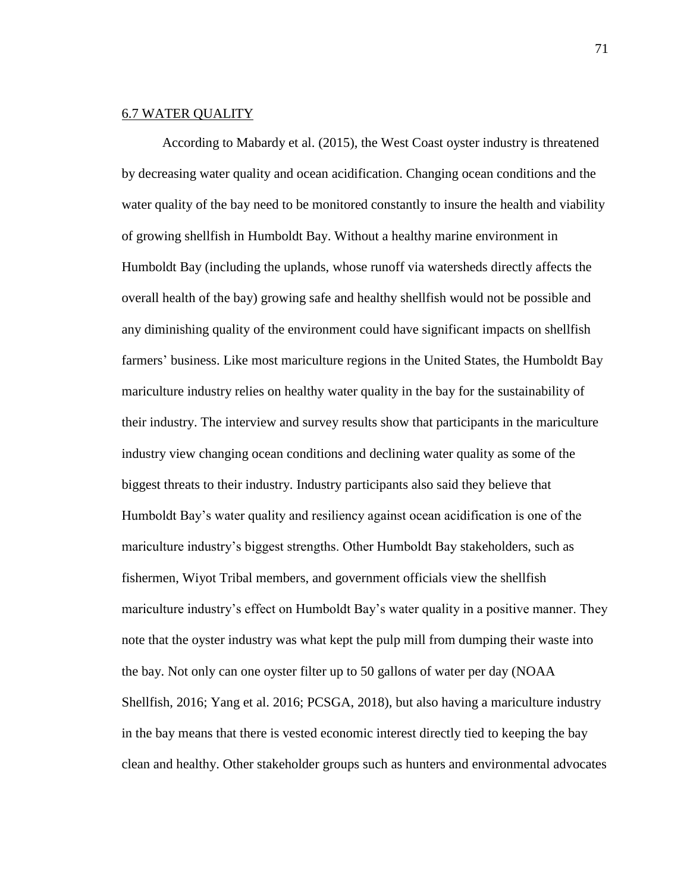## 6.7 WATER QUALITY

According to Mabardy et al. (2015), the West Coast oyster industry is threatened by decreasing water quality and ocean acidification. Changing ocean conditions and the water quality of the bay need to be monitored constantly to insure the health and viability of growing shellfish in Humboldt Bay. Without a healthy marine environment in Humboldt Bay (including the uplands, whose runoff via watersheds directly affects the overall health of the bay) growing safe and healthy shellfish would not be possible and any diminishing quality of the environment could have significant impacts on shellfish farmers' business. Like most mariculture regions in the United States, the Humboldt Bay mariculture industry relies on healthy water quality in the bay for the sustainability of their industry. The interview and survey results show that participants in the mariculture industry view changing ocean conditions and declining water quality as some of the biggest threats to their industry. Industry participants also said they believe that Humboldt Bay's water quality and resiliency against ocean acidification is one of the mariculture industry's biggest strengths. Other Humboldt Bay stakeholders, such as fishermen, Wiyot Tribal members, and government officials view the shellfish mariculture industry's effect on Humboldt Bay's water quality in a positive manner. They note that the oyster industry was what kept the pulp mill from dumping their waste into the bay. Not only can one oyster filter up to 50 gallons of water per day (NOAA Shellfish, 2016; Yang et al. 2016; PCSGA, 2018), but also having a mariculture industry in the bay means that there is vested economic interest directly tied to keeping the bay clean and healthy. Other stakeholder groups such as hunters and environmental advocates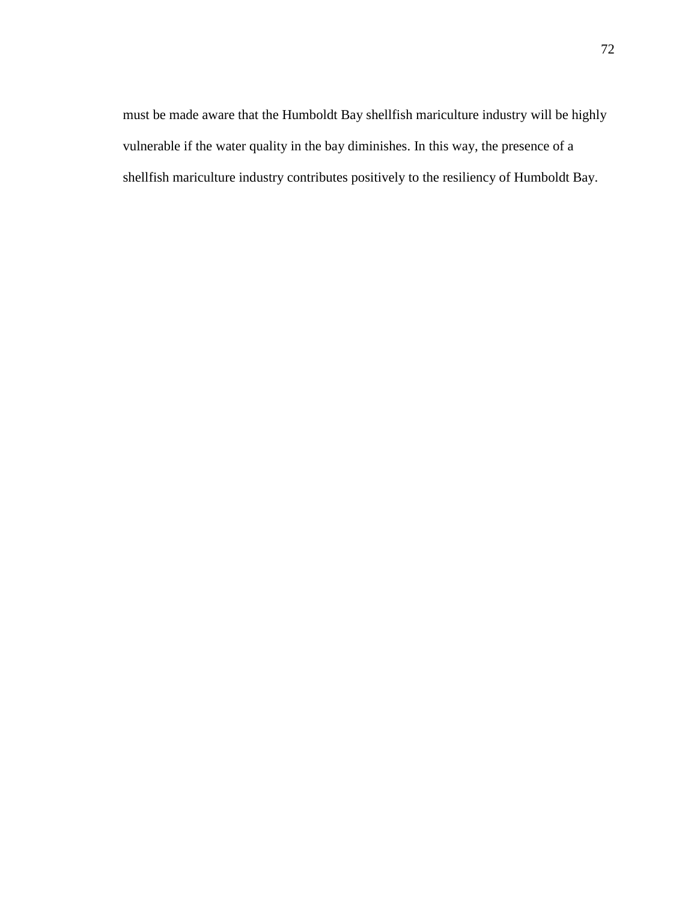must be made aware that the Humboldt Bay shellfish mariculture industry will be highly vulnerable if the water quality in the bay diminishes. In this way, the presence of a shellfish mariculture industry contributes positively to the resiliency of Humboldt Bay.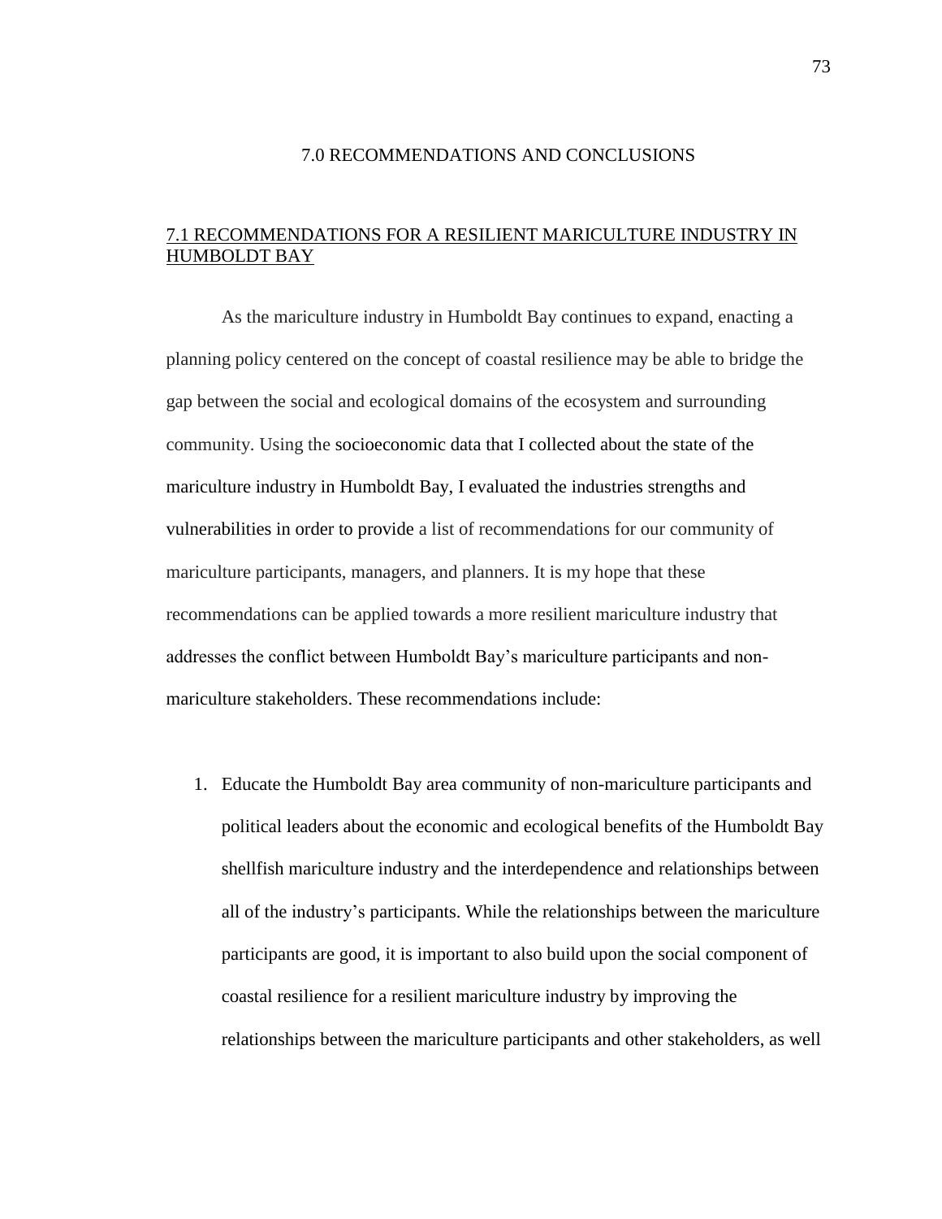# 7.0 RECOMMENDATIONS AND CONCLUSIONS

## 7.1 RECOMMENDATIONS FOR A RESILIENT MARICULTURE INDUSTRY IN HUMBOLDT BAY

As the mariculture industry in Humboldt Bay continues to expand, enacting a planning policy centered on the concept of coastal resilience may be able to bridge the gap between the social and ecological domains of the ecosystem and surrounding community. Using the socioeconomic data that I collected about the state of the mariculture industry in Humboldt Bay, I evaluated the industries strengths and vulnerabilities in order to provide a list of recommendations for our community of mariculture participants, managers, and planners. It is my hope that these recommendations can be applied towards a more resilient mariculture industry that addresses the conflict between Humboldt Bay's mariculture participants and non-mariculture stakeholders. These recommendations include:

1. Educate the Humboldt Bay area community of non-mariculture participants and political leaders about the economic and ecological benefits of the Humboldt Bay shellfish mariculture industry and the interdependence and relationships between all of the industry's participants. While the relationships between the mariculture participants are good, it is important to also build upon the social component of coastal resilience for a resilient mariculture industry by improving the relationships between the mariculture participants and other stakeholders, as well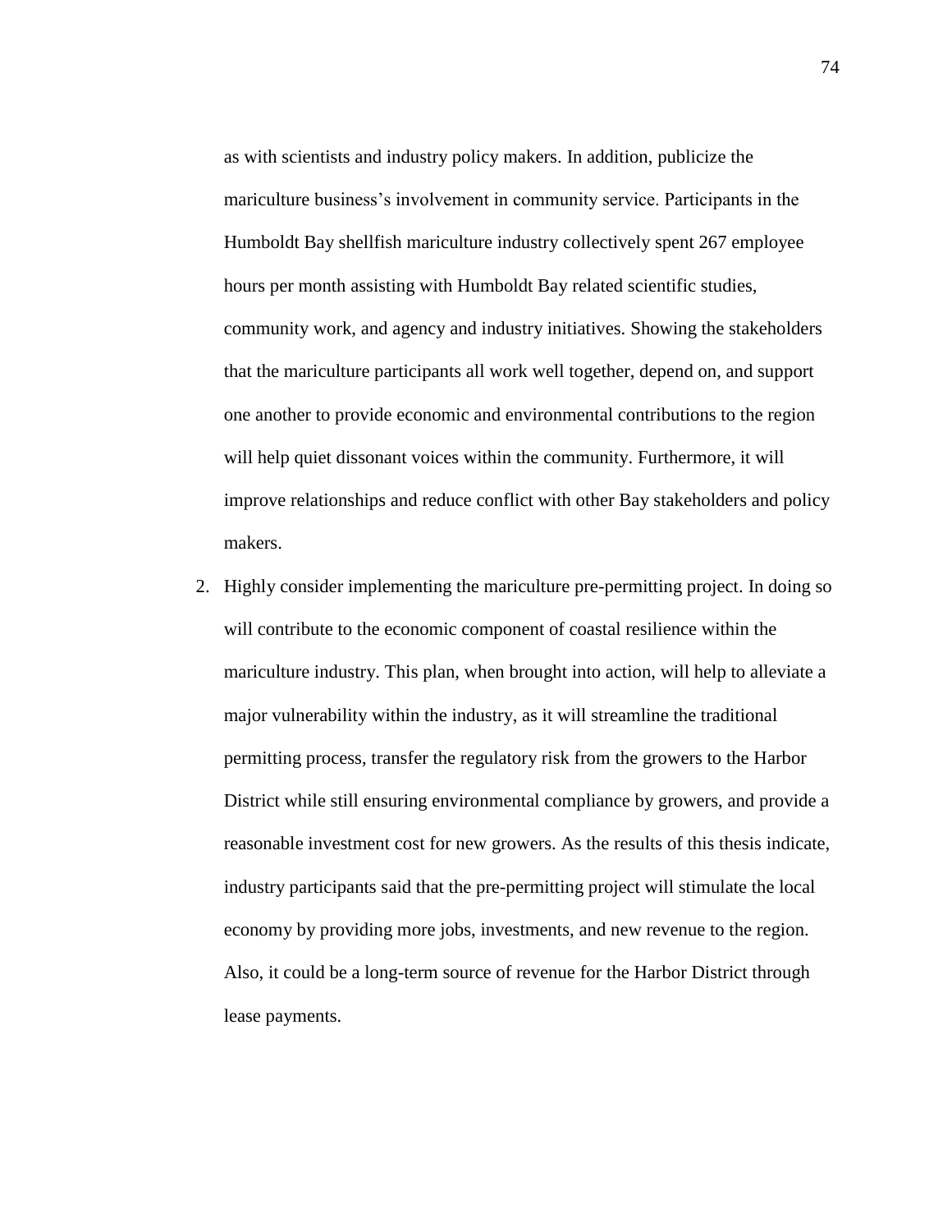as with scientists and industry policy makers. In addition, publicize the mariculture business's involvement in community service. Participants in the Humboldt Bay shellfish mariculture industry collectively spent 267 employee hours per month assisting with Humboldt Bay related scientific studies, community work, and agency and industry initiatives. Showing the stakeholders that the mariculture participants all work well together, depend on, and support one another to provide economic and environmental contributions to the region will help quiet dissonant voices within the community. Furthermore, it will improve relationships and reduce conflict with other Bay stakeholders and policy makers.

2. Highly consider implementing the mariculture pre-permitting project. In doing so will contribute to the economic component of coastal resilience within the mariculture industry. This plan, when brought into action, will help to alleviate a major vulnerability within the industry, as it will streamline the traditional permitting process, transfer the regulatory risk from the growers to the Harbor District while still ensuring environmental compliance by growers, and provide a reasonable investment cost for new growers. As the results of this thesis indicate, industry participants said that the pre-permitting project will stimulate the local economy by providing more jobs, investments, and new revenue to the region. Also, it could be a long-term source of revenue for the Harbor District through lease payments.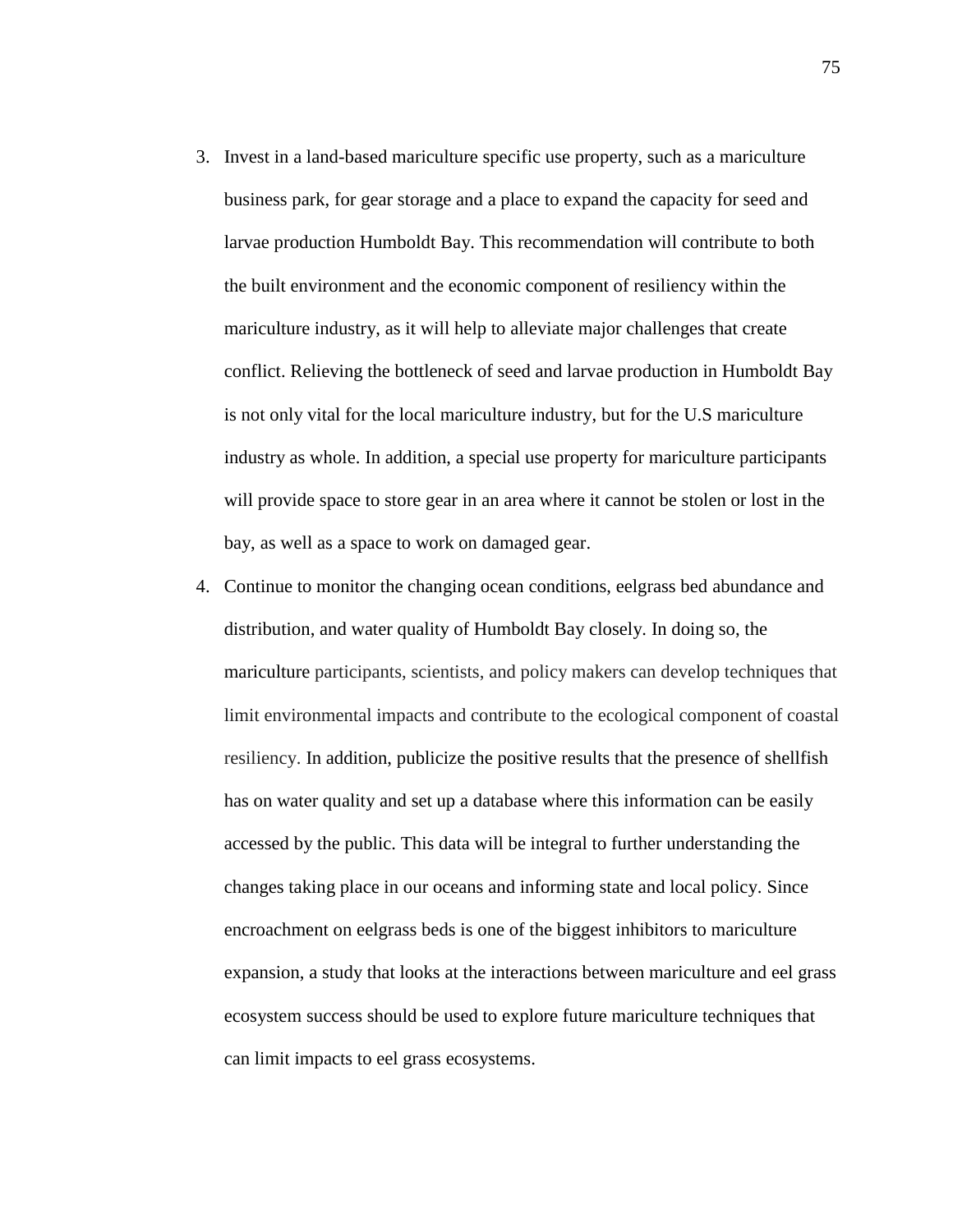3. Invest in a land-based mariculture specific use property, such as a mariculture business park, for gear storage and a place to expand the capacity for seed and larvae production Humboldt Bay. This recommendation will contribute to both the built environment and the economic component of resiliency within the mariculture industry, as it will help to alleviate major challenges that create conflict. Relieving the bottleneck of seed and larvae production in Humboldt Bay is not only vital for the local mariculture industry, but for the U.S mariculture industry as whole. In addition, a special use property for mariculture participants will provide space to store gear in an area where it cannot be stolen or lost in the bay, as well as a space to work on damaged gear.
4. Continue to monitor the changing ocean conditions, eelgrass bed abundance and distribution, and water quality of Humboldt Bay closely. In doing so, the mariculture participants, scientists, and policy makers can develop techniques that limit environmental impacts and contribute to the ecological component of coastal resiliency. In addition, publicize the positive results that the presence of shellfish has on water quality and set up a database where this information can be easily accessed by the public. This data will be integral to further understanding the changes taking place in our oceans and informing state and local policy. Since encroachment on eelgrass beds is one of the biggest inhibitors to mariculture expansion, a study that looks at the interactions between mariculture and eel grass ecosystem success should be used to explore future mariculture techniques that can limit impacts to eel grass ecosystems.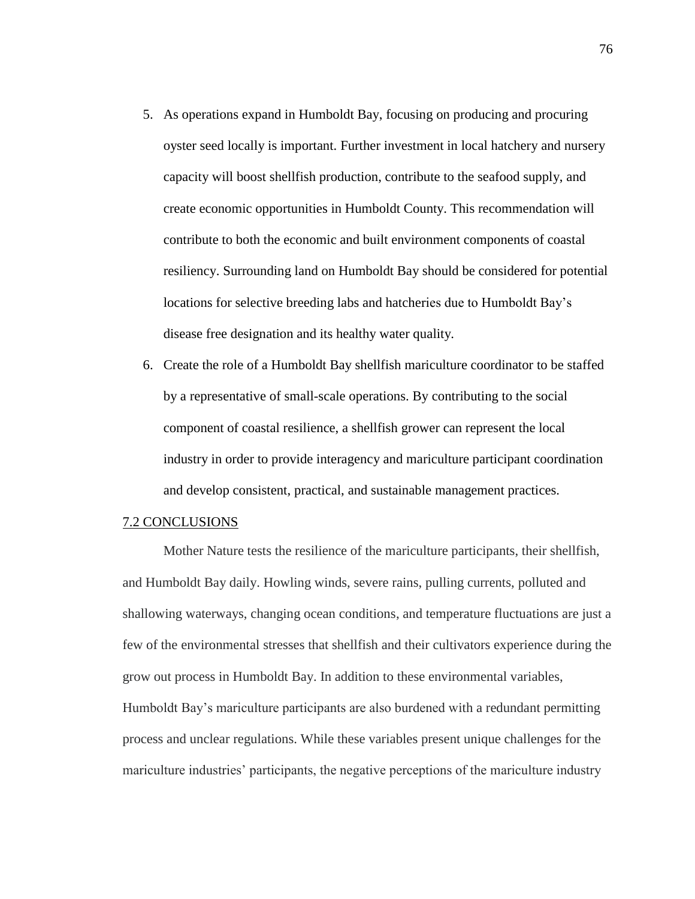5. As operations expand in Humboldt Bay, focusing on producing and procuring oyster seed locally is important. Further investment in local hatchery and nursery capacity will boost shellfish production, contribute to the seafood supply, and create economic opportunities in Humboldt County. This recommendation will contribute to both the economic and built environment components of coastal resiliency. Surrounding land on Humboldt Bay should be considered for potential locations for selective breeding labs and hatcheries due to Humboldt Bay's disease free designation and its healthy water quality.
6. Create the role of a Humboldt Bay shellfish mariculture coordinator to be staffed by a representative of small-scale operations. By contributing to the social component of coastal resilience, a shellfish grower can represent the local industry in order to provide interagency and mariculture participant coordination and develop consistent, practical, and sustainable management practices.

## 7.2 CONCLUSIONS

Mother Nature tests the resilience of the mariculture participants, their shellfish, and Humboldt Bay daily. Howling winds, severe rains, pulling currents, polluted and shallowing waterways, changing ocean conditions, and temperature fluctuations are just a few of the environmental stresses that shellfish and their cultivators experience during the grow out process in Humboldt Bay. In addition to these environmental variables, Humboldt Bay's mariculture participants are also burdened with a redundant permitting process and unclear regulations. While these variables present unique challenges for the mariculture industries' participants, the negative perceptions of the mariculture industry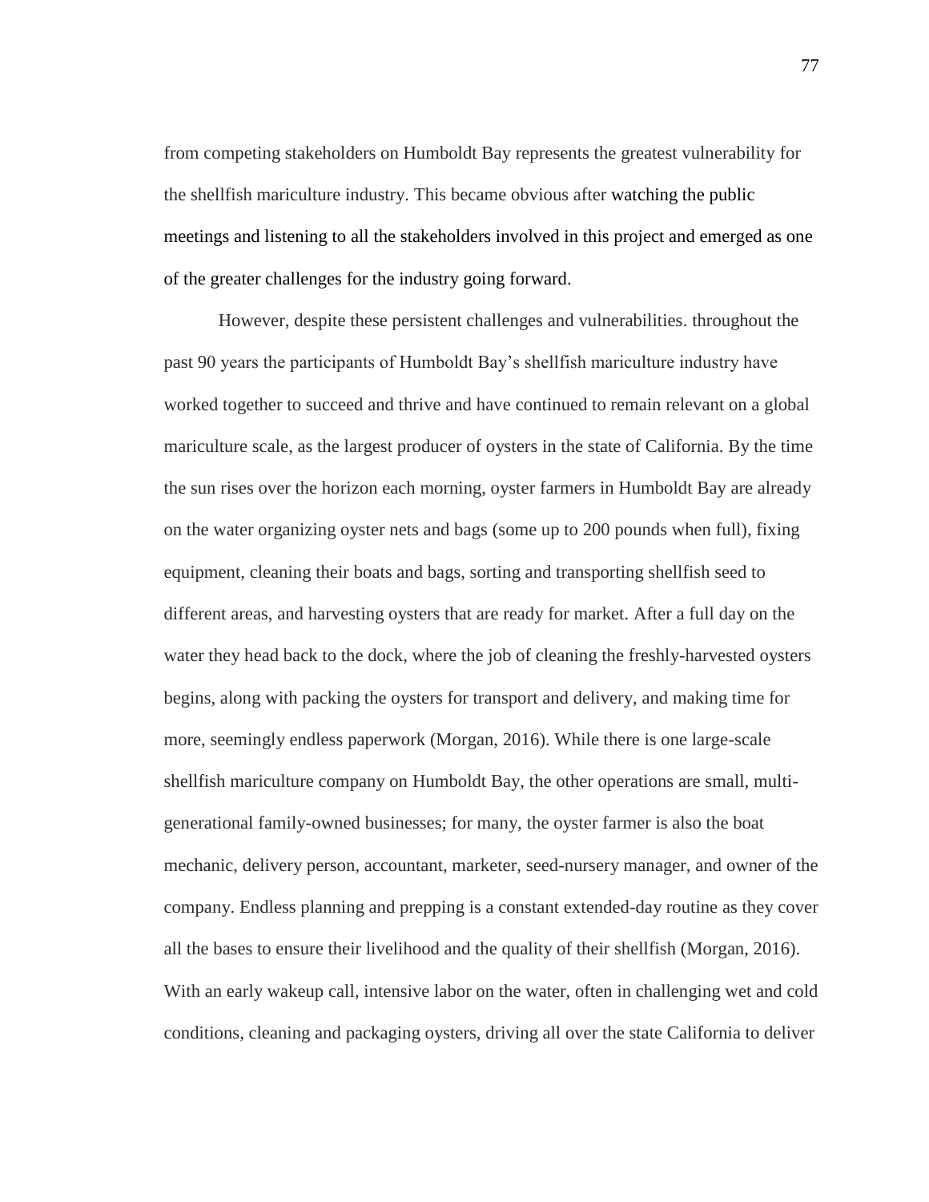from competing stakeholders on Humboldt Bay represents the greatest vulnerability for the shellfish mariculture industry. This became obvious after watching the public meetings and listening to all the stakeholders involved in this project and emerged as one of the greater challenges for the industry going forward.

However, despite these persistent challenges and vulnerabilities. throughout the past 90 years the participants of Humboldt Bay's shellfish mariculture industry have worked together to succeed and thrive and have continued to remain relevant on a global mariculture scale, as the largest producer of oysters in the state of California. By the time the sun rises over the horizon each morning, oyster farmers in Humboldt Bay are already on the water organizing oyster nets and bags (some up to 200 pounds when full), fixing equipment, cleaning their boats and bags, sorting and transporting shellfish seed to different areas, and harvesting oysters that are ready for market. After a full day on the water they head back to the dock, where the job of cleaning the freshly-harvested oysters begins, along with packing the oysters for transport and delivery, and making time for more, seemingly endless paperwork (Morgan, 2016). While there is one large-scale shellfish mariculture company on Humboldt Bay, the other operations are small, multi-generational family-owned businesses; for many, the oyster farmer is also the boat mechanic, delivery person, accountant, marketer, seed-nursery manager, and owner of the company. Endless planning and prepping is a constant extended-day routine as they cover all the bases to ensure their livelihood and the quality of their shellfish (Morgan, 2016). With an early wakeup call, intensive labor on the water, often in challenging wet and cold conditions, cleaning and packaging oysters, driving all over the state California to deliver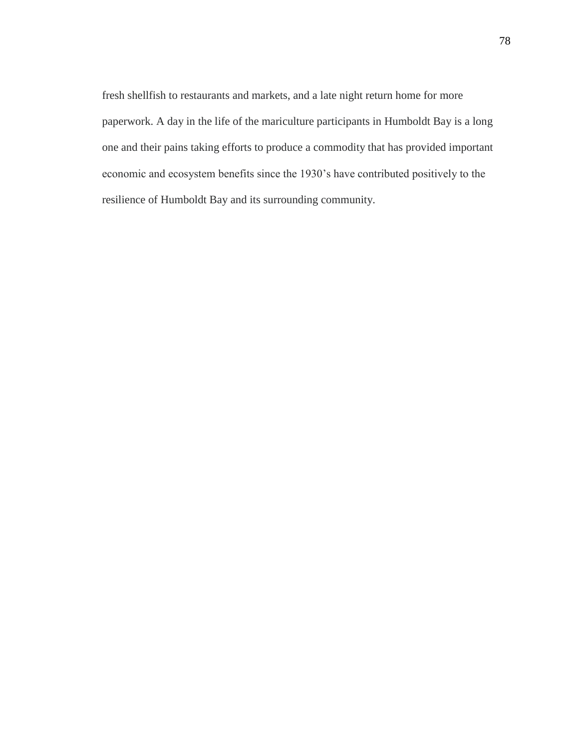fresh shellfish to restaurants and markets, and a late night return home for more paperwork. A day in the life of the mariculture participants in Humboldt Bay is a long one and their pains taking efforts to produce a commodity that has provided important economic and ecosystem benefits since the 1930's have contributed positively to the resilience of Humboldt Bay and its surrounding community.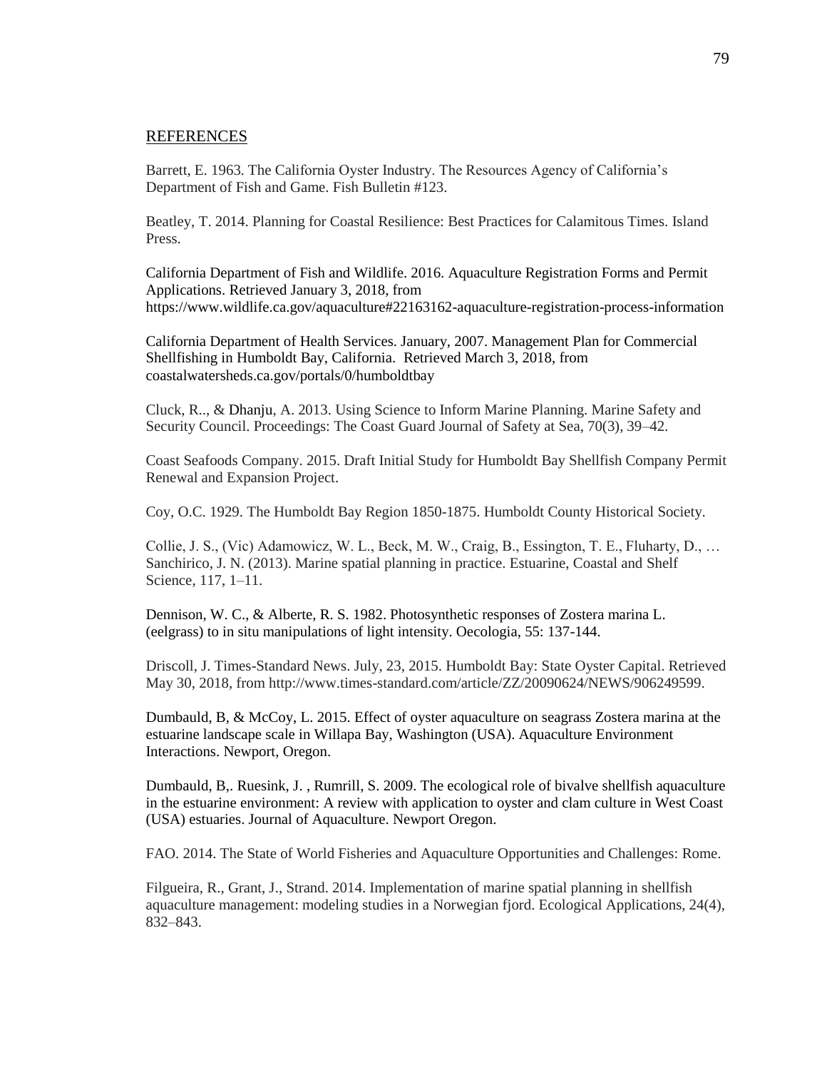## REFERENCES

Barrett, E. 1963. The California Oyster Industry. The Resources Agency of California's Department of Fish and Game. Fish Bulletin #123.

Beatley, T. 2014. Planning for Coastal Resilience: Best Practices for Calamitous Times. Island Press.

California Department of Fish and Wildlife. 2016. Aquaculture Registration Forms and Permit Applications. Retrieved January 3, 2018, from https://www.wildlife.ca.gov/aquaculture#22163162-aquaculture-registration-process-information

California Department of Health Services. January, 2007. Management Plan for Commercial Shellfishing in Humboldt Bay, California. Retrieved March 3, 2018, from coastalwatersheds.ca.gov/portals/0/humboldtbay

Cluck, R.., & Dhanju, A. 2013. Using Science to Inform Marine Planning. Marine Safety and Security Council. Proceedings: The Coast Guard Journal of Safety at Sea, 70(3), 39–42.

Coast Seafoods Company. 2015. Draft Initial Study for Humboldt Bay Shellfish Company Permit Renewal and Expansion Project.

Coy, O.C. 1929. The Humboldt Bay Region 1850-1875. Humboldt County Historical Society.

Collie, J. S., (Vic) Adamowicz, W. L., Beck, M. W., Craig, B., Essington, T. E., Fluharty, D., … Sanchirico, J. N. (2013). Marine spatial planning in practice. Estuarine, Coastal and Shelf Science, 117, 1–11.

Dennison, W. C., & Alberte, R. S. 1982. Photosynthetic responses of Zostera marina L. (eelgrass) to in situ manipulations of light intensity. Oecologia, 55: 137-144.

Driscoll, J. Times-Standard News. July, 23, 2015. Humboldt Bay: State Oyster Capital. Retrieved May 30, 2018, from http://www.times-standard.com/article/ZZ/20090624/NEWS/906249599.

Dumbauld, B, & McCoy, L. 2015. Effect of oyster aquaculture on seagrass Zostera marina at the estuarine landscape scale in Willapa Bay, Washington (USA). Aquaculture Environment Interactions. Newport, Oregon.

Dumbauld, B,. Ruesink, J. , Rumrill, S. 2009. The ecological role of bivalve shellfish aquaculture in the estuarine environment: A review with application to oyster and clam culture in West Coast (USA) estuaries. Journal of Aquaculture. Newport Oregon.

FAO. 2014. The State of World Fisheries and Aquaculture Opportunities and Challenges: Rome.

Filgueira, R., Grant, J., Strand. 2014. Implementation of marine spatial planning in shellfish aquaculture management: modeling studies in a Norwegian fjord. Ecological Applications, 24(4), 832–843.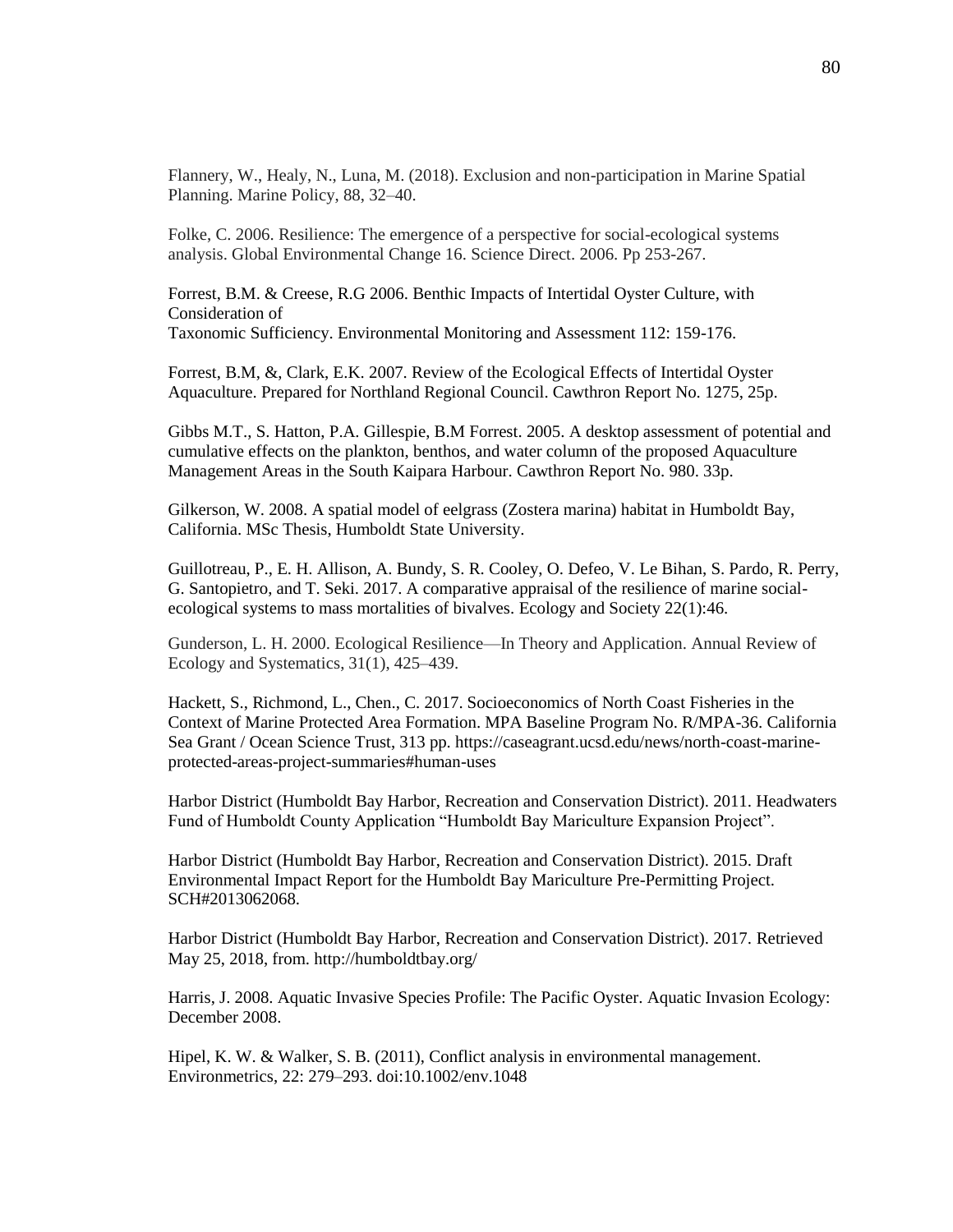Flannery, W., Healy, N., Luna, M. (2018). Exclusion and non-participation in Marine Spatial Planning. Marine Policy, 88, 32–40.

Folke, C. 2006. Resilience: The emergence of a perspective for social-ecological systems analysis. Global Environmental Change 16. Science Direct. 2006. Pp 253-267.

Forrest, B.M. & Creese, R.G 2006. Benthic Impacts of Intertidal Oyster Culture, with Consideration of
Taxonomic Sufficiency. Environmental Monitoring and Assessment 112: 159-176.

Forrest, B.M, &, Clark, E.K. 2007. Review of the Ecological Effects of Intertidal Oyster Aquaculture. Prepared for Northland Regional Council. Cawthron Report No. 1275, 25p.

Gibbs M.T., S. Hatton, P.A. Gillespie, B.M Forrest. 2005. A desktop assessment of potential and cumulative effects on the plankton, benthos, and water column of the proposed Aquaculture Management Areas in the South Kaipara Harbour. Cawthron Report No. 980. 33p.

Gilkerson, W. 2008. A spatial model of eelgrass (Zostera marina) habitat in Humboldt Bay, California. MSc Thesis, Humboldt State University.

Guillotreau, P., E. H. Allison, A. Bundy, S. R. Cooley, O. Defeo, V. Le Bihan, S. Pardo, R. Perry, G. Santopietro, and T. Seki. 2017. A comparative appraisal of the resilience of marine social-ecological systems to mass mortalities of bivalves. Ecology and Society 22(1):46.

Gunderson, L. H. 2000. Ecological Resilience—In Theory and Application. Annual Review of Ecology and Systematics, 31(1), 425–439.

Hackett, S., Richmond, L., Chen., C. 2017. Socioeconomics of North Coast Fisheries in the Context of Marine Protected Area Formation. MPA Baseline Program No. R/MPA-36. California Sea Grant / Ocean Science Trust, 313 pp. https://caseagrant.ucsd.edu/news/north-coast-marine-protected-areas-project-summaries#human-uses

Harbor District (Humboldt Bay Harbor, Recreation and Conservation District). 2011. Headwaters Fund of Humboldt County Application "Humboldt Bay Mariculture Expansion Project".

Harbor District (Humboldt Bay Harbor, Recreation and Conservation District). 2015. Draft Environmental Impact Report for the Humboldt Bay Mariculture Pre-Permitting Project. SCH#2013062068.

Harbor District (Humboldt Bay Harbor, Recreation and Conservation District). 2017. Retrieved May 25, 2018, from. http://humboldtbay.org/

Harris, J. 2008. Aquatic Invasive Species Profile: The Pacific Oyster. Aquatic Invasion Ecology: December 2008.

Hipel, K. W. & Walker, S. B. (2011), Conflict analysis in environmental management. Environmetrics, 22: 279–293. doi:10.1002/env.1048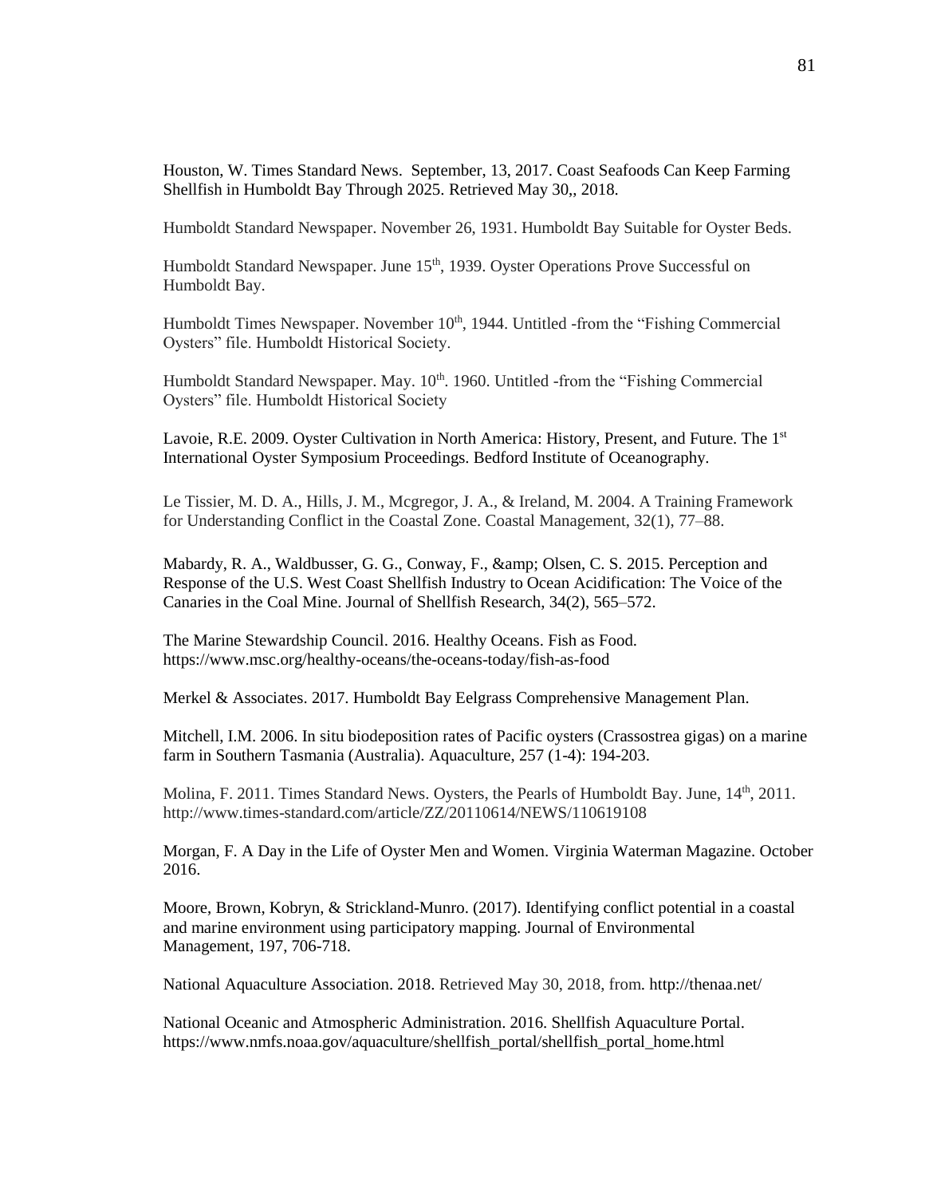Houston, W. Times Standard News. September, 13, 2017. Coast Seafoods Can Keep Farming Shellfish in Humboldt Bay Through 2025. Retrieved May 30,, 2018.

Humboldt Standard Newspaper. November 26, 1931. Humboldt Bay Suitable for Oyster Beds.

Humboldt Standard Newspaper. June 15th, 1939. Oyster Operations Prove Successful on Humboldt Bay.

Humboldt Times Newspaper. November 10th, 1944. Untitled -from the "Fishing Commercial Oysters" file. Humboldt Historical Society.

Humboldt Standard Newspaper. May. 10th. 1960. Untitled -from the "Fishing Commercial Oysters" file. Humboldt Historical Society

Lavoie, R.E. 2009. Oyster Cultivation in North America: History, Present, and Future. The 1st International Oyster Symposium Proceedings. Bedford Institute of Oceanography.

Le Tissier, M. D. A., Hills, J. M., Mcgregor, J. A., & Ireland, M. 2004. A Training Framework for Understanding Conflict in the Coastal Zone. Coastal Management, 32(1), 77–88.

Mabardy, R. A., Waldbusser, G. G., Conway, F., &amp; Olsen, C. S. 2015. Perception and Response of the U.S. West Coast Shellfish Industry to Ocean Acidification: The Voice of the Canaries in the Coal Mine. Journal of Shellfish Research, 34(2), 565–572.

The Marine Stewardship Council. 2016. Healthy Oceans. Fish as Food. https://www.msc.org/healthy-oceans/the-oceans-today/fish-as-food

Merkel & Associates. 2017. Humboldt Bay Eelgrass Comprehensive Management Plan.

Mitchell, I.M. 2006. In situ biodeposition rates of Pacific oysters (Crassostrea gigas) on a marine farm in Southern Tasmania (Australia). Aquaculture, 257 (1-4): 194-203.

Molina, F. 2011. Times Standard News. Oysters, the Pearls of Humboldt Bay. June, 14th, 2011. http://www.times-standard.com/article/ZZ/20110614/NEWS/110619108

Morgan, F. A Day in the Life of Oyster Men and Women. Virginia Waterman Magazine. October 2016.

Moore, Brown, Kobryn, & Strickland-Munro. (2017). Identifying conflict potential in a coastal and marine environment using participatory mapping. Journal of Environmental Management, 197, 706-718.

National Aquaculture Association. 2018. Retrieved May 30, 2018, from. http://thenaa.net/

National Oceanic and Atmospheric Administration. 2016. Shellfish Aquaculture Portal. https://www.nmfs.noaa.gov/aquaculture/shellfish_portal/shellfish_portal_home.html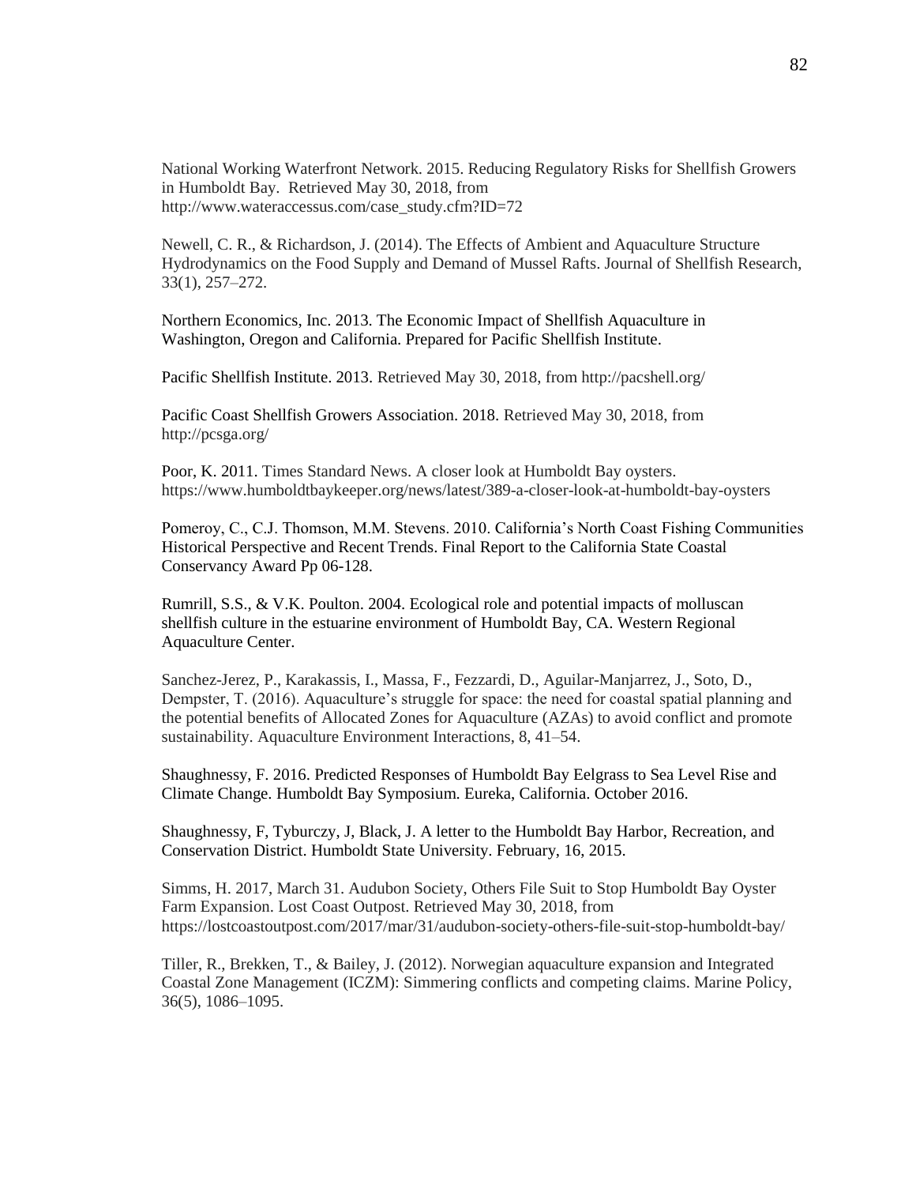National Working Waterfront Network. 2015. Reducing Regulatory Risks for Shellfish Growers in Humboldt Bay. Retrieved May 30, 2018, from http://www.wateraccessus.com/case_study.cfm?ID=72

Newell, C. R., & Richardson, J. (2014). The Effects of Ambient and Aquaculture Structure Hydrodynamics on the Food Supply and Demand of Mussel Rafts. Journal of Shellfish Research, 33(1), 257–272.

Northern Economics, Inc. 2013. The Economic Impact of Shellfish Aquaculture in Washington, Oregon and California. Prepared for Pacific Shellfish Institute.

Pacific Shellfish Institute. 2013. Retrieved May 30, 2018, from http://pacshell.org/

Pacific Coast Shellfish Growers Association. 2018. Retrieved May 30, 2018, from http://pcsga.org/

Poor, K. 2011. Times Standard News. A closer look at Humboldt Bay oysters. https://www.humboldtbaykeeper.org/news/latest/389-a-closer-look-at-humboldt-bay-oysters

Pomeroy, C., C.J. Thomson, M.M. Stevens. 2010. California's North Coast Fishing Communities Historical Perspective and Recent Trends. Final Report to the California State Coastal Conservancy Award Pp 06-128.

Rumrill, S.S., & V.K. Poulton. 2004. Ecological role and potential impacts of molluscan shellfish culture in the estuarine environment of Humboldt Bay, CA. Western Regional Aquaculture Center.

Sanchez-Jerez, P., Karakassis, I., Massa, F., Fezzardi, D., Aguilar-Manjarrez, J., Soto, D., Dempster, T. (2016). Aquaculture's struggle for space: the need for coastal spatial planning and the potential benefits of Allocated Zones for Aquaculture (AZAs) to avoid conflict and promote sustainability. Aquaculture Environment Interactions, 8, 41–54.

Shaughnessy, F. 2016. Predicted Responses of Humboldt Bay Eelgrass to Sea Level Rise and Climate Change. Humboldt Bay Symposium. Eureka, California. October 2016.

Shaughnessy, F, Tyburczy, J, Black, J. A letter to the Humboldt Bay Harbor, Recreation, and Conservation District. Humboldt State University. February, 16, 2015.

Simms, H. 2017, March 31. Audubon Society, Others File Suit to Stop Humboldt Bay Oyster Farm Expansion. Lost Coast Outpost. Retrieved May 30, 2018, from https://lostcoastoutpost.com/2017/mar/31/audubon-society-others-file-suit-stop-humboldt-bay/

Tiller, R., Brekken, T., & Bailey, J. (2012). Norwegian aquaculture expansion and Integrated Coastal Zone Management (ICZM): Simmering conflicts and competing claims. Marine Policy, 36(5), 1086–1095.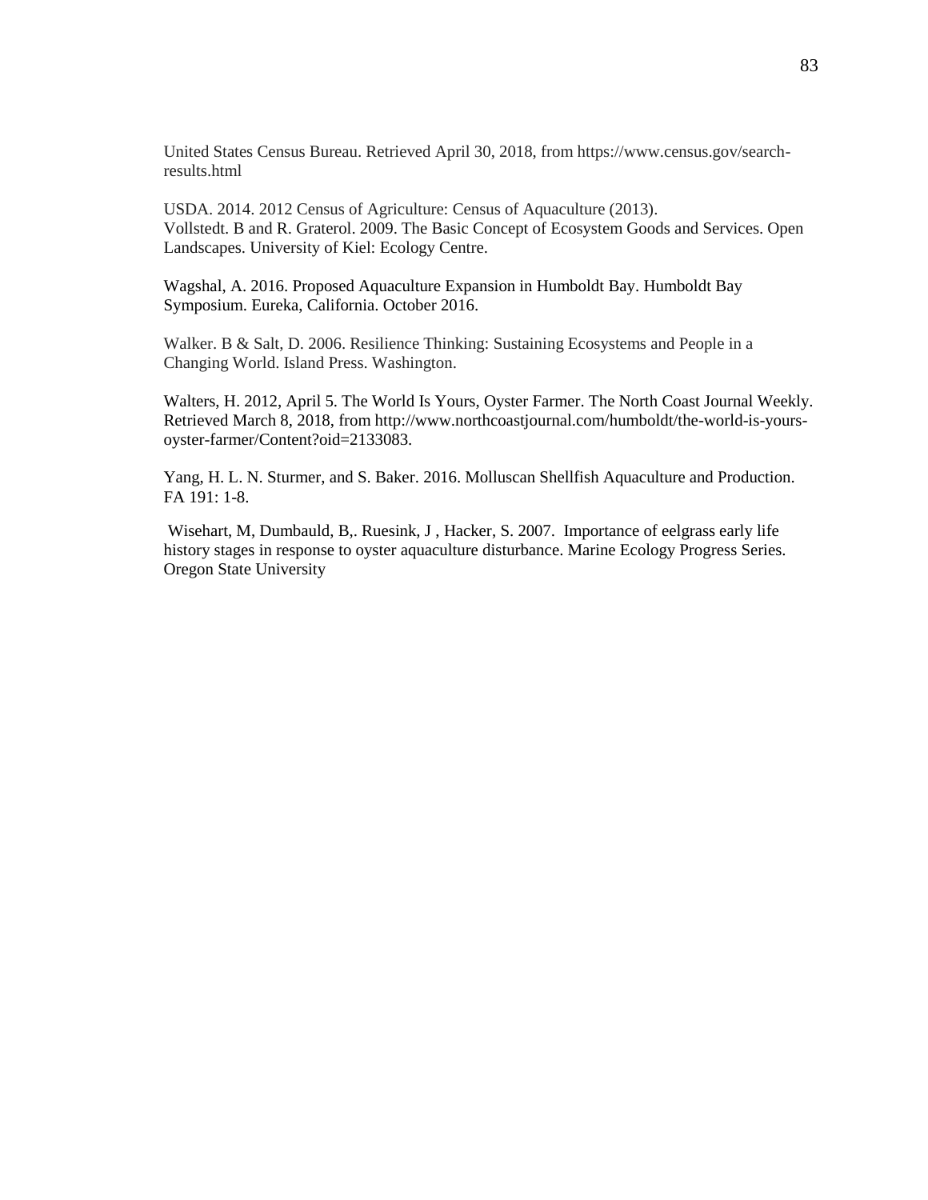United States Census Bureau. Retrieved April 30, 2018, from https://www.census.gov/search-results.html

USDA. 2014. 2012 Census of Agriculture: Census of Aquaculture (2013).
Vollstedt. B and R. Graterol. 2009. The Basic Concept of Ecosystem Goods and Services. Open Landscapes. University of Kiel: Ecology Centre.

Wagshal, A. 2016. Proposed Aquaculture Expansion in Humboldt Bay. Humboldt Bay Symposium. Eureka, California. October 2016.

Walker. B & Salt, D. 2006. Resilience Thinking: Sustaining Ecosystems and People in a Changing World. Island Press. Washington.

Walters, H. 2012, April 5. The World Is Yours, Oyster Farmer. The North Coast Journal Weekly. Retrieved March 8, 2018, from http://www.northcoastjournal.com/humboldt/the-world-is-yours-oyster-farmer/Content?oid=2133083.

Yang, H. L. N. Sturmer, and S. Baker. 2016. Molluscan Shellfish Aquaculture and Production. FA 191: 1-8.

Wisehart, M, Dumbauld, B,. Ruesink, J , Hacker, S. 2007. Importance of eelgrass early life history stages in response to oyster aquaculture disturbance. Marine Ecology Progress Series. Oregon State University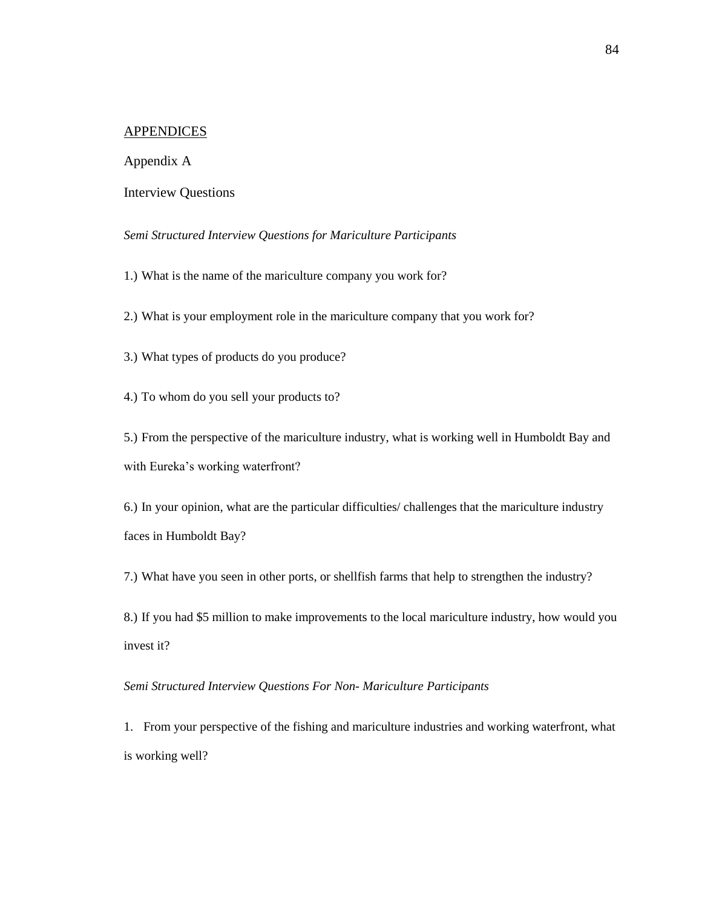# APPENDICES

## Appendix A

### Interview Questions

*Semi Structured Interview Questions for Mariculture Participants*

1.) What is the name of the mariculture company you work for?

2.) What is your employment role in the mariculture company that you work for?

3.) What types of products do you produce?

4.) To whom do you sell your products to?

5.) From the perspective of the mariculture industry, what is working well in Humboldt Bay and with Eureka's working waterfront?

6.) In your opinion, what are the particular difficulties/ challenges that the mariculture industry faces in Humboldt Bay?

7.) What have you seen in other ports, or shellfish farms that help to strengthen the industry?

8.) If you had $5 million to make improvements to the local mariculture industry, how would you invest it?

*Semi Structured Interview Questions For Non- Mariculture Participants*

1. From your perspective of the fishing and mariculture industries and working waterfront, what is working well?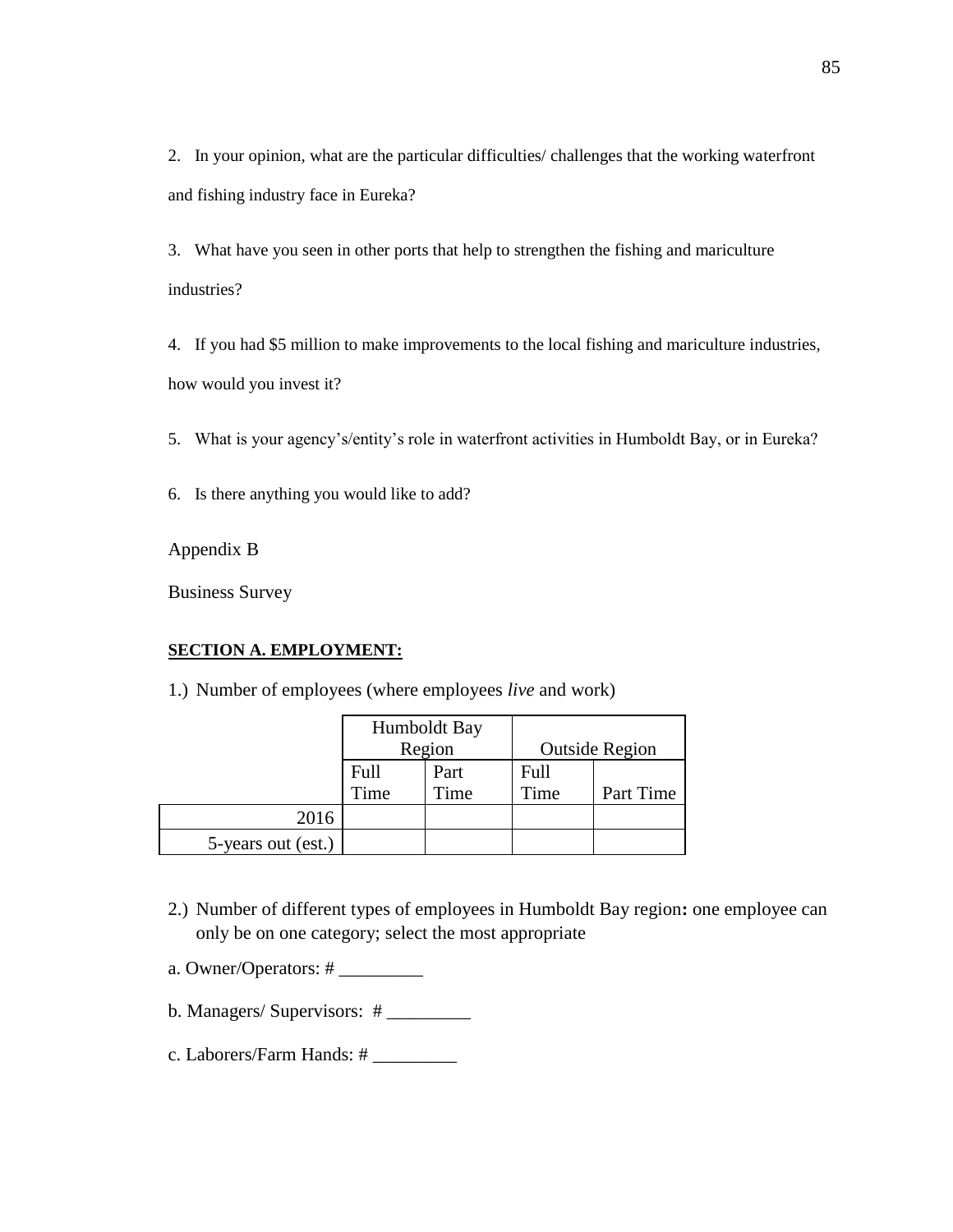2. In your opinion, what are the particular difficulties/ challenges that the working waterfront and fishing industry face in Eureka?

3. What have you seen in other ports that help to strengthen the fishing and mariculture industries?

4. If you had $5 million to make improvements to the local fishing and mariculture industries, how would you invest it?

5. What is your agency's/entity's role in waterfront activities in Humboldt Bay, or in Eureka?

6. Is there anything you would like to add?

Appendix B

Business Survey

**SECTION A. EMPLOYMENT:**

1.) Number of employees (where employees *live* and work)

| | Humboldt Bay Region | | Outside Region | |
|---|---|---|---|---|
| | Full Time | Part Time | Full Time | Part Time |
| 2016 | | | | |
| 5-years out (est.) | | | | |

2.) Number of different types of employees in Humboldt Bay region**:** one employee can only be on one category; select the most appropriate

a. Owner/Operators: # _________

b. Managers/ Supervisors: # _________

c. Laborers/Farm Hands: # _________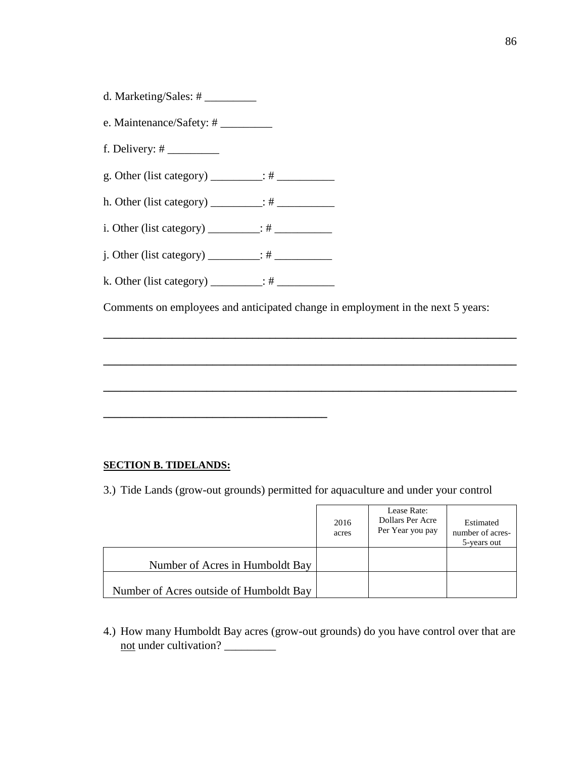d. Marketing/Sales: # _________

e. Maintenance/Safety: # _________

f. Delivery: # _________

g. Other (list category) _________: # __________

h. Other (list category) _________: # __________

i. Other (list category) _________: # __________

j. Other (list category) _________: # __________

k. Other (list category) _________: # __________

Comments on employees and anticipated change in employment in the next 5 years:

______________________________________________________________________

______________________________________________________________________

______________________________________________________________________

______________________________________

**SECTION B. TIDELANDS:**

3.) Tide Lands (grow-out grounds) permitted for aquaculture and under your control

| | 2016 acres | Lease Rate: Dollars Per Acre Per Year you pay | Estimated number of acres- 5-years out |
|---|---|---|---|
| Number of Acres in Humboldt Bay | | | |
| Number of Acres outside of Humboldt Bay | | | |

4.) How many Humboldt Bay acres (grow-out grounds) do you have control over that are not under cultivation? _________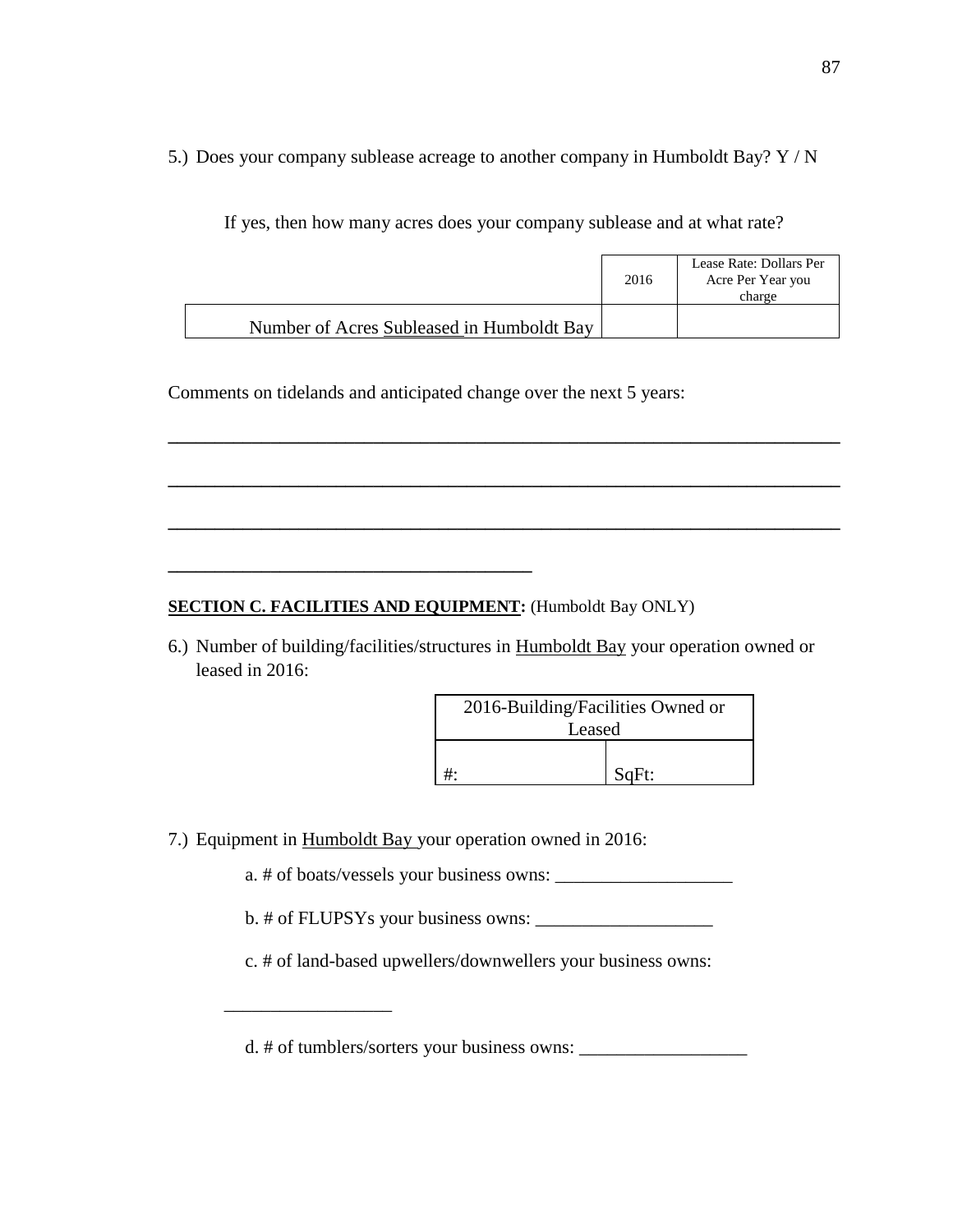5.) Does your company sublease acreage to another company in Humboldt Bay? Y / N

If yes, then how many acres does your company sublease and at what rate?

| | 2016 | Lease Rate: Dollars Per Acre Per Year you charge |
|---|---|---|
| Number of Acres Subleased in Humboldt Bay | | |

Comments on tidelands and anticipated change over the next 5 years:

\_\_\_\_\_\_\_\_\_\_\_\_\_\_\_\_\_\_\_\_\_\_\_\_\_\_\_\_\_\_\_\_\_\_\_\_\_\_\_\_\_\_\_\_\_\_\_\_\_\_\_\_\_\_\_\_\_\_\_\_\_\_\_\_\_\_\_\_\_\_\_\_

\_\_\_\_\_\_\_\_\_\_\_\_\_\_\_\_\_\_\_\_\_\_\_\_\_\_\_\_\_\_\_\_\_\_\_\_\_\_\_\_\_\_\_\_\_\_\_\_\_\_\_\_\_\_\_\_\_\_\_\_\_\_\_\_\_\_\_\_\_\_\_\_

\_\_\_\_\_\_\_\_\_\_\_\_\_\_\_\_\_\_\_\_\_\_\_\_\_\_\_\_\_\_\_\_\_\_\_\_\_\_\_\_\_\_\_\_\_\_\_\_\_\_\_\_\_\_\_\_\_\_\_\_\_\_\_\_\_\_\_\_\_\_\_\_

\_\_\_\_\_\_\_\_\_\_\_\_\_\_\_\_\_\_\_\_\_\_\_\_\_\_\_\_\_\_\_\_\_\_\_\_\_\_\_\_

**SECTION C. FACILITIES AND EQUIPMENT:** (Humboldt Bay ONLY)

6.) Number of building/facilities/structures in Humboldt Bay your operation owned or leased in 2016:

| 2016-Building/Facilities Owned or Leased | |
|---|---|
| #: | SqFt: |

7.) Equipment in Humboldt Bay your operation owned in 2016:

a. # of boats/vessels your business owns: \_\_\_\_\_\_\_\_\_\_\_\_\_\_\_\_\_\_\_

b. # of FLUPSYs your business owns: \_\_\_\_\_\_\_\_\_\_\_\_\_\_\_\_\_\_\_

c. # of land-based upwellers/downwellers your business owns:

\_\_\_\_\_\_\_\_\_\_\_\_\_\_\_\_\_\_

d. # of tumblers/sorters your business owns: \_\_\_\_\_\_\_\_\_\_\_\_\_\_\_\_\_\_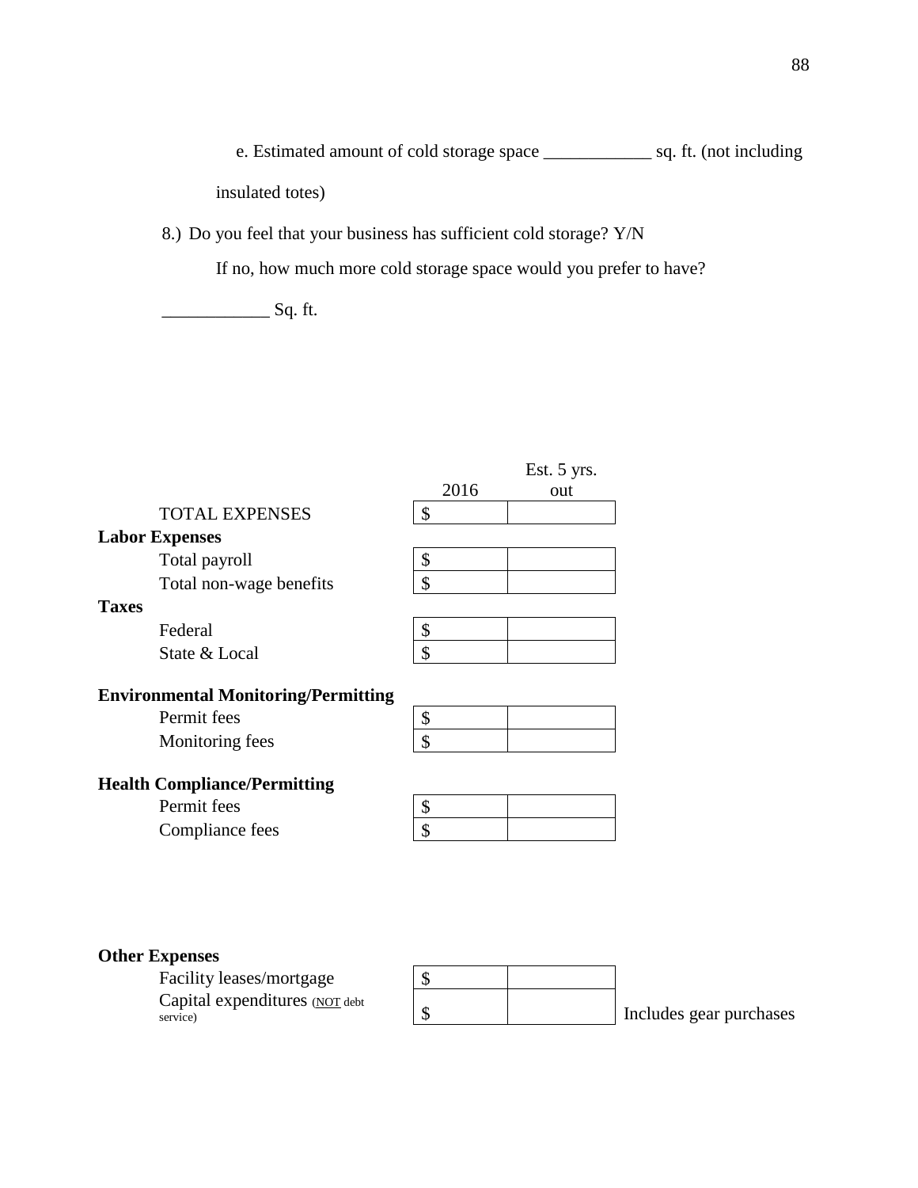e. Estimated amount of cold storage space ____________ sq. ft. (not including insulated totes)

8.) Do you feel that your business has sufficient cold storage? Y/N

If no, how much more cold storage space would you prefer to have?

____________ Sq. ft.

| | 2016 | Est. 5 yrs. out | |
|---|---|---|---|
| TOTAL EXPENSES | $ | | |
| **Labor Expenses** | | | |
| Total payroll | $ | | |
| Total non-wage benefits | $ | | |
| **Taxes** | | | |
| Federal | $ | | |
| State & Local | $ | | |
| **Environmental Monitoring/Permitting** | | | |
| Permit fees | $ | | |
| Monitoring fees | $ | | |
| **Health Compliance/Permitting** | | | |
| Permit fees | $ | | |
| Compliance fees | $ | | |
| **Other Expenses** | | | |
| Facility leases/mortgage | $ | | |
| Capital expenditures (NOT debt service) | $ | | Includes gear purchases |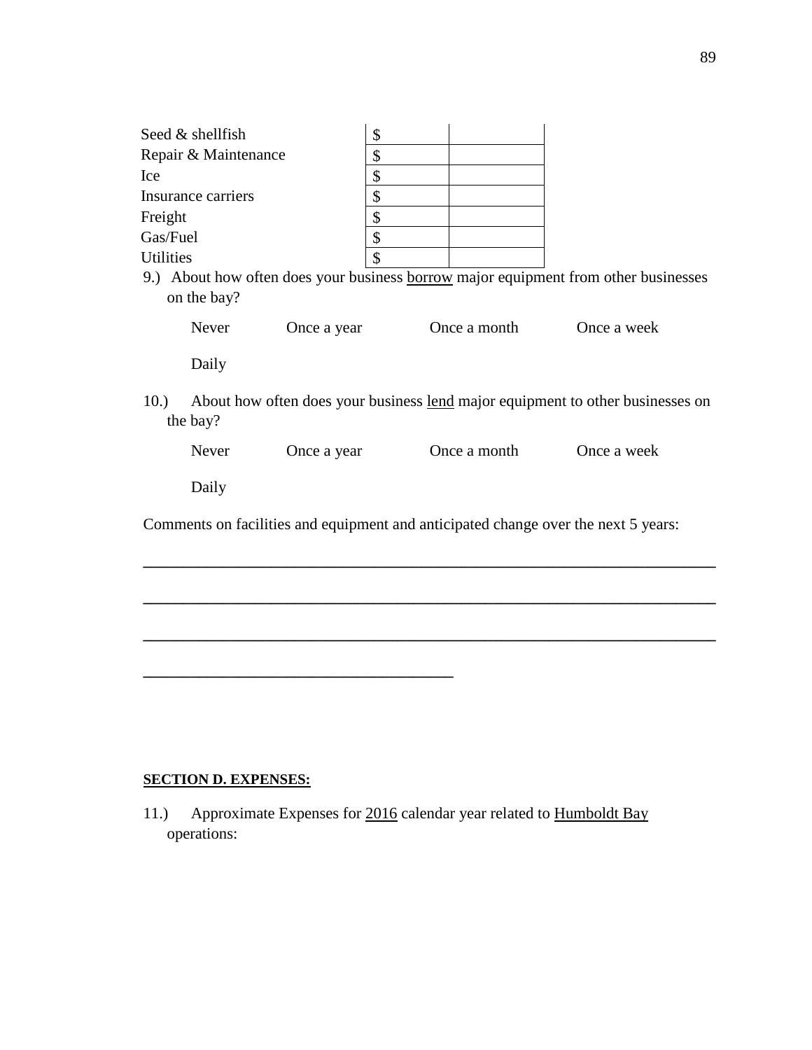| | | |
|---|---|---|
| Seed & shellfish | $ | |
| Repair & Maintenance | $ | |
| Ice | $ | |
| Insurance carriers | $ | |
| Freight | $ | |
| Gas/Fuel | $ | |
| Utilities | $ | |

9.) About how often does your business <u>borrow</u> major equipment from other businesses on the bay?

Never   Once a year   Once a month   Once a week

Daily

10.) About how often does your business <u>lend</u> major equipment to other businesses on the bay?

Never   Once a year   Once a month   Once a week

Daily

Comments on facilities and equipment and anticipated change over the next 5 years:

______________________________________________________________________________

______________________________________________________________________________

______________________________________________________________________________

_________________________________________

**SECTION D. EXPENSES:**

11.) Approximate Expenses for <u>2016</u> calendar year related to <u>Humboldt Bay</u> operations: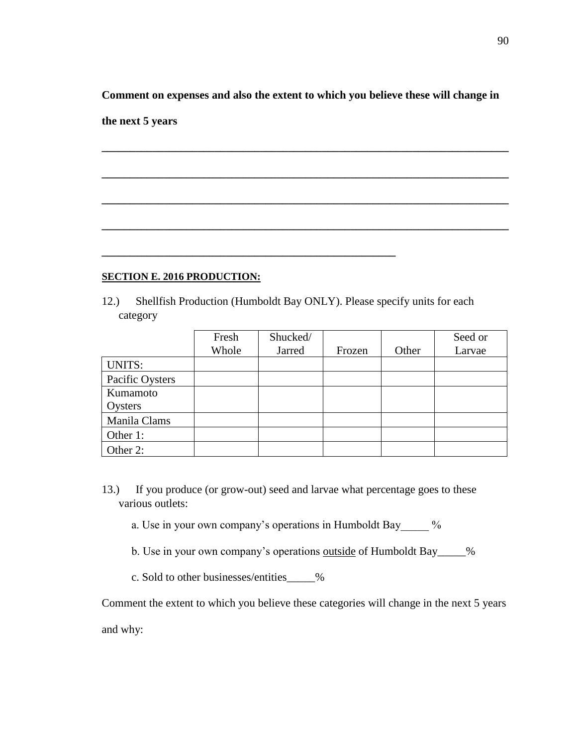**Comment on expenses and also the extent to which you believe these will change in the next 5 years**

**______________________________________________________________________________**

**______________________________________________________________________________**

**______________________________________________________________________________**

**______________________________________________________________________________**

**_______________________________________________________**

**SECTION E. 2016 PRODUCTION:**

12.) Shellfish Production (Humboldt Bay ONLY). Please specify units for each category

| | Fresh Whole | Shucked/ Jarred | Frozen | Other | Seed or Larvae |
|---|---|---|---|---|---|
| UNITS: | | | | | |
| Pacific Oysters | | | | | |
| Kumamoto Oysters | | | | | |
| Manila Clams | | | | | |
| Other 1: | | | | | |
| Other 2: | | | | | |

13.) If you produce (or grow-out) seed and larvae what percentage goes to these various outlets:

a. Use in your own company's operations in Humboldt Bay_____ %

b. Use in your own company's operations outside of Humboldt Bay_____%

c. Sold to other businesses/entities_____%

Comment the extent to which you believe these categories will change in the next 5 years and why: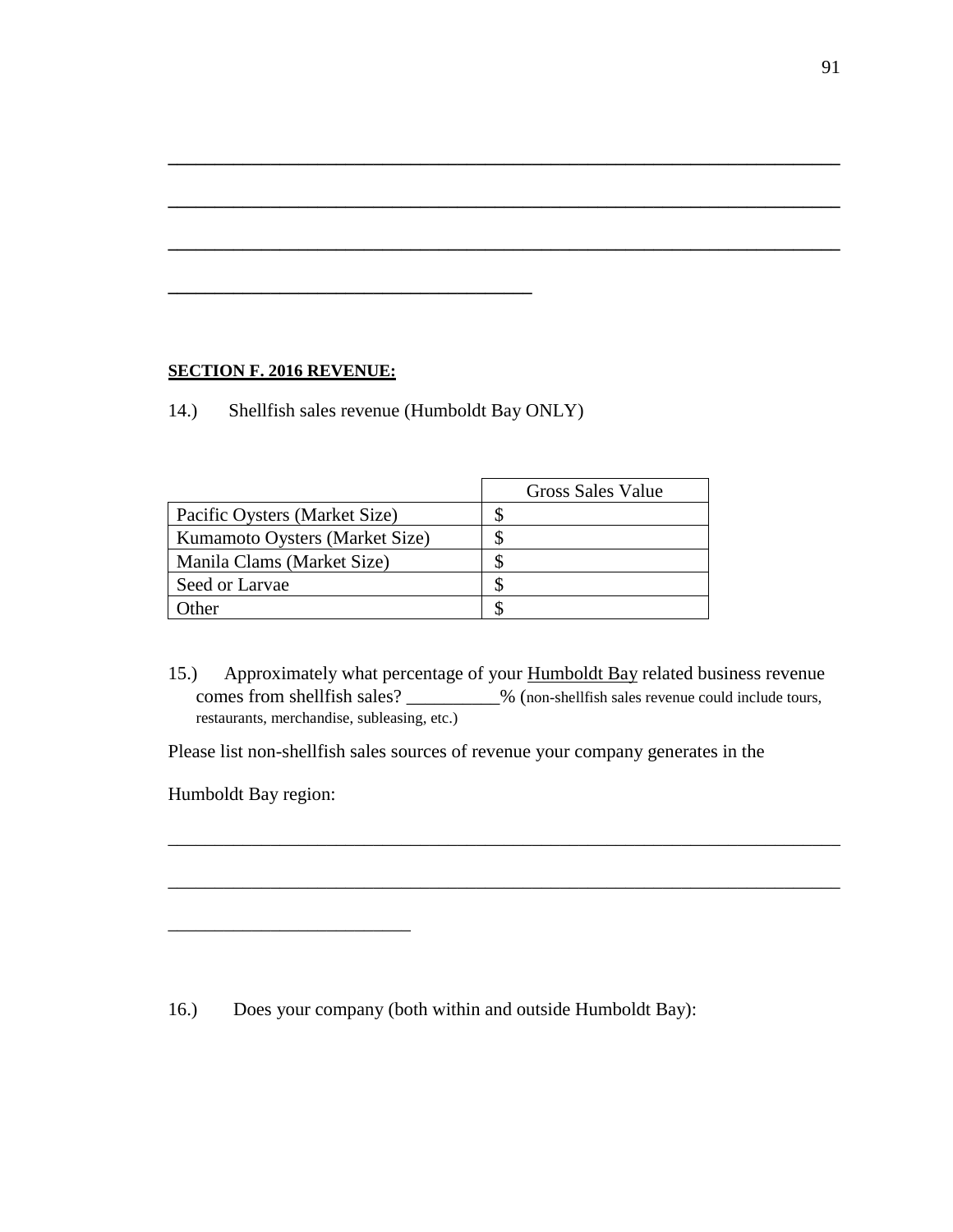\_\_\_\_\_\_\_\_\_\_\_\_\_\_\_\_\_\_\_\_\_\_\_\_\_\_\_\_\_\_\_\_\_\_\_\_\_\_\_\_\_\_\_\_\_\_\_\_\_\_\_\_\_\_\_\_\_\_\_\_\_\_\_\_\_\_\_\_\_\_

\_\_\_\_\_\_\_\_\_\_\_\_\_\_\_\_\_\_\_\_\_\_\_\_\_\_\_\_\_\_\_\_\_\_\_\_\_\_\_\_\_\_\_\_\_\_\_\_\_\_\_\_\_\_\_\_\_\_\_\_\_\_\_\_\_\_\_\_\_\_

\_\_\_\_\_\_\_\_\_\_\_\_\_\_\_\_\_\_\_\_\_\_\_\_\_\_\_\_\_\_\_\_\_\_\_\_\_\_\_\_\_\_\_\_\_\_\_\_\_\_\_\_\_\_\_\_\_\_\_\_\_\_\_\_\_\_\_\_\_\_

\_\_\_\_\_\_\_\_\_\_\_\_\_\_\_\_\_\_\_\_\_\_\_\_\_\_\_\_\_\_\_\_\_\_\_\_\_\_\_\_

**SECTION F. 2016 REVENUE:**

14.) Shellfish sales revenue (Humboldt Bay ONLY)

| | Gross Sales Value |
|---|---|
| Pacific Oysters (Market Size) | $ |
| Kumamoto Oysters (Market Size) | $ |
| Manila Clams (Market Size) | $ |
| Seed or Larvae | $ |
| Other | $ |

15.) Approximately what percentage of your Humboldt Bay related business revenue comes from shellfish sales? \_\_\_\_\_\_\_\_\_\_% (non-shellfish sales revenue could include tours, restaurants, merchandise, subleasing, etc.)

Please list non-shellfish sales sources of revenue your company generates in the Humboldt Bay region:

\_\_\_\_\_\_\_\_\_\_\_\_\_\_\_\_\_\_\_\_\_\_\_\_\_\_\_\_\_\_\_\_\_\_\_\_\_\_\_\_\_\_\_\_\_\_\_\_\_\_\_\_\_\_\_\_\_\_\_\_\_\_\_\_\_\_\_\_\_\_

\_\_\_\_\_\_\_\_\_\_\_\_\_\_\_\_\_\_\_\_\_\_\_\_\_\_\_\_\_\_\_\_\_\_\_\_\_\_\_\_\_\_\_\_\_\_\_\_\_\_\_\_\_\_\_\_\_\_\_\_\_\_\_\_\_\_\_\_\_\_

\_\_\_\_\_\_\_\_\_\_\_\_\_\_\_\_\_\_\_\_\_\_\_\_\_\_

16.) Does your company (both within and outside Humboldt Bay):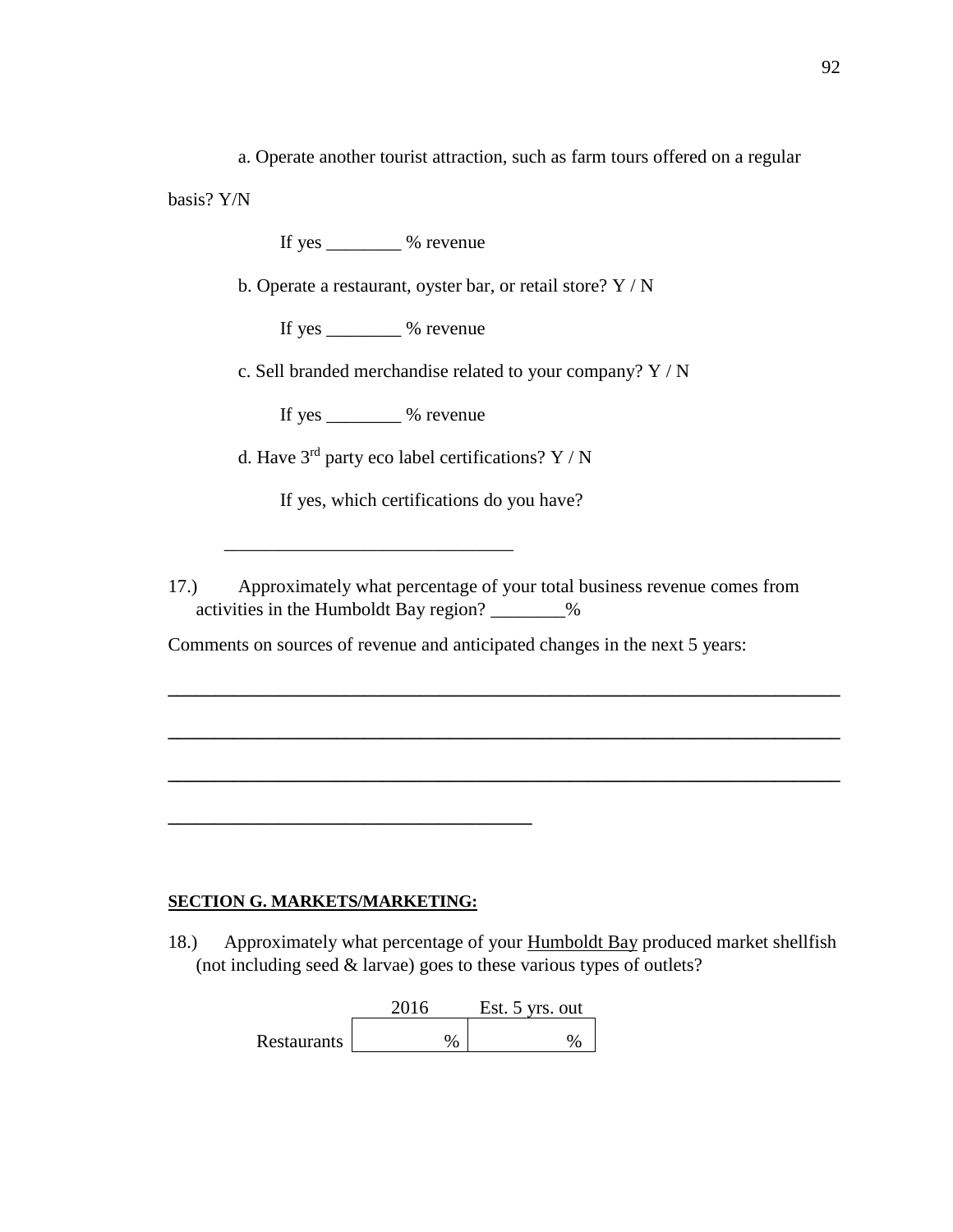a. Operate another tourist attraction, such as farm tours offered on a regular basis? Y/N

If yes ________ % revenue

b. Operate a restaurant, oyster bar, or retail store? Y / N

If yes ________ % revenue

c. Sell branded merchandise related to your company? Y / N

If yes ________ % revenue

d. Have 3rd party eco label certifications? Y / N

If yes, which certifications do you have?

______________________________

17.) Approximately what percentage of your total business revenue comes from activities in the Humboldt Bay region? ________%

Comments on sources of revenue and anticipated changes in the next 5 years:

______________________________________________________________________

______________________________________________________________________

______________________________________________________________________

______________________________________

**SECTION G. MARKETS/MARKETING:**

18.) Approximately what percentage of your Humboldt Bay produced market shellfish (not including seed & larvae) goes to these various types of outlets?

| | 2016 | Est. 5 yrs. out |
|---|---|---|
| Restaurants | % | % |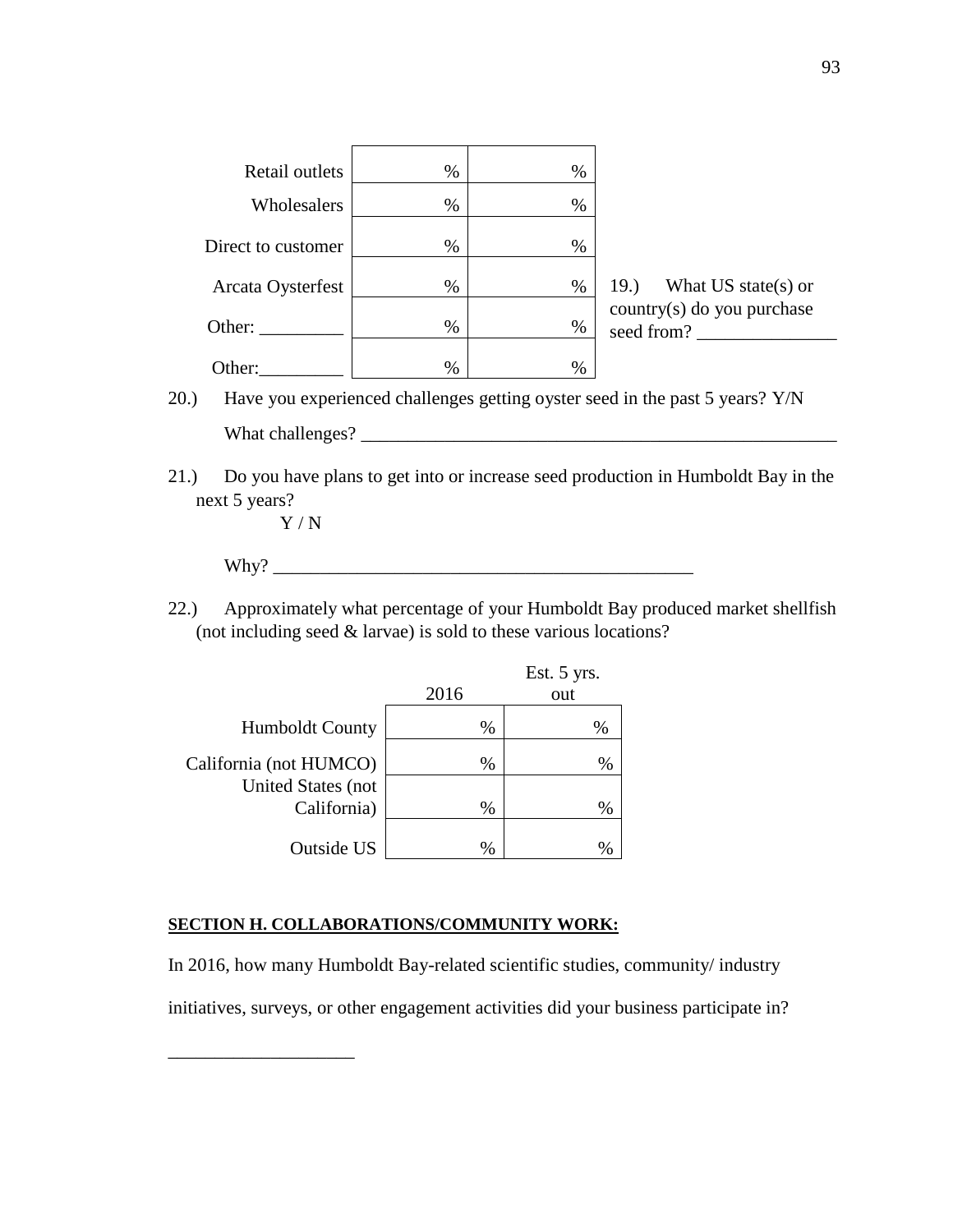| | | |
|---|---|---|
| Retail outlets | % | % |
| Wholesalers | % | % |
| Direct to customer | % | % |
| Arcata Oysterfest | % | % |
| Other: _________ | % | % |
| Other:_________ | % | % |

19.) What US state(s) or country(s) do you purchase seed from? _______________

20.) Have you experienced challenges getting oyster seed in the past 5 years? Y/N

What challenges? _____________________________________________________

21.) Do you have plans to get into or increase seed production in Humboldt Bay in the next 5 years?

Y / N

Why? _______________________________________________

22.) Approximately what percentage of your Humboldt Bay produced market shellfish (not including seed & larvae) is sold to these various locations?

| | 2016 | Est. 5 yrs. out |
|---|---|---|
| Humboldt County | % | % |
| California (not HUMCO) | % | % |
| United States (not California) | % | % |
| Outside US | % | % |

**SECTION H. COLLABORATIONS/COMMUNITY WORK:**

In 2016, how many Humboldt Bay-related scientific studies, community/ industry initiatives, surveys, or other engagement activities did your business participate in?

____________________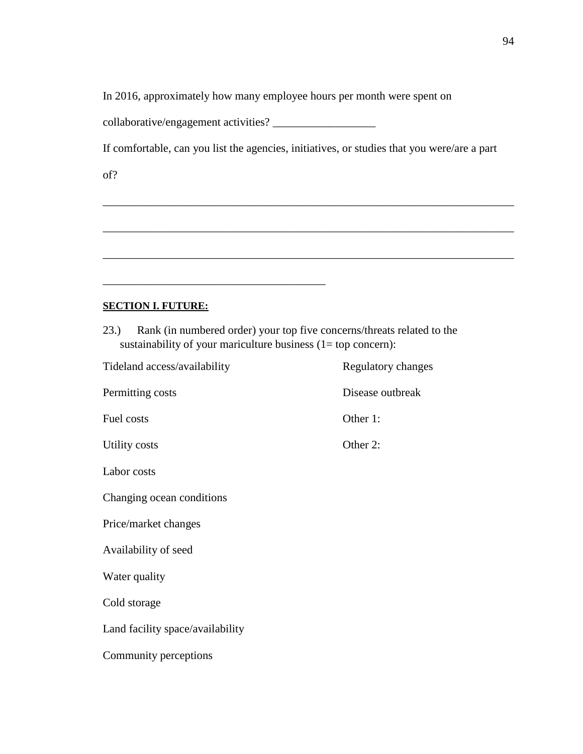In 2016, approximately how many employee hours per month were spent on collaborative/engagement activities? __________________

If comfortable, can you list the agencies, initiatives, or studies that you were/are a part of?

___________________________________________________________________________

___________________________________________________________________________

___________________________________________________________________________

________________________________________

**SECTION I. FUTURE:**

23.) Rank (in numbered order) your top five concerns/threats related to the sustainability of your mariculture business (1= top concern):

Tideland access/availability

Permitting costs

Fuel costs

Utility costs

Labor costs

Changing ocean conditions

Price/market changes

Availability of seed

Water quality

Cold storage

Land facility space/availability

Community perceptions

Regulatory changes

Disease outbreak

Other 1:

Other 2: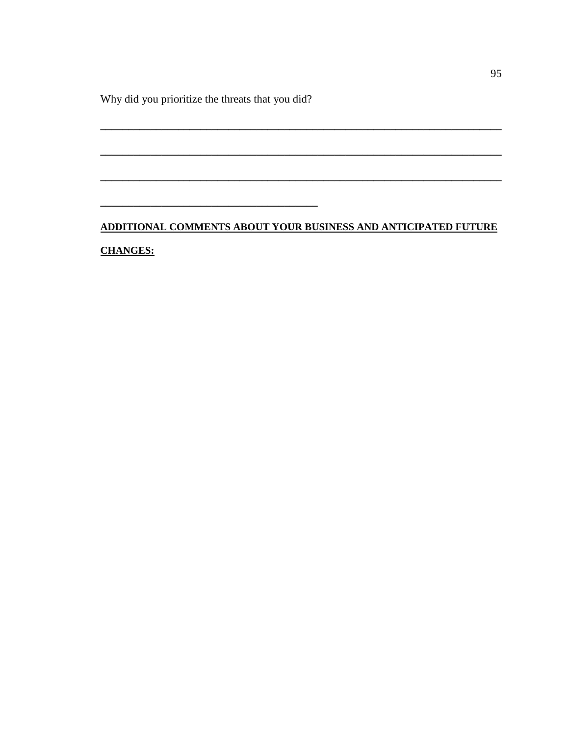Why did you prioritize the threats that you did?

___________________________________________________________________________

___________________________________________________________________________

___________________________________________________________________________

_______________________________________

**<u>ADDITIONAL COMMENTS ABOUT YOUR BUSINESS AND ANTICIPATED FUTURE CHANGES:</u>**